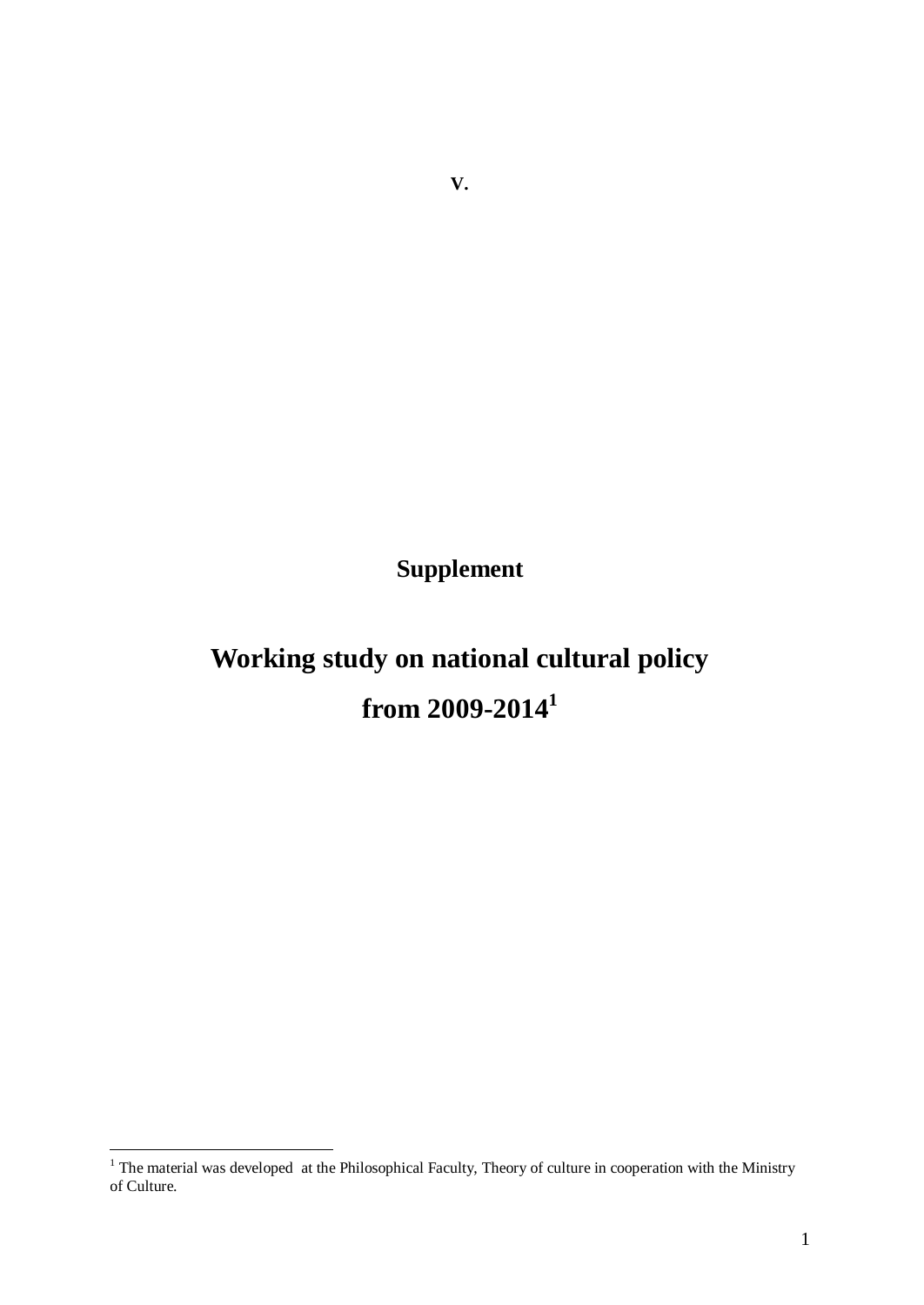**V.**

**Supplement**

# Working study on national cultural policy from 2009-2014[1]

[1] The material was developed at the Philosophical Faculty, Theory of culture in cooperation with the Ministry of Culture.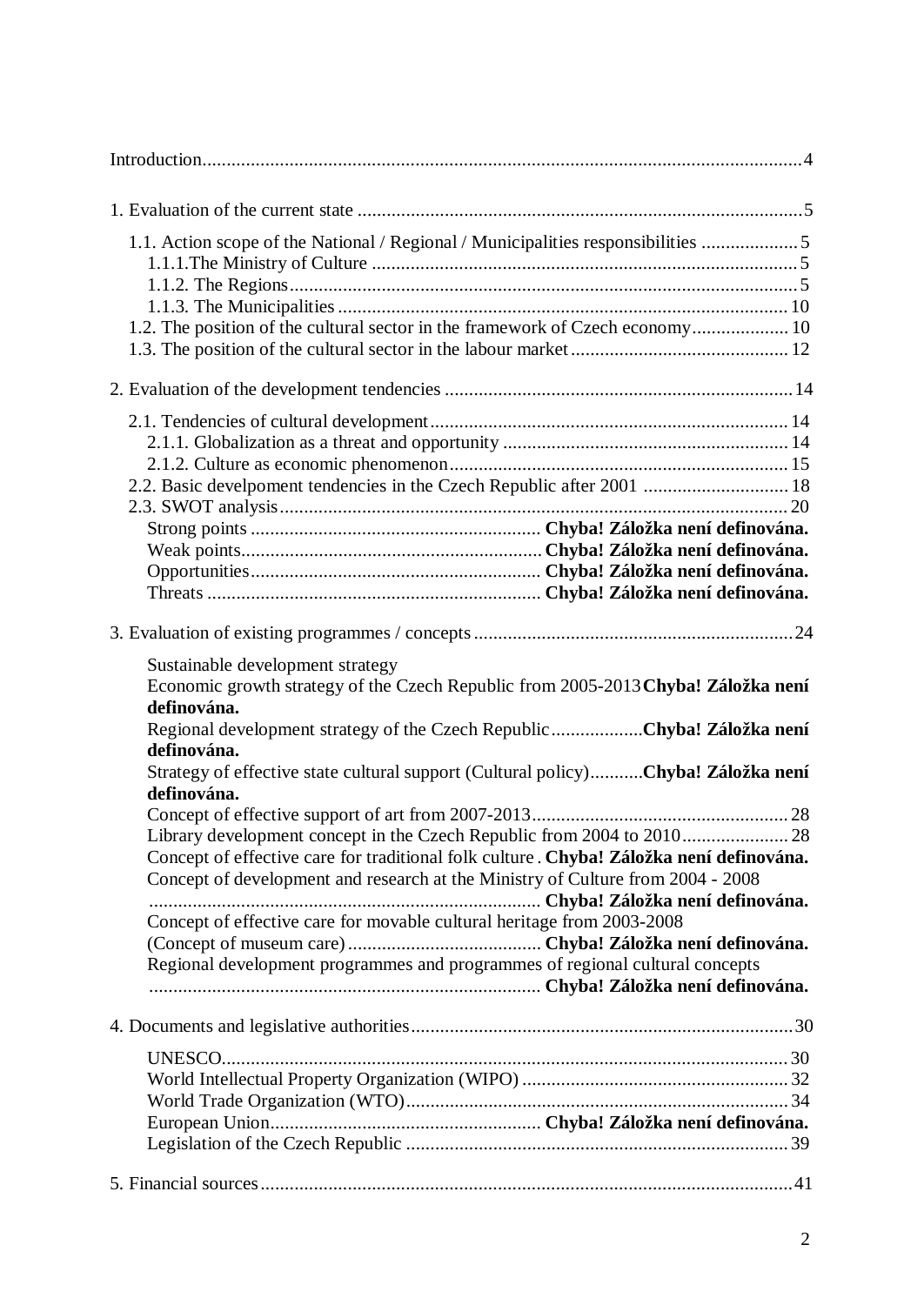Introduction....................................................................................................................4

1. Evaluation of the current state ..........................................................................................5

- 1.1. Action scope of the National / Regional / Municipalities responsibilities ....................5
  - 1.1.1.The Ministry of Culture ........................................................................................5
  - 1.1.2. The Regions.........................................................................................................5
  - 1.1.3. The Municipalities ...............................................................................................10
- 1.2. The position of the cultural sector in the framework of Czech economy....................10
- 1.3. The position of the cultural sector in the labour market.............................................12

2. Evaluation of the development tendencies .......................................................................14

- 2.1. Tendencies of cultural development...........................................................................14
  - 2.1.1. Globalization as a threat and opportunity ............................................................14
  - 2.1.2. Culture as economic phenomenon.......................................................................15
- 2.2. Basic develpoment tendencies in the Czech Republic after 2001 ..............................18
- 2.3. SWOT analysis...........................................................................................................20
  - Strong points ............................................................ **Chyba! Záložka není definována.**
  - Weak points.............................................................. **Chyba! Záložka není definována.**
  - Opportunities............................................................ **Chyba! Záložka není definována.**
  - Threats ..................................................................... **Chyba! Záložka není definována.**

3. Evaluation of existing programmes / concepts..................................................................24

- Sustainable development strategy
- Economic growth strategy of the Czech Republic from 2005-2013 **Chyba! Záložka není definována.**
- Regional development strategy of the Czech Republic................... **Chyba! Záložka není definována.**
- Strategy of effective state cultural support (Cultural policy)........... **Chyba! Záložka není definována.**
- Concept of effective support of art from 2007-2013.....................................................28
- Library development concept in the Czech Republic from 2004 to 2010......................28
- Concept of effective care for traditional folk culture . **Chyba! Záložka není definována.**
- Concept of development and research at the Ministry of Culture from 2004 - 2008 ................................................................................. **Chyba! Záložka není definována.**
- Concept of effective care for movable cultural heritage from 2003-2008 (Concept of museum care) ........................................ **Chyba! Záložka není definována.**
- Regional development programmes and programmes of regional cultural concepts ................................................................................. **Chyba! Záložka není definována.**

4. Documents and legislative authorities...............................................................................30

- UNESCO.....................................................................................................................30
- World Intellectual Property Organization (WIPO) .......................................................32
- World Trade Organization (WTO)...............................................................................34
- European Union......................................................... **Chyba! Záložka není definována.**
- Legislation of the Czech Republic ...............................................................................39

5. Financial sources.............................................................................................................41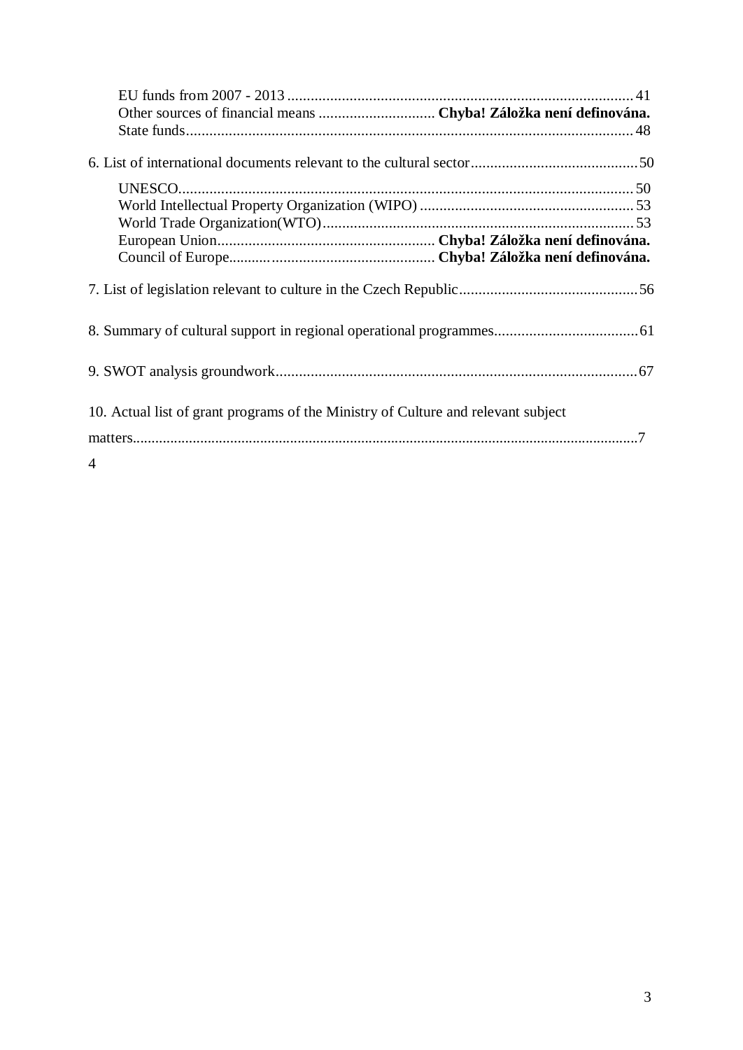EU funds from 2007 - 2013 .......................................................................................... 41
Other sources of financial means .............................. **Chyba! Záložka není definována.**
State funds................................................................................................................... 48

6. List of international documents relevant to the cultural sector........................................... 50

UNESCO..................................................................................................................... 50
World Intellectual Property Organization (WIPO) ....................................................... 53
World Trade Organization(WTO)................................................................................ 53
European Union........................................................ **Chyba! Záložka není definována.**
Council of Europe........................................................ **Chyba! Záložka není definována.**

7. List of legislation relevant to culture in the Czech Republic.............................................. 56

8. Summary of cultural support in regional operational programmes..................................... 61

9. SWOT analysis groundwork.............................................................................................. 67

10. Actual list of grant programs of the Ministry of Culture and relevant subject matters......................................................................................................................................7
4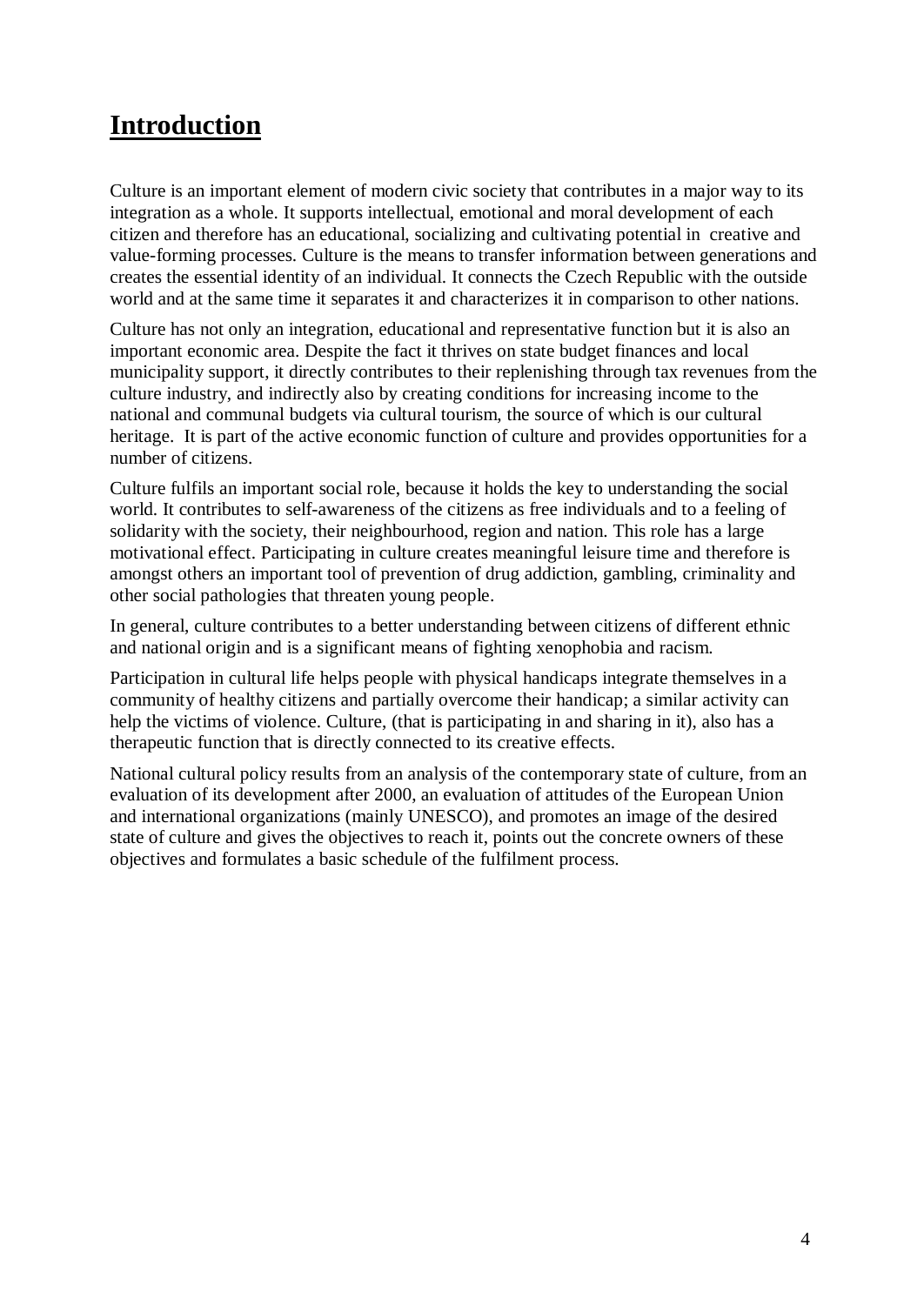# Introduction

Culture is an important element of modern civic society that contributes in a major way to its integration as a whole. It supports intellectual, emotional and moral development of each citizen and therefore has an educational, socializing and cultivating potential in creative and value-forming processes. Culture is the means to transfer information between generations and creates the essential identity of an individual. It connects the Czech Republic with the outside world and at the same time it separates it and characterizes it in comparison to other nations.

Culture has not only an integration, educational and representative function but it is also an important economic area. Despite the fact it thrives on state budget finances and local municipality support, it directly contributes to their replenishing through tax revenues from the culture industry, and indirectly also by creating conditions for increasing income to the national and communal budgets via cultural tourism, the source of which is our cultural heritage. It is part of the active economic function of culture and provides opportunities for a number of citizens.

Culture fulfils an important social role, because it holds the key to understanding the social world. It contributes to self-awareness of the citizens as free individuals and to a feeling of solidarity with the society, their neighbourhood, region and nation. This role has a large motivational effect. Participating in culture creates meaningful leisure time and therefore is amongst others an important tool of prevention of drug addiction, gambling, criminality and other social pathologies that threaten young people.

In general, culture contributes to a better understanding between citizens of different ethnic and national origin and is a significant means of fighting xenophobia and racism.

Participation in cultural life helps people with physical handicaps integrate themselves in a community of healthy citizens and partially overcome their handicap; a similar activity can help the victims of violence. Culture, (that is participating in and sharing in it), also has a therapeutic function that is directly connected to its creative effects.

National cultural policy results from an analysis of the contemporary state of culture, from an evaluation of its development after 2000, an evaluation of attitudes of the European Union and international organizations (mainly UNESCO), and promotes an image of the desired state of culture and gives the objectives to reach it, points out the concrete owners of these objectives and formulates a basic schedule of the fulfilment process.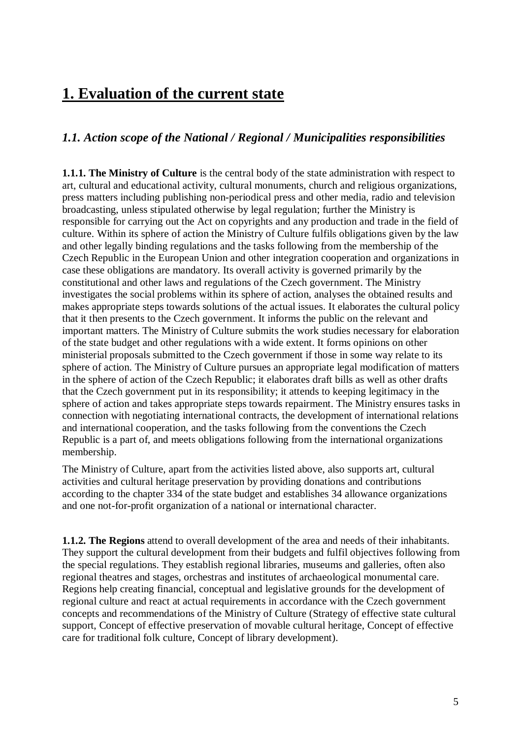# 1. Evaluation of the current state

## *1.1. Action scope of the National / Regional / Municipalities responsibilities*

**1.1.1. The Ministry of Culture** is the central body of the state administration with respect to art, cultural and educational activity, cultural monuments, church and religious organizations, press matters including publishing non-periodical press and other media, radio and television broadcasting, unless stipulated otherwise by legal regulation; further the Ministry is responsible for carrying out the Act on copyrights and any production and trade in the field of culture. Within its sphere of action the Ministry of Culture fulfils obligations given by the law and other legally binding regulations and the tasks following from the membership of the Czech Republic in the European Union and other integration cooperation and organizations in case these obligations are mandatory. Its overall activity is governed primarily by the constitutional and other laws and regulations of the Czech government. The Ministry investigates the social problems within its sphere of action, analyses the obtained results and makes appropriate steps towards solutions of the actual issues. It elaborates the cultural policy that it then presents to the Czech government. It informs the public on the relevant and important matters. The Ministry of Culture submits the work studies necessary for elaboration of the state budget and other regulations with a wide extent. It forms opinions on other ministerial proposals submitted to the Czech government if those in some way relate to its sphere of action. The Ministry of Culture pursues an appropriate legal modification of matters in the sphere of action of the Czech Republic; it elaborates draft bills as well as other drafts that the Czech government put in its responsibility; it attends to keeping legitimacy in the sphere of action and takes appropriate steps towards repairment. The Ministry ensures tasks in connection with negotiating international contracts, the development of international relations and international cooperation, and the tasks following from the conventions the Czech Republic is a part of, and meets obligations following from the international organizations membership.

The Ministry of Culture, apart from the activities listed above, also supports art, cultural activities and cultural heritage preservation by providing donations and contributions according to the chapter 334 of the state budget and establishes 34 allowance organizations and one not-for-profit organization of a national or international character.

**1.1.2. The Regions** attend to overall development of the area and needs of their inhabitants. They support the cultural development from their budgets and fulfil objectives following from the special regulations. They establish regional libraries, museums and galleries, often also regional theatres and stages, orchestras and institutes of archaeological monumental care. Regions help creating financial, conceptual and legislative grounds for the development of regional culture and react at actual requirements in accordance with the Czech government concepts and recommendations of the Ministry of Culture (Strategy of effective state cultural support, Concept of effective preservation of movable cultural heritage, Concept of effective care for traditional folk culture, Concept of library development).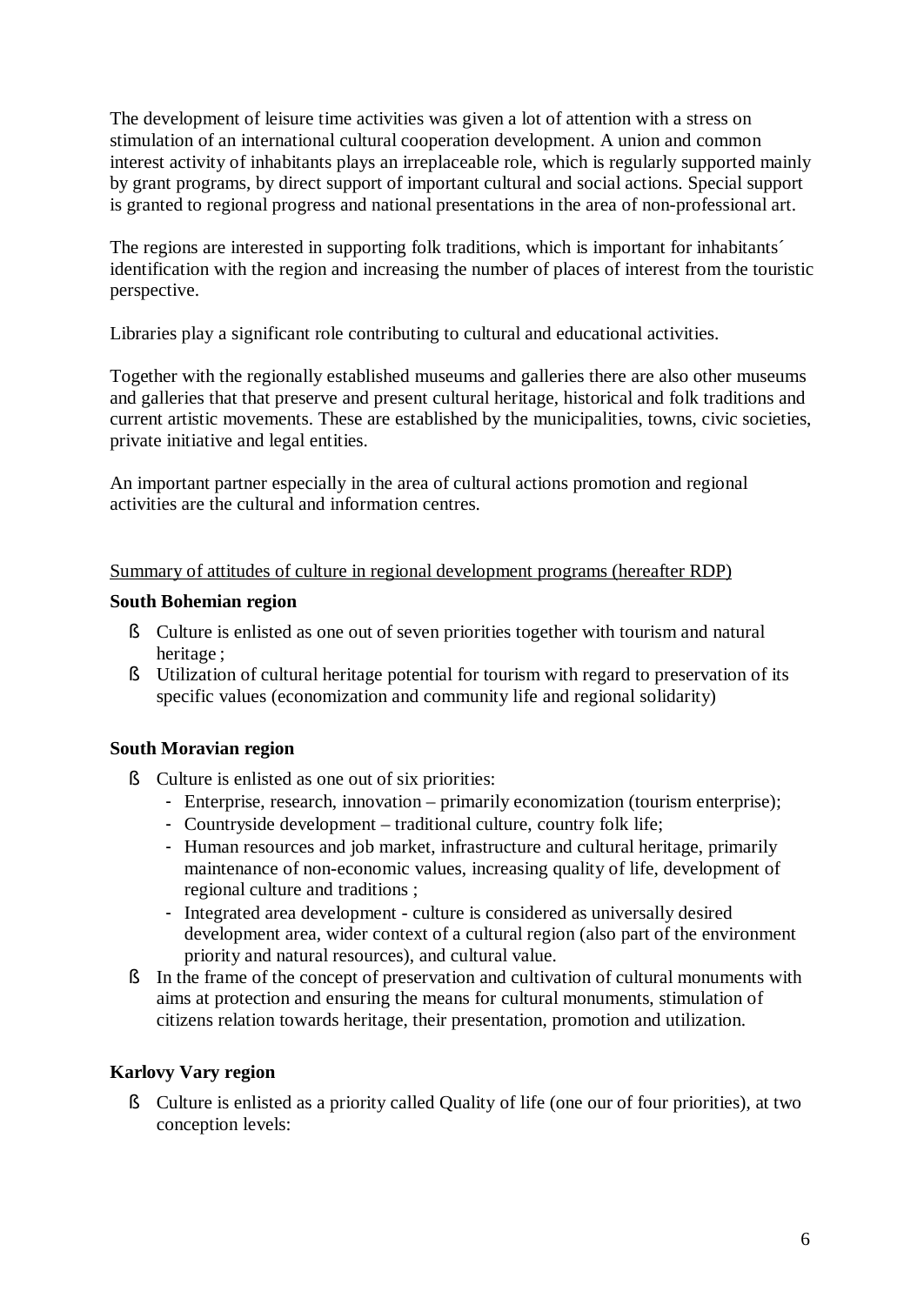The development of leisure time activities was given a lot of attention with a stress on stimulation of an international cultural cooperation development. A union and common interest activity of inhabitants plays an irreplaceable role, which is regularly supported mainly by grant programs, by direct support of important cultural and social actions. Special support is granted to regional progress and national presentations in the area of non-professional art.

The regions are interested in supporting folk traditions, which is important for inhabitants´ identification with the region and increasing the number of places of interest from the touristic perspective.

Libraries play a significant role contributing to cultural and educational activities.

Together with the regionally established museums and galleries there are also other museums and galleries that that preserve and present cultural heritage, historical and folk traditions and current artistic movements. These are established by the municipalities, towns, civic societies, private initiative and legal entities.

An important partner especially in the area of cultural actions promotion and regional activities are the cultural and information centres.

Summary of attitudes of culture in regional development programs (hereafter RDP)

**South Bohemian region**

- Culture is enlisted as one out of seven priorities together with tourism and natural heritage ;
- Utilization of cultural heritage potential for tourism with regard to preservation of its specific values (economization and community life and regional solidarity)

**South Moravian region**

- Culture is enlisted as one out of six priorities:
  - Enterprise, research, innovation – primarily economization (tourism enterprise);
  - Countryside development – traditional culture, country folk life;
  - Human resources and job market, infrastructure and cultural heritage, primarily maintenance of non-economic values, increasing quality of life, development of regional culture and traditions ;
  - Integrated area development - culture is considered as universally desired development area, wider context of a cultural region (also part of the environment priority and natural resources), and cultural value.
- In the frame of the concept of preservation and cultivation of cultural monuments with aims at protection and ensuring the means for cultural monuments, stimulation of citizens relation towards heritage, their presentation, promotion and utilization.

**Karlovy Vary region**

- Culture is enlisted as a priority called Quality of life (one our of four priorities), at two conception levels: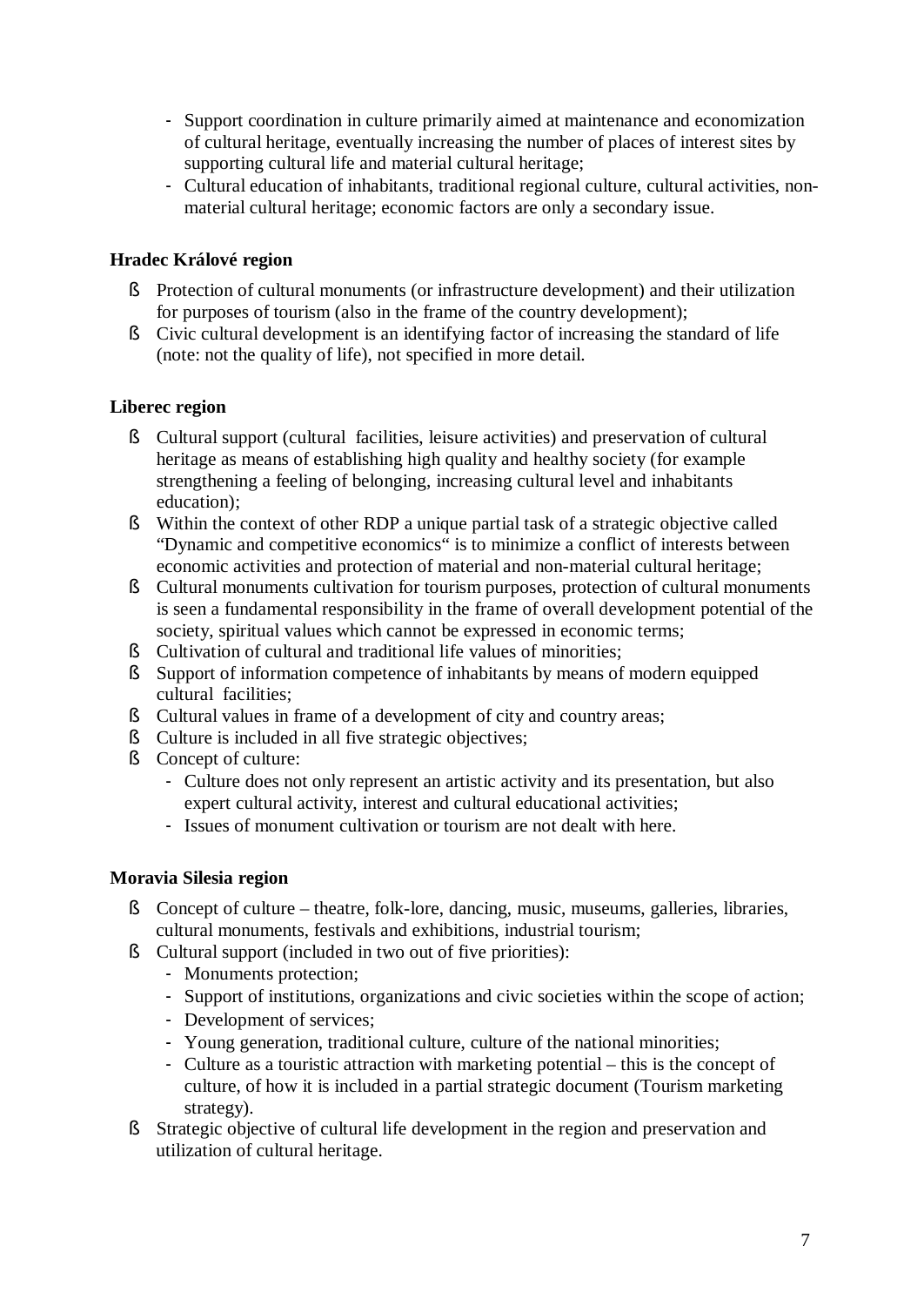- Support coordination in culture primarily aimed at maintenance and economization of cultural heritage, eventually increasing the number of places of interest sites by supporting cultural life and material cultural heritage;
- Cultural education of inhabitants, traditional regional culture, cultural activities, non-material cultural heritage; economic factors are only a secondary issue.

**Hradec Králové region**

- Protection of cultural monuments (or infrastructure development) and their utilization for purposes of tourism (also in the frame of the country development);
- Civic cultural development is an identifying factor of increasing the standard of life (note: not the quality of life), not specified in more detail.

**Liberec region**

- Cultural support (cultural facilities, leisure activities) and preservation of cultural heritage as means of establishing high quality and healthy society (for example strengthening a feeling of belonging, increasing cultural level and inhabitants education);
- Within the context of other RDP a unique partial task of a strategic objective called "Dynamic and competitive economics" is to minimize a conflict of interests between economic activities and protection of material and non-material cultural heritage;
- Cultural monuments cultivation for tourism purposes, protection of cultural monuments is seen a fundamental responsibility in the frame of overall development potential of the society, spiritual values which cannot be expressed in economic terms;
- Cultivation of cultural and traditional life values of minorities;
- Support of information competence of inhabitants by means of modern equipped cultural facilities;
- Cultural values in frame of a development of city and country areas;
- Culture is included in all five strategic objectives;
- Concept of culture:
  - Culture does not only represent an artistic activity and its presentation, but also expert cultural activity, interest and cultural educational activities;
  - Issues of monument cultivation or tourism are not dealt with here.

**Moravia Silesia region**

- Concept of culture – theatre, folk-lore, dancing, music, museums, galleries, libraries, cultural monuments, festivals and exhibitions, industrial tourism;
- Cultural support (included in two out of five priorities):
  - Monuments protection;
  - Support of institutions, organizations and civic societies within the scope of action;
  - Development of services;
  - Young generation, traditional culture, culture of the national minorities;
  - Culture as a touristic attraction with marketing potential – this is the concept of culture, of how it is included in a partial strategic document (Tourism marketing strategy).
- Strategic objective of cultural life development in the region and preservation and utilization of cultural heritage.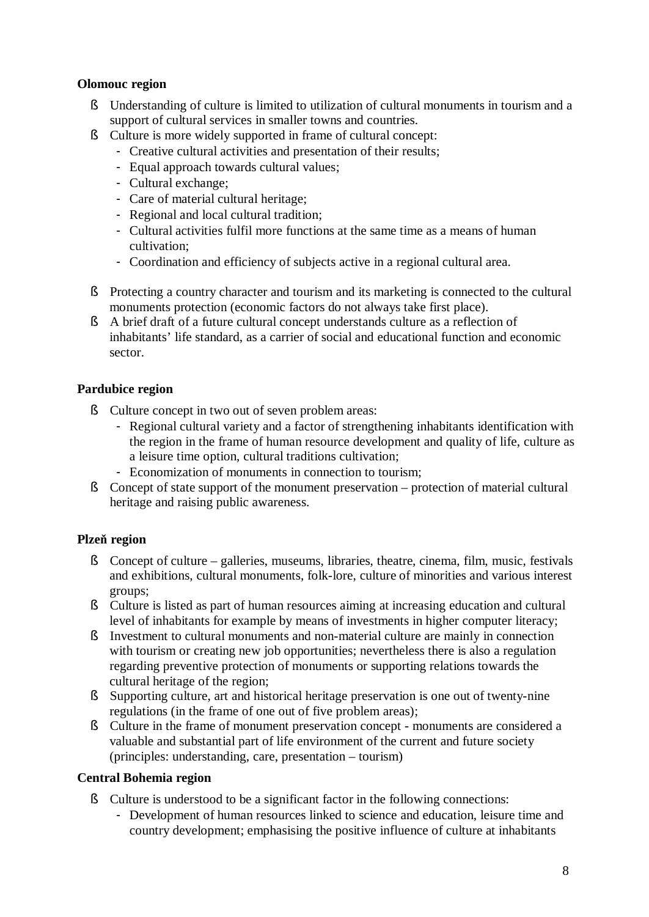**Olomouc region**

- Understanding of culture is limited to utilization of cultural monuments in tourism and a support of cultural services in smaller towns and countries.
- Culture is more widely supported in frame of cultural concept:
  - Creative cultural activities and presentation of their results;
  - Equal approach towards cultural values;
  - Cultural exchange;
  - Care of material cultural heritage;
  - Regional and local cultural tradition;
  - Cultural activities fulfil more functions at the same time as a means of human cultivation;
  - Coordination and efficiency of subjects active in a regional cultural area.
- Protecting a country character and tourism and its marketing is connected to the cultural monuments protection (economic factors do not always take first place).
- A brief draft of a future cultural concept understands culture as a reflection of inhabitants' life standard, as a carrier of social and educational function and economic sector.

**Pardubice region**

- Culture concept in two out of seven problem areas:
  - Regional cultural variety and a factor of strengthening inhabitants identification with the region in the frame of human resource development and quality of life, culture as a leisure time option, cultural traditions cultivation;
  - Economization of monuments in connection to tourism;
- Concept of state support of the monument preservation – protection of material cultural heritage and raising public awareness.

**Plzeň region**

- Concept of culture – galleries, museums, libraries, theatre, cinema, film, music, festivals and exhibitions, cultural monuments, folk-lore, culture of minorities and various interest groups;
- Culture is listed as part of human resources aiming at increasing education and cultural level of inhabitants for example by means of investments in higher computer literacy;
- Investment to cultural monuments and non-material culture are mainly in connection with tourism or creating new job opportunities; nevertheless there is also a regulation regarding preventive protection of monuments or supporting relations towards the cultural heritage of the region;
- Supporting culture, art and historical heritage preservation is one out of twenty-nine regulations (in the frame of one out of five problem areas);
- Culture in the frame of monument preservation concept - monuments are considered a valuable and substantial part of life environment of the current and future society (principles: understanding, care, presentation – tourism)

**Central Bohemia region**

- Culture is understood to be a significant factor in the following connections:
  - Development of human resources linked to science and education, leisure time and country development; emphasising the positive influence of culture at inhabitants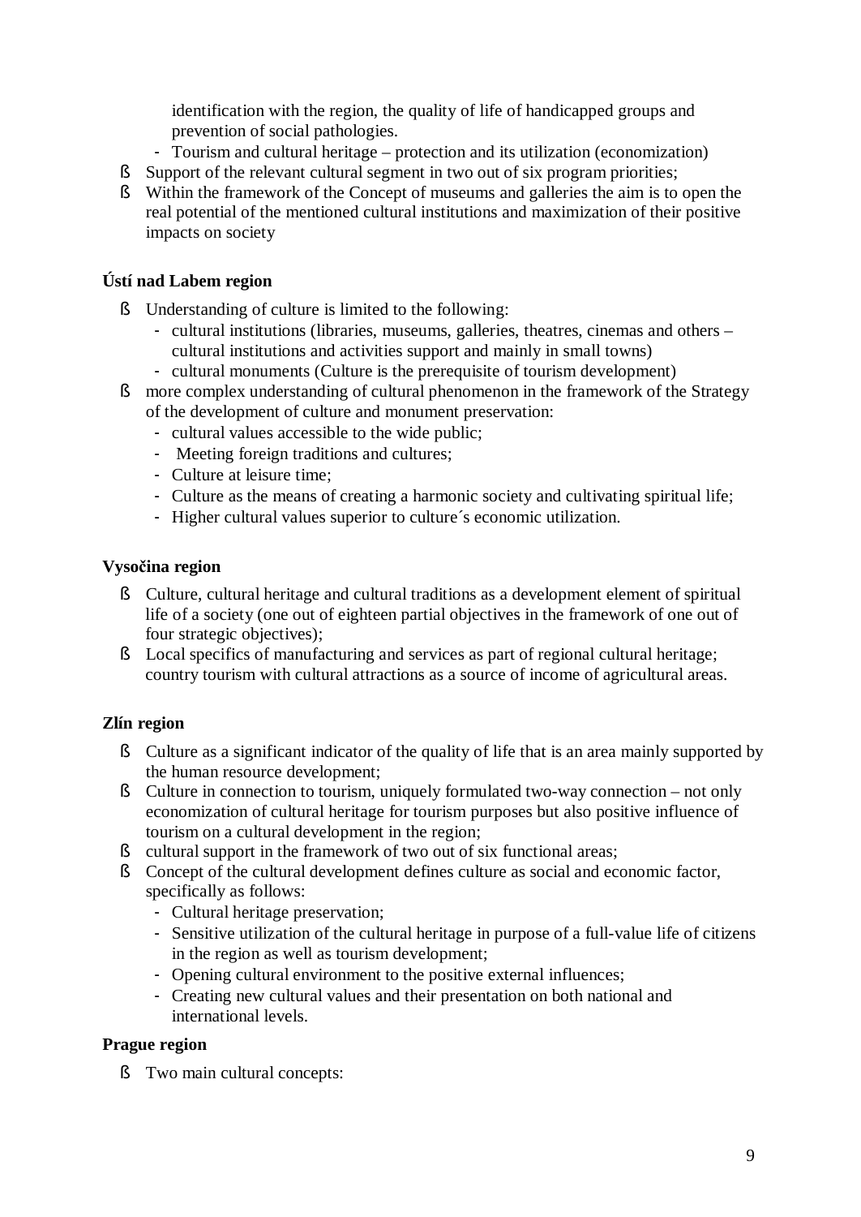- identification with the region, the quality of life of handicapped groups and prevention of social pathologies.
  - Tourism and cultural heritage – protection and its utilization (economization)
- Support of the relevant cultural segment in two out of six program priorities;
- Within the framework of the Concept of museums and galleries the aim is to open the real potential of the mentioned cultural institutions and maximization of their positive impacts on society

**Ústí nad Labem region**

- Understanding of culture is limited to the following:
  - cultural institutions (libraries, museums, galleries, theatres, cinemas and others – cultural institutions and activities support and mainly in small towns)
  - cultural monuments (Culture is the prerequisite of tourism development)
- more complex understanding of cultural phenomenon in the framework of the Strategy of the development of culture and monument preservation:
  - cultural values accessible to the wide public;
  - Meeting foreign traditions and cultures;
  - Culture at leisure time;
  - Culture as the means of creating a harmonic society and cultivating spiritual life;
  - Higher cultural values superior to culture´s economic utilization.

**Vysočina region**

- Culture, cultural heritage and cultural traditions as a development element of spiritual life of a society (one out of eighteen partial objectives in the framework of one out of four strategic objectives);
- Local specifics of manufacturing and services as part of regional cultural heritage; country tourism with cultural attractions as a source of income of agricultural areas.

**Zlín region**

- Culture as a significant indicator of the quality of life that is an area mainly supported by the human resource development;
- Culture in connection to tourism, uniquely formulated two-way connection – not only economization of cultural heritage for tourism purposes but also positive influence of tourism on a cultural development in the region;
- cultural support in the framework of two out of six functional areas;
- Concept of the cultural development defines culture as social and economic factor, specifically as follows:
  - Cultural heritage preservation;
  - Sensitive utilization of the cultural heritage in purpose of a full-value life of citizens in the region as well as tourism development;
  - Opening cultural environment to the positive external influences;
  - Creating new cultural values and their presentation on both national and international levels.

**Prague region**

- Two main cultural concepts: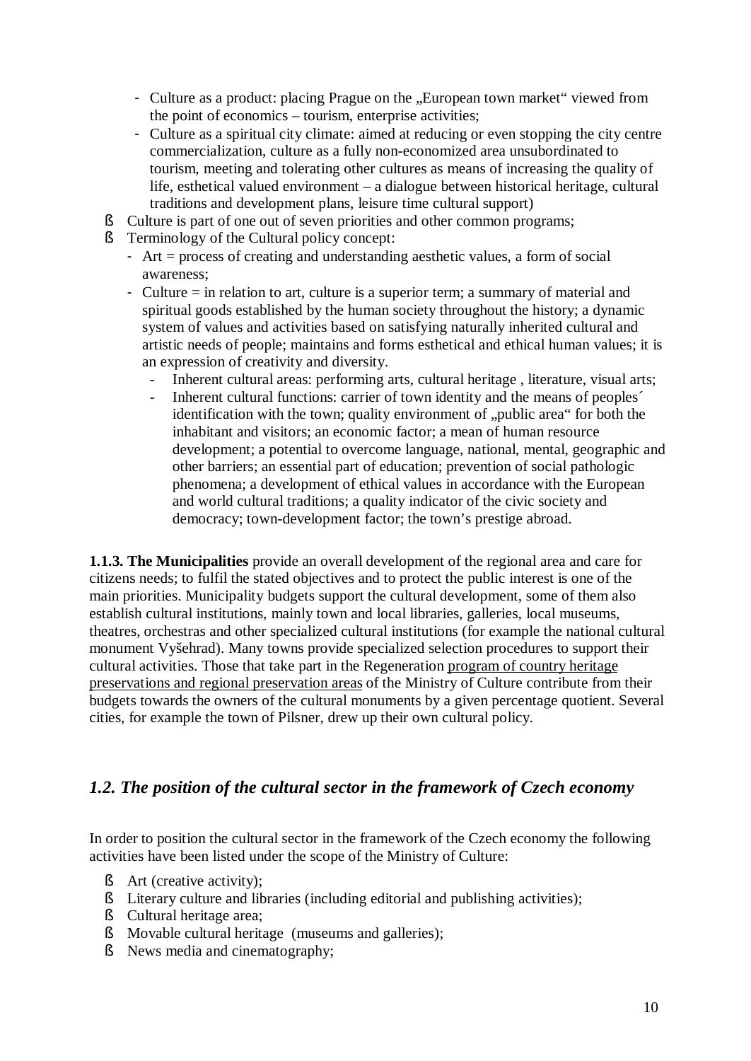- Culture as a product: placing Prague on the „European town market" viewed from the point of economics – tourism, enterprise activities;
- Culture as a spiritual city climate: aimed at reducing or even stopping the city centre commercialization, culture as a fully non-economized area unsubordinated to tourism, meeting and tolerating other cultures as means of increasing the quality of life, esthetical valued environment – a dialogue between historical heritage, cultural traditions and development plans, leisure time cultural support)

- Culture is part of one out of seven priorities and other common programs;
- Terminology of the Cultural policy concept:
  - Art = process of creating and understanding aesthetic values, a form of social awareness;
  - Culture = in relation to art, culture is a superior term; a summary of material and spiritual goods established by the human society throughout the history; a dynamic system of values and activities based on satisfying naturally inherited cultural and artistic needs of people; maintains and forms esthetical and ethical human values; it is an expression of creativity and diversity.
    - Inherent cultural areas: performing arts, cultural heritage , literature, visual arts;
    - Inherent cultural functions: carrier of town identity and the means of peoples´ identification with the town; quality environment of „public area" for both the inhabitant and visitors; an economic factor; a mean of human resource development; a potential to overcome language, national, mental, geographic and other barriers; an essential part of education; prevention of social pathologic phenomena; a development of ethical values in accordance with the European and world cultural traditions; a quality indicator of the civic society and democracy; town-development factor; the town's prestige abroad.

**1.1.3. The Municipalities** provide an overall development of the regional area and care for citizens needs; to fulfil the stated objectives and to protect the public interest is one of the main priorities. Municipality budgets support the cultural development, some of them also establish cultural institutions, mainly town and local libraries, galleries, local museums, theatres, orchestras and other specialized cultural institutions (for example the national cultural monument Vyšehrad). Many towns provide specialized selection procedures to support their cultural activities. Those that take part in the Regeneration program of country heritage preservations and regional preservation areas of the Ministry of Culture contribute from their budgets towards the owners of the cultural monuments by a given percentage quotient. Several cities, for example the town of Pilsner, drew up their own cultural policy.

## *1.2. The position of the cultural sector in the framework of Czech economy*

In order to position the cultural sector in the framework of the Czech economy the following activities have been listed under the scope of the Ministry of Culture:

- Art (creative activity);
- Literary culture and libraries (including editorial and publishing activities);
- Cultural heritage area;
- Movable cultural heritage (museums and galleries);
- News media and cinematography;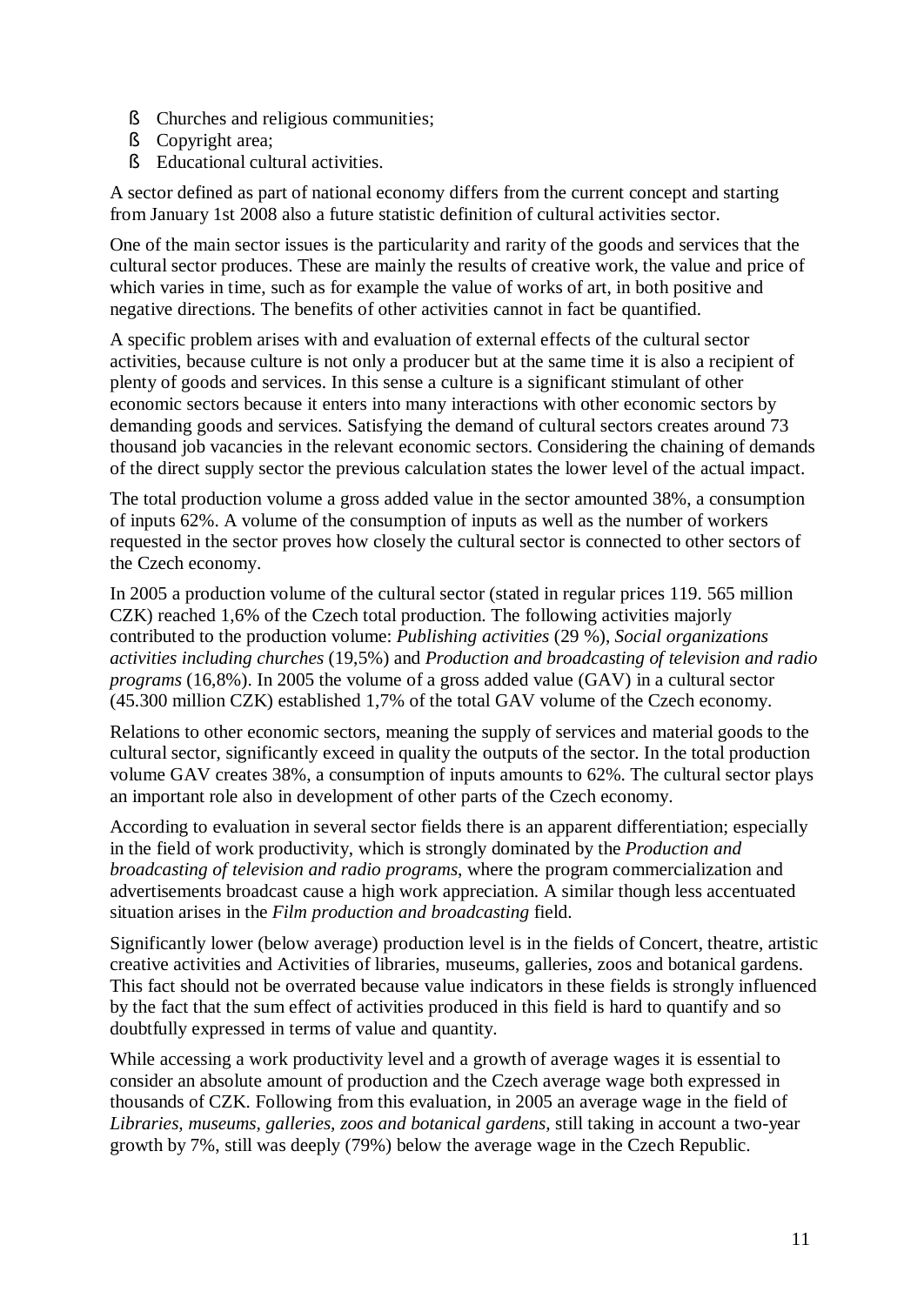- Churches and religious communities;
- Copyright area;
- Educational cultural activities.

A sector defined as part of national economy differs from the current concept and starting from January 1st 2008 also a future statistic definition of cultural activities sector.

One of the main sector issues is the particularity and rarity of the goods and services that the cultural sector produces. These are mainly the results of creative work, the value and price of which varies in time, such as for example the value of works of art, in both positive and negative directions. The benefits of other activities cannot in fact be quantified.

A specific problem arises with and evaluation of external effects of the cultural sector activities, because culture is not only a producer but at the same time it is also a recipient of plenty of goods and services. In this sense a culture is a significant stimulant of other economic sectors because it enters into many interactions with other economic sectors by demanding goods and services. Satisfying the demand of cultural sectors creates around 73 thousand job vacancies in the relevant economic sectors. Considering the chaining of demands of the direct supply sector the previous calculation states the lower level of the actual impact.

The total production volume a gross added value in the sector amounted 38%, a consumption of inputs 62%. A volume of the consumption of inputs as well as the number of workers requested in the sector proves how closely the cultural sector is connected to other sectors of the Czech economy.

In 2005 a production volume of the cultural sector (stated in regular prices 119. 565 million CZK) reached 1,6% of the Czech total production. The following activities majorly contributed to the production volume: *Publishing activities* (29 %), *Social organizations activities including churches* (19,5%) and *Production and broadcasting of television and radio programs* (16,8%). In 2005 the volume of a gross added value (GAV) in a cultural sector (45.300 million CZK) established 1,7% of the total GAV volume of the Czech economy.

Relations to other economic sectors, meaning the supply of services and material goods to the cultural sector, significantly exceed in quality the outputs of the sector. In the total production volume GAV creates 38%, a consumption of inputs amounts to 62%. The cultural sector plays an important role also in development of other parts of the Czech economy.

According to evaluation in several sector fields there is an apparent differentiation; especially in the field of work productivity, which is strongly dominated by the *Production and broadcasting of television and radio programs*, where the program commercialization and advertisements broadcast cause a high work appreciation. A similar though less accentuated situation arises in the *Film production and broadcasting* field.

Significantly lower (below average) production level is in the fields of Concert, theatre, artistic creative activities and Activities of libraries, museums, galleries, zoos and botanical gardens. This fact should not be overrated because value indicators in these fields is strongly influenced by the fact that the sum effect of activities produced in this field is hard to quantify and so doubtfully expressed in terms of value and quantity.

While accessing a work productivity level and a growth of average wages it is essential to consider an absolute amount of production and the Czech average wage both expressed in thousands of CZK. Following from this evaluation, in 2005 an average wage in the field of *Libraries, museums, galleries, zoos and botanical gardens*, still taking in account a two-year growth by 7%, still was deeply (79%) below the average wage in the Czech Republic.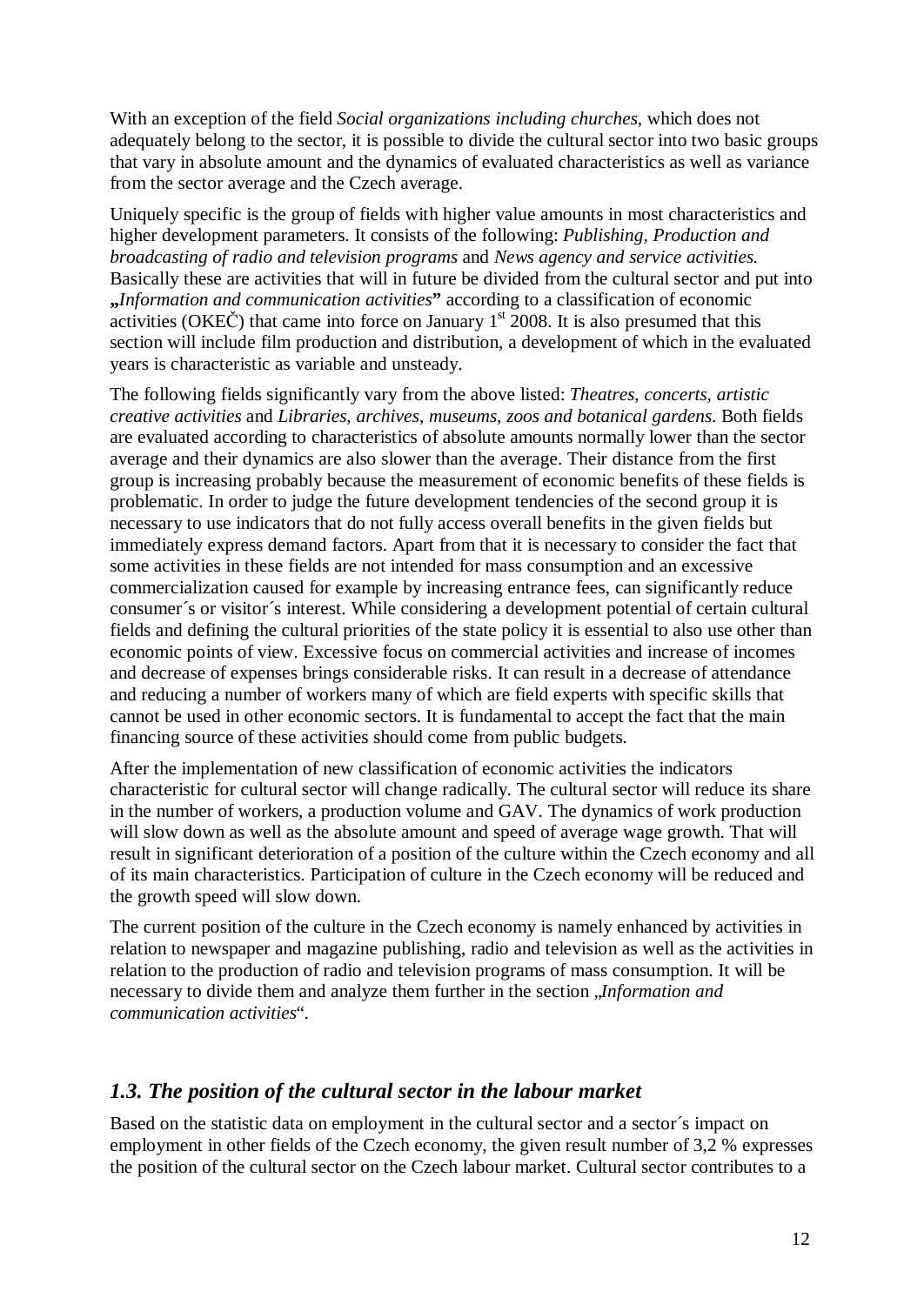With an exception of the field *Social organizations including churches*, which does not adequately belong to the sector, it is possible to divide the cultural sector into two basic groups that vary in absolute amount and the dynamics of evaluated characteristics as well as variance from the sector average and the Czech average.

Uniquely specific is the group of fields with higher value amounts in most characteristics and higher development parameters. It consists of the following: *Publishing, Production and broadcasting of radio and television programs* and *News agency and service activities.* Basically these are activities that will in future be divided from the cultural sector and put into **„***Information and communication activities***"** according to a classification of economic activities (OKEČ) that came into force on January 1st 2008. It is also presumed that this section will include film production and distribution, a development of which in the evaluated years is characteristic as variable and unsteady.

The following fields significantly vary from the above listed: *Theatres, concerts, artistic creative activities* and *Libraries, archives, museums, zoos and botanical gardens*. Both fields are evaluated according to characteristics of absolute amounts normally lower than the sector average and their dynamics are also slower than the average. Their distance from the first group is increasing probably because the measurement of economic benefits of these fields is problematic. In order to judge the future development tendencies of the second group it is necessary to use indicators that do not fully access overall benefits in the given fields but immediately express demand factors. Apart from that it is necessary to consider the fact that some activities in these fields are not intended for mass consumption and an excessive commercialization caused for example by increasing entrance fees, can significantly reduce consumer´s or visitor´s interest. While considering a development potential of certain cultural fields and defining the cultural priorities of the state policy it is essential to also use other than economic points of view. Excessive focus on commercial activities and increase of incomes and decrease of expenses brings considerable risks. It can result in a decrease of attendance and reducing a number of workers many of which are field experts with specific skills that cannot be used in other economic sectors. It is fundamental to accept the fact that the main financing source of these activities should come from public budgets.

After the implementation of new classification of economic activities the indicators characteristic for cultural sector will change radically. The cultural sector will reduce its share in the number of workers, a production volume and GAV. The dynamics of work production will slow down as well as the absolute amount and speed of average wage growth. That will result in significant deterioration of a position of the culture within the Czech economy and all of its main characteristics. Participation of culture in the Czech economy will be reduced and the growth speed will slow down.

The current position of the culture in the Czech economy is namely enhanced by activities in relation to newspaper and magazine publishing, radio and television as well as the activities in relation to the production of radio and television programs of mass consumption. It will be necessary to divide them and analyze them further in the section „*Information and communication activities*".

## *1.3. The position of the cultural sector in the labour market*

Based on the statistic data on employment in the cultural sector and a sector´s impact on employment in other fields of the Czech economy, the given result number of 3,2 % expresses the position of the cultural sector on the Czech labour market. Cultural sector contributes to a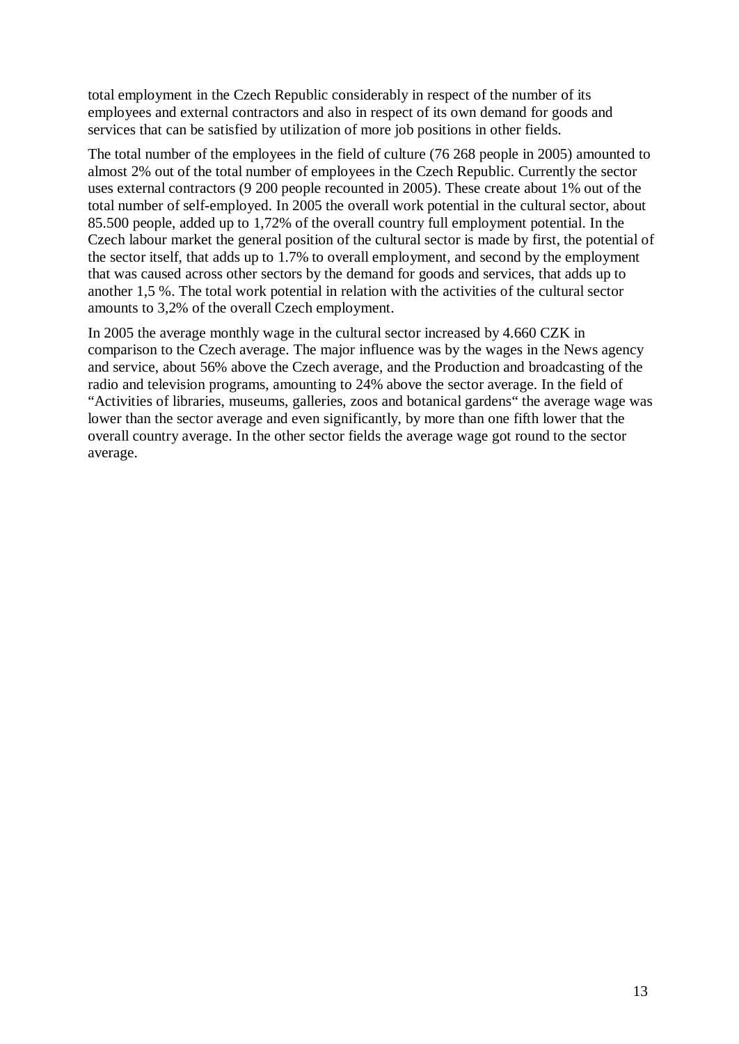total employment in the Czech Republic considerably in respect of the number of its employees and external contractors and also in respect of its own demand for goods and services that can be satisfied by utilization of more job positions in other fields.

The total number of the employees in the field of culture (76 268 people in 2005) amounted to almost 2% out of the total number of employees in the Czech Republic. Currently the sector uses external contractors (9 200 people recounted in 2005). These create about 1% out of the total number of self-employed. In 2005 the overall work potential in the cultural sector, about 85.500 people, added up to 1,72% of the overall country full employment potential. In the Czech labour market the general position of the cultural sector is made by first, the potential of the sector itself, that adds up to 1.7% to overall employment, and second by the employment that was caused across other sectors by the demand for goods and services, that adds up to another 1,5 %. The total work potential in relation with the activities of the cultural sector amounts to 3,2% of the overall Czech employment.

In 2005 the average monthly wage in the cultural sector increased by 4.660 CZK in comparison to the Czech average. The major influence was by the wages in the News agency and service, about 56% above the Czech average, and the Production and broadcasting of the radio and television programs, amounting to 24% above the sector average. In the field of "Activities of libraries, museums, galleries, zoos and botanical gardens" the average wage was lower than the sector average and even significantly, by more than one fifth lower that the overall country average. In the other sector fields the average wage got round to the sector average.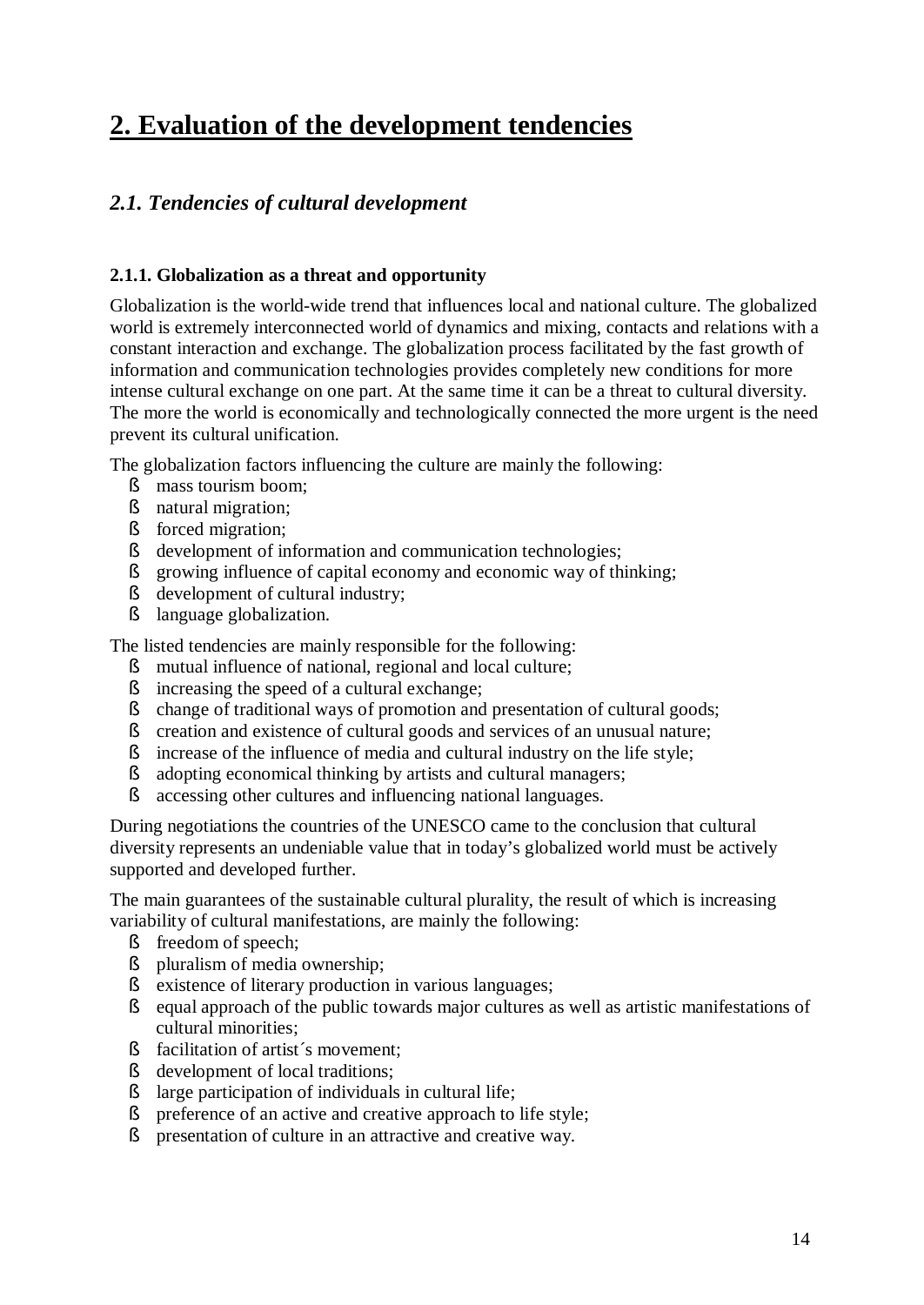# 2. Evaluation of the development tendencies

## *2.1. Tendencies of cultural development*

### 2.1.1. Globalization as a threat and opportunity

Globalization is the world-wide trend that influences local and national culture. The globalized world is extremely interconnected world of dynamics and mixing, contacts and relations with a constant interaction and exchange. The globalization process facilitated by the fast growth of information and communication technologies provides completely new conditions for more intense cultural exchange on one part. At the same time it can be a threat to cultural diversity. The more the world is economically and technologically connected the more urgent is the need prevent its cultural unification.

The globalization factors influencing the culture are mainly the following:

- mass tourism boom;
- natural migration;
- forced migration;
- development of information and communication technologies;
- growing influence of capital economy and economic way of thinking;
- development of cultural industry;
- language globalization.

The listed tendencies are mainly responsible for the following:

- mutual influence of national, regional and local culture;
- increasing the speed of a cultural exchange;
- change of traditional ways of promotion and presentation of cultural goods;
- creation and existence of cultural goods and services of an unusual nature;
- increase of the influence of media and cultural industry on the life style;
- adopting economical thinking by artists and cultural managers;
- accessing other cultures and influencing national languages.

During negotiations the countries of the UNESCO came to the conclusion that cultural diversity represents an undeniable value that in today's globalized world must be actively supported and developed further.

The main guarantees of the sustainable cultural plurality, the result of which is increasing variability of cultural manifestations, are mainly the following:

- freedom of speech;
- pluralism of media ownership;
- existence of literary production in various languages;
- equal approach of the public towards major cultures as well as artistic manifestations of cultural minorities;
- facilitation of artist´s movement;
- development of local traditions;
- large participation of individuals in cultural life;
- preference of an active and creative approach to life style;
- presentation of culture in an attractive and creative way.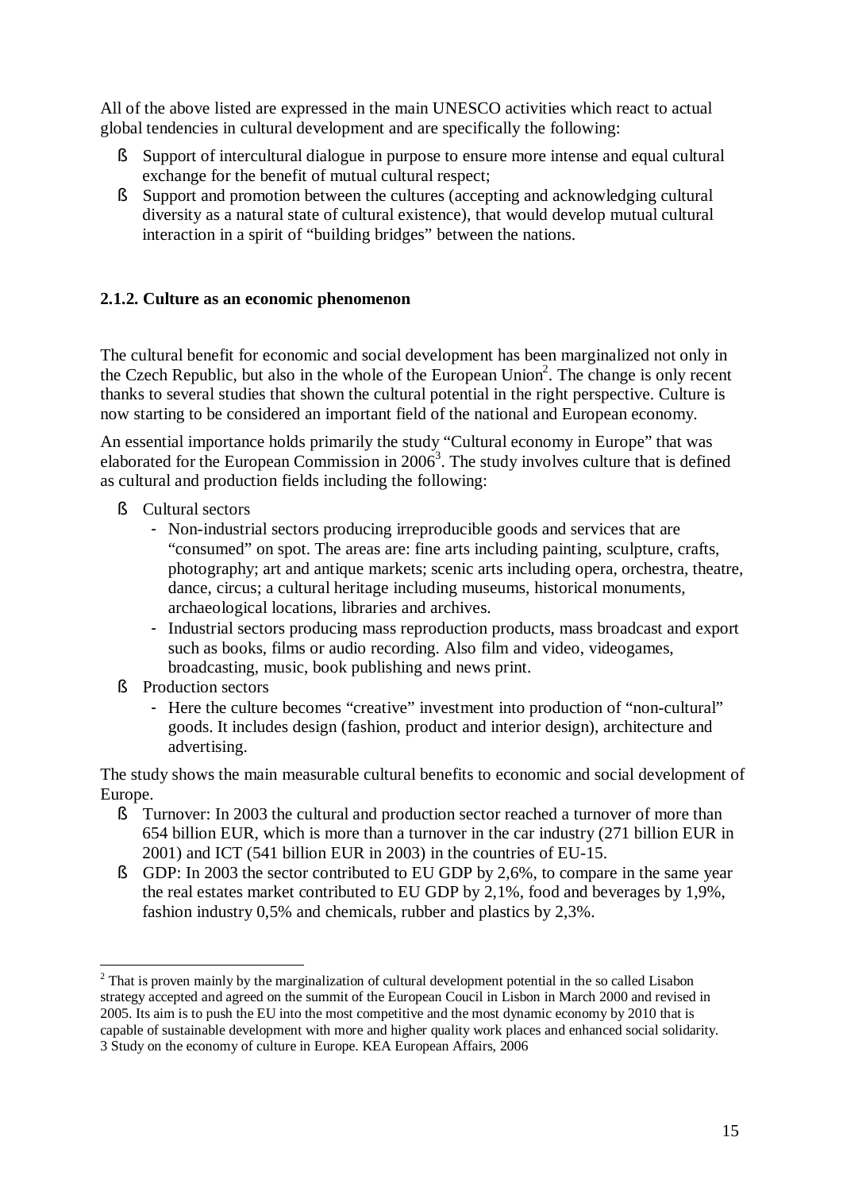All of the above listed are expressed in the main UNESCO activities which react to actual global tendencies in cultural development and are specifically the following:

- Support of intercultural dialogue in purpose to ensure more intense and equal cultural exchange for the benefit of mutual cultural respect;
- Support and promotion between the cultures (accepting and acknowledging cultural diversity as a natural state of cultural existence), that would develop mutual cultural interaction in a spirit of "building bridges" between the nations.

### 2.1.2. Culture as an economic phenomenon

The cultural benefit for economic and social development has been marginalized not only in the Czech Republic, but also in the whole of the European Union[2]. The change is only recent thanks to several studies that shown the cultural potential in the right perspective. Culture is now starting to be considered an important field of the national and European economy.

An essential importance holds primarily the study "Cultural economy in Europe" that was elaborated for the European Commission in 2006[3]. The study involves culture that is defined as cultural and production fields including the following:

- Cultural sectors
  - Non-industrial sectors producing irreproducible goods and services that are "consumed" on spot. The areas are: fine arts including painting, sculpture, crafts, photography; art and antique markets; scenic arts including opera, orchestra, theatre, dance, circus; a cultural heritage including museums, historical monuments, archaeological locations, libraries and archives.
  - Industrial sectors producing mass reproduction products, mass broadcast and export such as books, films or audio recording. Also film and video, videogames, broadcasting, music, book publishing and news print.
- Production sectors
  - Here the culture becomes "creative" investment into production of "non-cultural" goods. It includes design (fashion, product and interior design), architecture and advertising.

The study shows the main measurable cultural benefits to economic and social development of Europe.

- Turnover: In 2003 the cultural and production sector reached a turnover of more than 654 billion EUR, which is more than a turnover in the car industry (271 billion EUR in 2001) and ICT (541 billion EUR in 2003) in the countries of EU-15.
- GDP: In 2003 the sector contributed to EU GDP by 2,6%, to compare in the same year the real estates market contributed to EU GDP by 2,1%, food and beverages by 1,9%, fashion industry 0,5% and chemicals, rubber and plastics by 2,3%.

---

[2] That is proven mainly by the marginalization of cultural development potential in the so called Lisabon strategy accepted and agreed on the summit of the European Coucil in Lisbon in March 2000 and revised in 2005. Its aim is to push the EU into the most competitive and the most dynamic economy by 2010 that is capable of sustainable development with more and higher quality work places and enhanced social solidarity.

[3] Study on the economy of culture in Europe. KEA European Affairs, 2006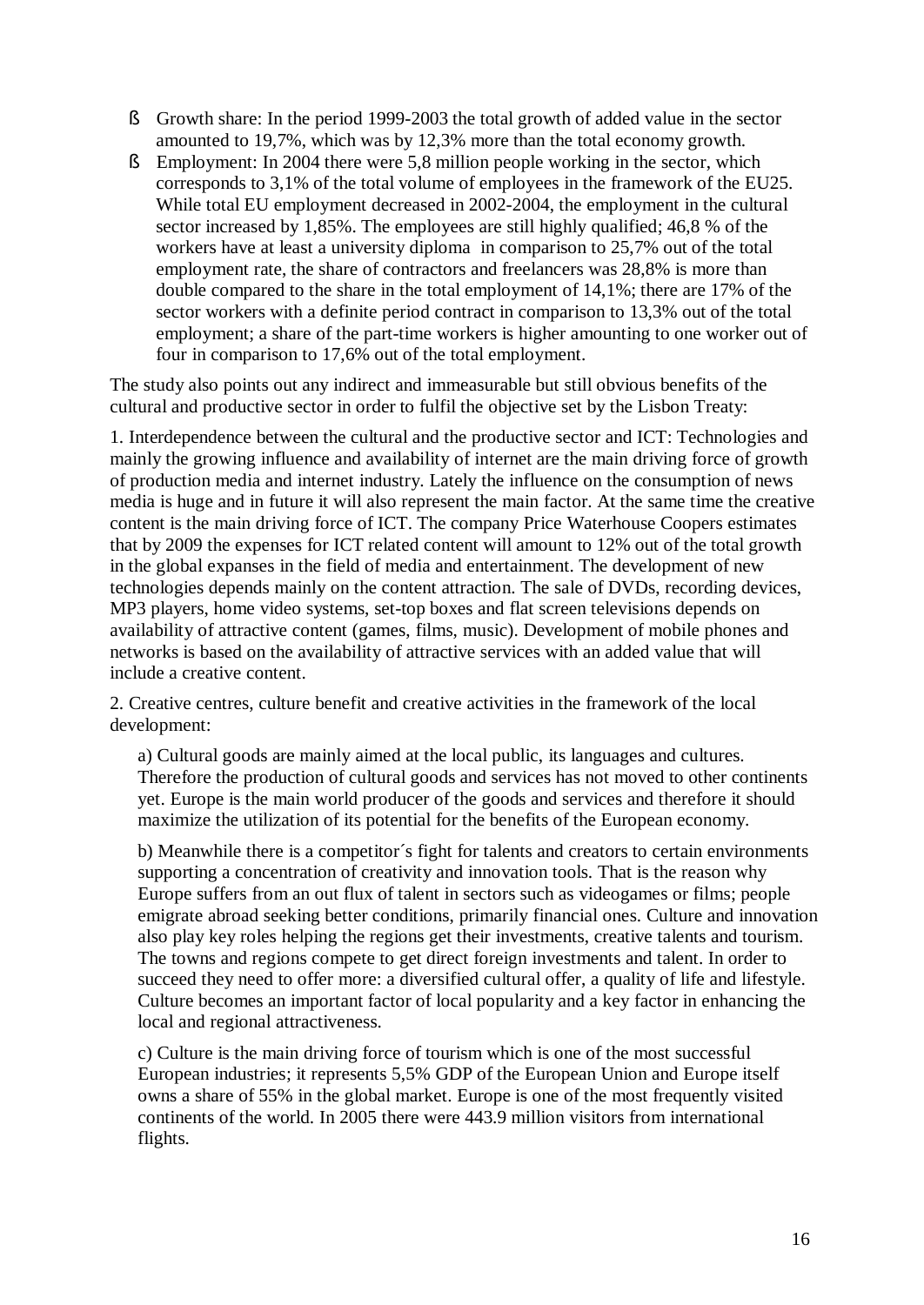- Growth share: In the period 1999-2003 the total growth of added value in the sector amounted to 19,7%, which was by 12,3% more than the total economy growth.
- Employment: In 2004 there were 5,8 million people working in the sector, which corresponds to 3,1% of the total volume of employees in the framework of the EU25. While total EU employment decreased in 2002-2004, the employment in the cultural sector increased by 1,85%. The employees are still highly qualified; 46,8 % of the workers have at least a university diploma in comparison to 25,7% out of the total employment rate, the share of contractors and freelancers was 28,8% is more than double compared to the share in the total employment of 14,1%; there are 17% of the sector workers with a definite period contract in comparison to 13,3% out of the total employment; a share of the part-time workers is higher amounting to one worker out of four in comparison to 17,6% out of the total employment.

The study also points out any indirect and immeasurable but still obvious benefits of the cultural and productive sector in order to fulfil the objective set by the Lisbon Treaty:

1. Interdependence between the cultural and the productive sector and ICT: Technologies and mainly the growing influence and availability of internet are the main driving force of growth of production media and internet industry. Lately the influence on the consumption of news media is huge and in future it will also represent the main factor. At the same time the creative content is the main driving force of ICT. The company Price Waterhouse Coopers estimates that by 2009 the expenses for ICT related content will amount to 12% out of the total growth in the global expanses in the field of media and entertainment. The development of new technologies depends mainly on the content attraction. The sale of DVDs, recording devices, MP3 players, home video systems, set-top boxes and flat screen televisions depends on availability of attractive content (games, films, music). Development of mobile phones and networks is based on the availability of attractive services with an added value that will include a creative content.

2. Creative centres, culture benefit and creative activities in the framework of the local development:

a) Cultural goods are mainly aimed at the local public, its languages and cultures. Therefore the production of cultural goods and services has not moved to other continents yet. Europe is the main world producer of the goods and services and therefore it should maximize the utilization of its potential for the benefits of the European economy.

b) Meanwhile there is a competitor´s fight for talents and creators to certain environments supporting a concentration of creativity and innovation tools. That is the reason why Europe suffers from an out flux of talent in sectors such as videogames or films; people emigrate abroad seeking better conditions, primarily financial ones. Culture and innovation also play key roles helping the regions get their investments, creative talents and tourism. The towns and regions compete to get direct foreign investments and talent. In order to succeed they need to offer more: a diversified cultural offer, a quality of life and lifestyle. Culture becomes an important factor of local popularity and a key factor in enhancing the local and regional attractiveness.

c) Culture is the main driving force of tourism which is one of the most successful European industries; it represents 5,5% GDP of the European Union and Europe itself owns a share of 55% in the global market. Europe is one of the most frequently visited continents of the world. In 2005 there were 443.9 million visitors from international flights.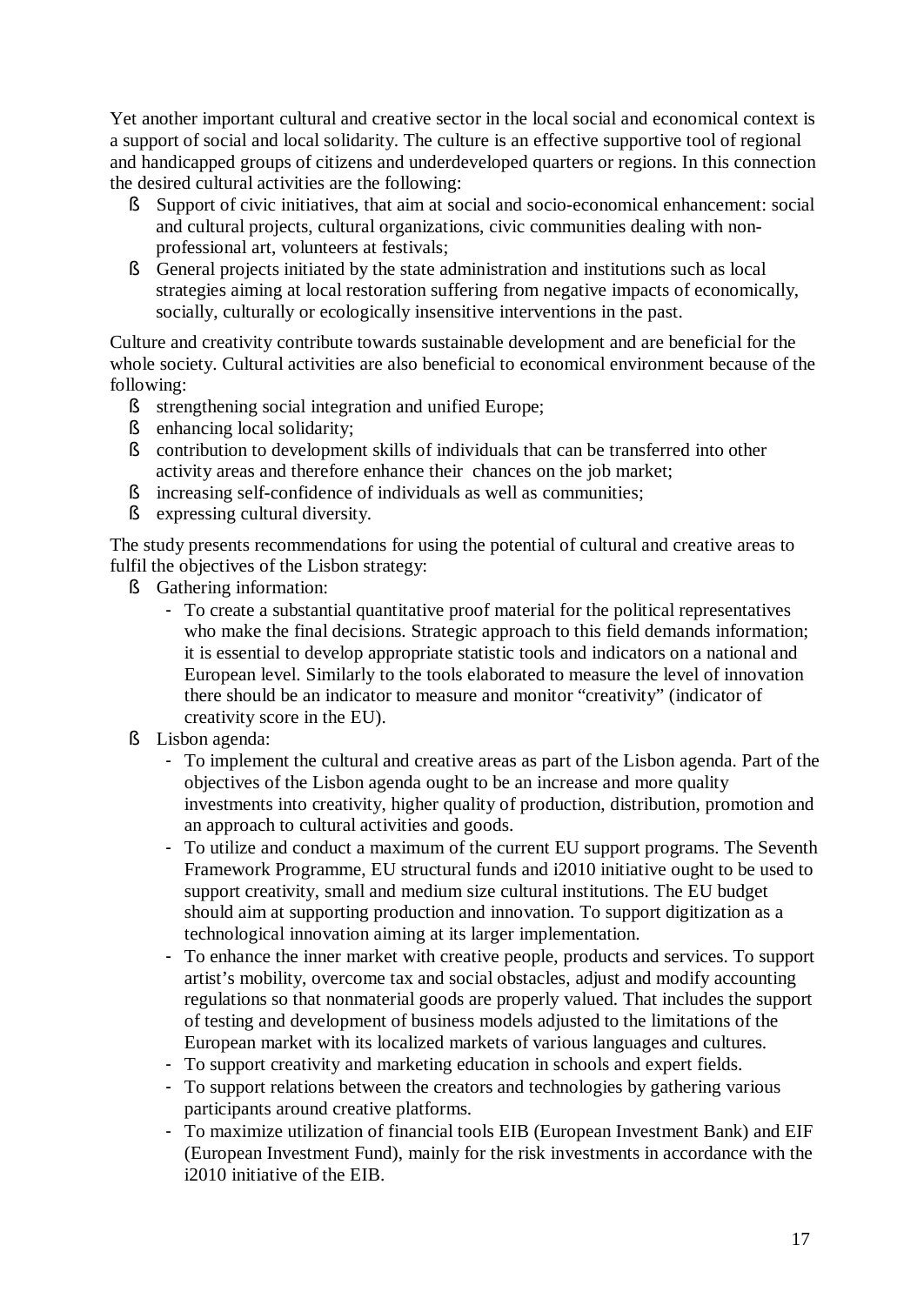Yet another important cultural and creative sector in the local social and economical context is a support of social and local solidarity. The culture is an effective supportive tool of regional and handicapped groups of citizens and underdeveloped quarters or regions. In this connection the desired cultural activities are the following:

- Support of civic initiatives, that aim at social and socio-economical enhancement: social and cultural projects, cultural organizations, civic communities dealing with non-professional art, volunteers at festivals;
- General projects initiated by the state administration and institutions such as local strategies aiming at local restoration suffering from negative impacts of economically, socially, culturally or ecologically insensitive interventions in the past.

Culture and creativity contribute towards sustainable development and are beneficial for the whole society. Cultural activities are also beneficial to economical environment because of the following:

- strengthening social integration and unified Europe;
- enhancing local solidarity;
- contribution to development skills of individuals that can be transferred into other activity areas and therefore enhance their chances on the job market;
- increasing self-confidence of individuals as well as communities;
- expressing cultural diversity.

The study presents recommendations for using the potential of cultural and creative areas to fulfil the objectives of the Lisbon strategy:

- Gathering information:
  - To create a substantial quantitative proof material for the political representatives who make the final decisions. Strategic approach to this field demands information; it is essential to develop appropriate statistic tools and indicators on a national and European level. Similarly to the tools elaborated to measure the level of innovation there should be an indicator to measure and monitor "creativity" (indicator of creativity score in the EU).
- Lisbon agenda:
  - To implement the cultural and creative areas as part of the Lisbon agenda. Part of the objectives of the Lisbon agenda ought to be an increase and more quality investments into creativity, higher quality of production, distribution, promotion and an approach to cultural activities and goods.
  - To utilize and conduct a maximum of the current EU support programs. The Seventh Framework Programme, EU structural funds and i2010 initiative ought to be used to support creativity, small and medium size cultural institutions. The EU budget should aim at supporting production and innovation. To support digitization as a technological innovation aiming at its larger implementation.
  - To enhance the inner market with creative people, products and services. To support artist's mobility, overcome tax and social obstacles, adjust and modify accounting regulations so that nonmaterial goods are properly valued. That includes the support of testing and development of business models adjusted to the limitations of the European market with its localized markets of various languages and cultures.
  - To support creativity and marketing education in schools and expert fields.
  - To support relations between the creators and technologies by gathering various participants around creative platforms.
  - To maximize utilization of financial tools EIB (European Investment Bank) and EIF (European Investment Fund), mainly for the risk investments in accordance with the i2010 initiative of the EIB.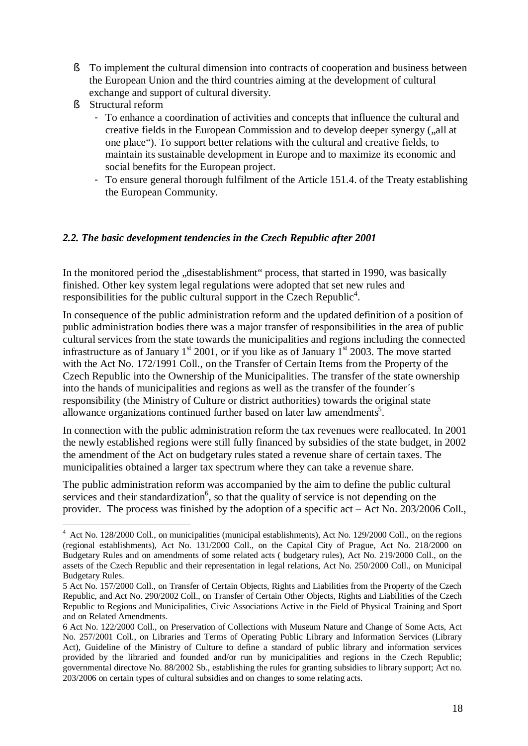- To implement the cultural dimension into contracts of cooperation and business between the European Union and the third countries aiming at the development of cultural exchange and support of cultural diversity.
- Structural reform
  - To enhance a coordination of activities and concepts that influence the cultural and creative fields in the European Commission and to develop deeper synergy („all at one place"). To support better relations with the cultural and creative fields, to maintain its sustainable development in Europe and to maximize its economic and social benefits for the European project.
  - To ensure general thorough fulfilment of the Article 151.4. of the Treaty establishing the European Community.

### *2.2. The basic development tendencies in the Czech Republic after 2001*

In the monitored period the „disestablishment" process, that started in 1990, was basically finished. Other key system legal regulations were adopted that set new rules and responsibilities for the public cultural support in the Czech Republic[4].

In consequence of the public administration reform and the updated definition of a position of public administration bodies there was a major transfer of responsibilities in the area of public cultural services from the state towards the municipalities and regions including the connected infrastructure as of January 1st 2001, or if you like as of January 1st 2003. The move started with the Act No. 172/1991 Coll., on the Transfer of Certain Items from the Property of the Czech Republic into the Ownership of the Municipalities. The transfer of the state ownership into the hands of municipalities and regions as well as the transfer of the founder´s responsibility (the Ministry of Culture or district authorities) towards the original state allowance organizations continued further based on later law amendments[5].

In connection with the public administration reform the tax revenues were reallocated. In 2001 the newly established regions were still fully financed by subsidies of the state budget, in 2002 the amendment of the Act on budgetary rules stated a revenue share of certain taxes. The municipalities obtained a larger tax spectrum where they can take a revenue share.

The public administration reform was accompanied by the aim to define the public cultural services and their standardization[6], so that the quality of service is not depending on the provider. The process was finished by the adoption of a specific act – Act No. 203/2006 Coll.,

---

[4] Act No. 128/2000 Coll., on municipalities (municipal establishments), Act No. 129/2000 Coll., on the regions (regional establishments), Act No. 131/2000 Coll., on the Capital City of Prague, Act No. 218/2000 on Budgetary Rules and on amendments of some related acts ( budgetary rules), Act No. 219/2000 Coll., on the assets of the Czech Republic and their representation in legal relations, Act No. 250/2000 Coll., on Municipal Budgetary Rules.

5 Act No. 157/2000 Coll., on Transfer of Certain Objects, Rights and Liabilities from the Property of the Czech Republic, and Act No. 290/2002 Coll., on Transfer of Certain Other Objects, Rights and Liabilities of the Czech Republic to Regions and Municipalities, Civic Associations Active in the Field of Physical Training and Sport and on Related Amendments.

6 Act No. 122/2000 Coll., on Preservation of Collections with Museum Nature and Change of Some Acts, Act No. 257/2001 Coll., on Libraries and Terms of Operating Public Library and Information Services (Library Act), Guideline of the Ministry of Culture to define a standard of public library and information services provided by the libraried and founded and/or run by municipalities and regions in the Czech Republic; governmental directove No. 88/2002 Sb., establishing the rules for granting subsidies to library support; Act no. 203/2006 on certain types of cultural subsidies and on changes to some relating acts.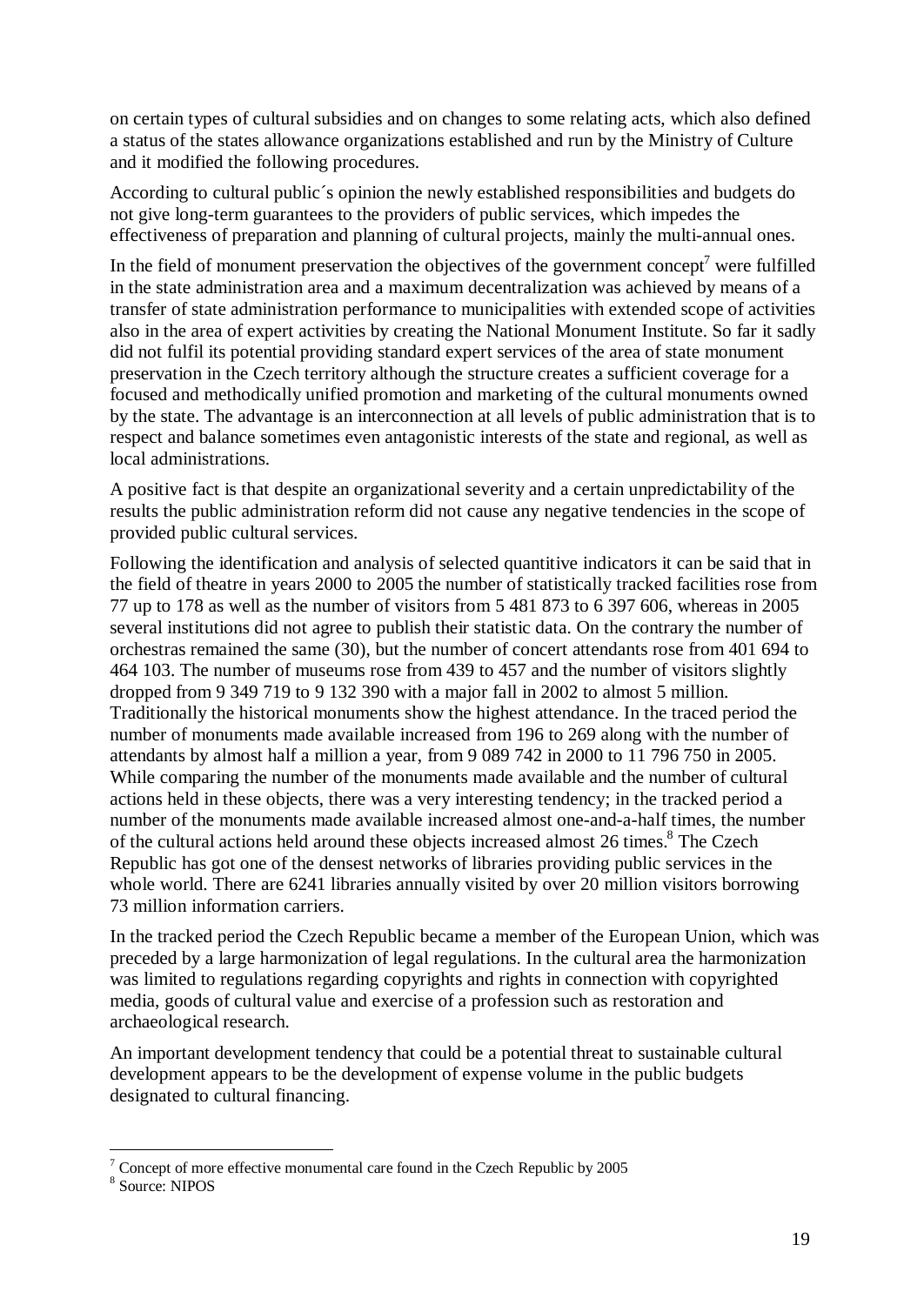on certain types of cultural subsidies and on changes to some relating acts, which also defined a status of the states allowance organizations established and run by the Ministry of Culture and it modified the following procedures.

According to cultural public´s opinion the newly established responsibilities and budgets do not give long-term guarantees to the providers of public services, which impedes the effectiveness of preparation and planning of cultural projects, mainly the multi-annual ones.

In the field of monument preservation the objectives of the government concept[7] were fulfilled in the state administration area and a maximum decentralization was achieved by means of a transfer of state administration performance to municipalities with extended scope of activities also in the area of expert activities by creating the National Monument Institute. So far it sadly did not fulfil its potential providing standard expert services of the area of state monument preservation in the Czech territory although the structure creates a sufficient coverage for a focused and methodically unified promotion and marketing of the cultural monuments owned by the state. The advantage is an interconnection at all levels of public administration that is to respect and balance sometimes even antagonistic interests of the state and regional, as well as local administrations.

A positive fact is that despite an organizational severity and a certain unpredictability of the results the public administration reform did not cause any negative tendencies in the scope of provided public cultural services.

Following the identification and analysis of selected quantitive indicators it can be said that in the field of theatre in years 2000 to 2005 the number of statistically tracked facilities rose from 77 up to 178 as well as the number of visitors from 5 481 873 to 6 397 606, whereas in 2005 several institutions did not agree to publish their statistic data. On the contrary the number of orchestras remained the same (30), but the number of concert attendants rose from 401 694 to 464 103. The number of museums rose from 439 to 457 and the number of visitors slightly dropped from 9 349 719 to 9 132 390 with a major fall in 2002 to almost 5 million. Traditionally the historical monuments show the highest attendance. In the traced period the number of monuments made available increased from 196 to 269 along with the number of attendants by almost half a million a year, from 9 089 742 in 2000 to 11 796 750 in 2005. While comparing the number of the monuments made available and the number of cultural actions held in these objects, there was a very interesting tendency; in the tracked period a number of the monuments made available increased almost one-and-a-half times, the number of the cultural actions held around these objects increased almost 26 times.[8] The Czech Republic has got one of the densest networks of libraries providing public services in the whole world. There are 6241 libraries annually visited by over 20 million visitors borrowing 73 million information carriers.

In the tracked period the Czech Republic became a member of the European Union, which was preceded by a large harmonization of legal regulations. In the cultural area the harmonization was limited to regulations regarding copyrights and rights in connection with copyrighted media, goods of cultural value and exercise of a profession such as restoration and archaeological research.

An important development tendency that could be a potential threat to sustainable cultural development appears to be the development of expense volume in the public budgets designated to cultural financing.

---

[7] Concept of more effective monumental care found in the Czech Republic by 2005

[8] Source: NIPOS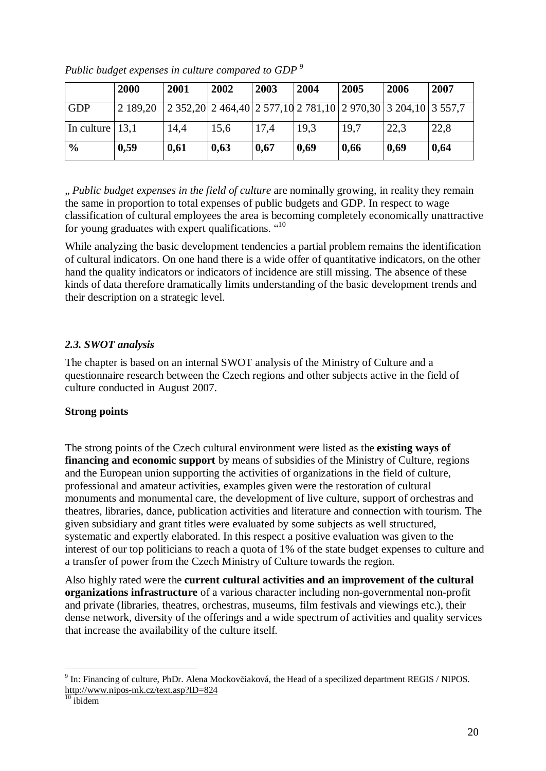*Public budget expenses in culture compared to GDP* [9]

| | **2000** | **2001** | **2002** | **2003** | **2004** | **2005** | **2006** | **2007** |
|---|---|---|---|---|---|---|---|---|
| GDP | 2 189,20 | 2 352,20 | 2 464,40 | 2 577,10 | 2 781,10 | 2 970,30 | 3 204,10 | 3 557,7 |
| In culture | 13,1 | 14,4 | 15,6 | 17,4 | 19,3 | 19,7 | 22,3 | 22,8 |
| **%** | **0,59** | **0,61** | **0,63** | **0,67** | **0,69** | **0,66** | **0,69** | **0,64** |

„ *Public budget expenses in the field of culture* are nominally growing, in reality they remain the same in proportion to total expenses of public budgets and GDP. In respect to wage classification of cultural employees the area is becoming completely economically unattractive for young graduates with expert qualifications. "[10]

While analyzing the basic development tendencies a partial problem remains the identification of cultural indicators. On one hand there is a wide offer of quantitative indicators, on the other hand the quality indicators or indicators of incidence are still missing. The absence of these kinds of data therefore dramatically limits understanding of the basic development trends and their description on a strategic level.

### *2.3. SWOT analysis*

The chapter is based on an internal SWOT analysis of the Ministry of Culture and a questionnaire research between the Czech regions and other subjects active in the field of culture conducted in August 2007.

**Strong points**

The strong points of the Czech cultural environment were listed as the **existing ways of financing and economic support** by means of subsidies of the Ministry of Culture, regions and the European union supporting the activities of organizations in the field of culture, professional and amateur activities, examples given were the restoration of cultural monuments and monumental care, the development of live culture, support of orchestras and theatres, libraries, dance, publication activities and literature and connection with tourism. The given subsidiary and grant titles were evaluated by some subjects as well structured, systematic and expertly elaborated. In this respect a positive evaluation was given to the interest of our top politicians to reach a quota of 1% of the state budget expenses to culture and a transfer of power from the Czech Ministry of Culture towards the region.

Also highly rated were the **current cultural activities and an improvement of the cultural organizations infrastructure** of a various character including non-governmental non-profit and private (libraries, theatres, orchestras, museums, film festivals and viewings etc.), their dense network, diversity of the offerings and a wide spectrum of activities and quality services that increase the availability of the culture itself.

---

[9] In: Financing of culture, PhDr. Alena Mockovčiaková, the Head of a specilized department REGIS / NIPOS. http://www.nipos-mk.cz/text.asp?ID=824

[10] ibidem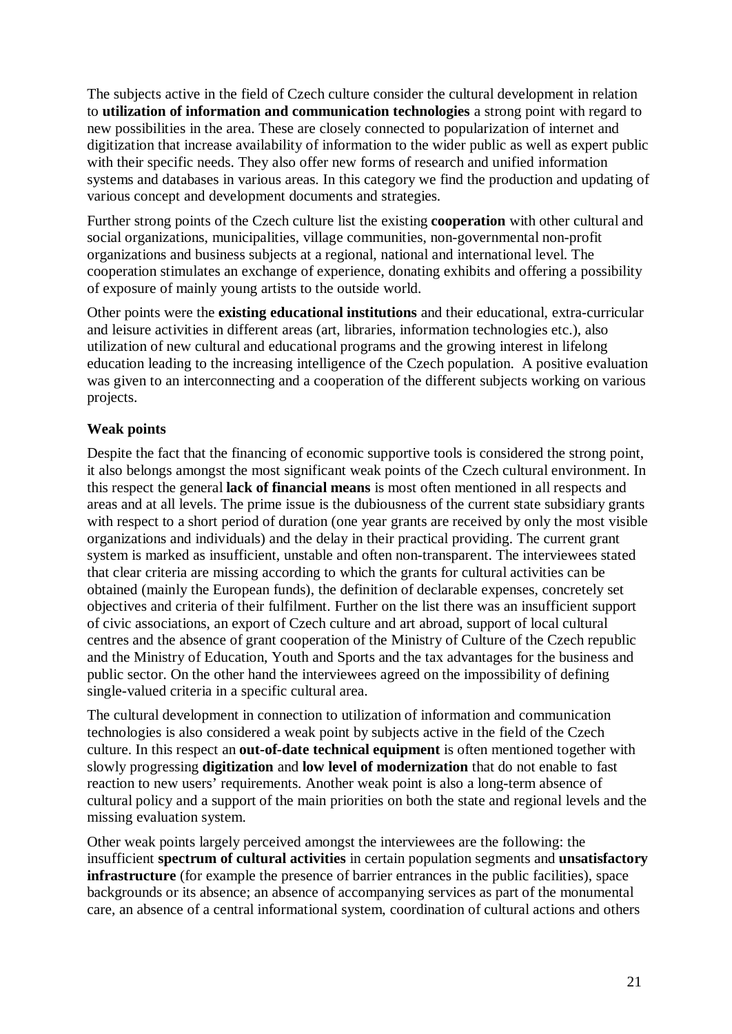The subjects active in the field of Czech culture consider the cultural development in relation to **utilization of information and communication technologies** a strong point with regard to new possibilities in the area. These are closely connected to popularization of internet and digitization that increase availability of information to the wider public as well as expert public with their specific needs. They also offer new forms of research and unified information systems and databases in various areas. In this category we find the production and updating of various concept and development documents and strategies.

Further strong points of the Czech culture list the existing **cooperation** with other cultural and social organizations, municipalities, village communities, non-governmental non-profit organizations and business subjects at a regional, national and international level. The cooperation stimulates an exchange of experience, donating exhibits and offering a possibility of exposure of mainly young artists to the outside world.

Other points were the **existing educational institutions** and their educational, extra-curricular and leisure activities in different areas (art, libraries, information technologies etc.), also utilization of new cultural and educational programs and the growing interest in lifelong education leading to the increasing intelligence of the Czech population. A positive evaluation was given to an interconnecting and a cooperation of the different subjects working on various projects.

**Weak points**

Despite the fact that the financing of economic supportive tools is considered the strong point, it also belongs amongst the most significant weak points of the Czech cultural environment. In this respect the general **lack of financial means** is most often mentioned in all respects and areas and at all levels. The prime issue is the dubiousness of the current state subsidiary grants with respect to a short period of duration (one year grants are received by only the most visible organizations and individuals) and the delay in their practical providing. The current grant system is marked as insufficient, unstable and often non-transparent. The interviewees stated that clear criteria are missing according to which the grants for cultural activities can be obtained (mainly the European funds), the definition of declarable expenses, concretely set objectives and criteria of their fulfilment. Further on the list there was an insufficient support of civic associations, an export of Czech culture and art abroad, support of local cultural centres and the absence of grant cooperation of the Ministry of Culture of the Czech republic and the Ministry of Education, Youth and Sports and the tax advantages for the business and public sector. On the other hand the interviewees agreed on the impossibility of defining single-valued criteria in a specific cultural area.

The cultural development in connection to utilization of information and communication technologies is also considered a weak point by subjects active in the field of the Czech culture. In this respect an **out-of-date technical equipment** is often mentioned together with slowly progressing **digitization** and **low level of modernization** that do not enable to fast reaction to new users' requirements. Another weak point is also a long-term absence of cultural policy and a support of the main priorities on both the state and regional levels and the missing evaluation system.

Other weak points largely perceived amongst the interviewees are the following: the insufficient **spectrum of cultural activities** in certain population segments and **unsatisfactory infrastructure** (for example the presence of barrier entrances in the public facilities), space backgrounds or its absence; an absence of accompanying services as part of the monumental care, an absence of a central informational system, coordination of cultural actions and others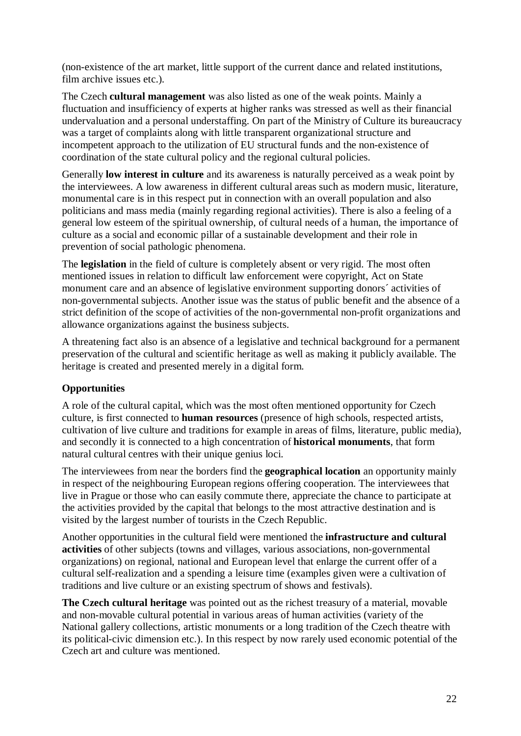(non-existence of the art market, little support of the current dance and related institutions, film archive issues etc.).

The Czech **cultural management** was also listed as one of the weak points. Mainly a fluctuation and insufficiency of experts at higher ranks was stressed as well as their financial undervaluation and a personal understaffing. On part of the Ministry of Culture its bureaucracy was a target of complaints along with little transparent organizational structure and incompetent approach to the utilization of EU structural funds and the non-existence of coordination of the state cultural policy and the regional cultural policies.

Generally **low interest in culture** and its awareness is naturally perceived as a weak point by the interviewees. A low awareness in different cultural areas such as modern music, literature, monumental care is in this respect put in connection with an overall population and also politicians and mass media (mainly regarding regional activities). There is also a feeling of a general low esteem of the spiritual ownership, of cultural needs of a human, the importance of culture as a social and economic pillar of a sustainable development and their role in prevention of social pathologic phenomena.

The **legislation** in the field of culture is completely absent or very rigid. The most often mentioned issues in relation to difficult law enforcement were copyright, Act on State monument care and an absence of legislative environment supporting donors´ activities of non-governmental subjects. Another issue was the status of public benefit and the absence of a strict definition of the scope of activities of the non-governmental non-profit organizations and allowance organizations against the business subjects.

A threatening fact also is an absence of a legislative and technical background for a permanent preservation of the cultural and scientific heritage as well as making it publicly available. The heritage is created and presented merely in a digital form.

### Opportunities

A role of the cultural capital, which was the most often mentioned opportunity for Czech culture, is first connected to **human resources** (presence of high schools, respected artists, cultivation of live culture and traditions for example in areas of films, literature, public media), and secondly it is connected to a high concentration of **historical monuments**, that form natural cultural centres with their unique genius loci.

The interviewees from near the borders find the **geographical location** an opportunity mainly in respect of the neighbouring European regions offering cooperation. The interviewees that live in Prague or those who can easily commute there, appreciate the chance to participate at the activities provided by the capital that belongs to the most attractive destination and is visited by the largest number of tourists in the Czech Republic.

Another opportunities in the cultural field were mentioned the **infrastructure and cultural activities** of other subjects (towns and villages, various associations, non-governmental organizations) on regional, national and European level that enlarge the current offer of a cultural self-realization and a spending a leisure time (examples given were a cultivation of traditions and live culture or an existing spectrum of shows and festivals).

**The Czech cultural heritage** was pointed out as the richest treasury of a material, movable and non-movable cultural potential in various areas of human activities (variety of the National gallery collections, artistic monuments or a long tradition of the Czech theatre with its political-civic dimension etc.). In this respect by now rarely used economic potential of the Czech art and culture was mentioned.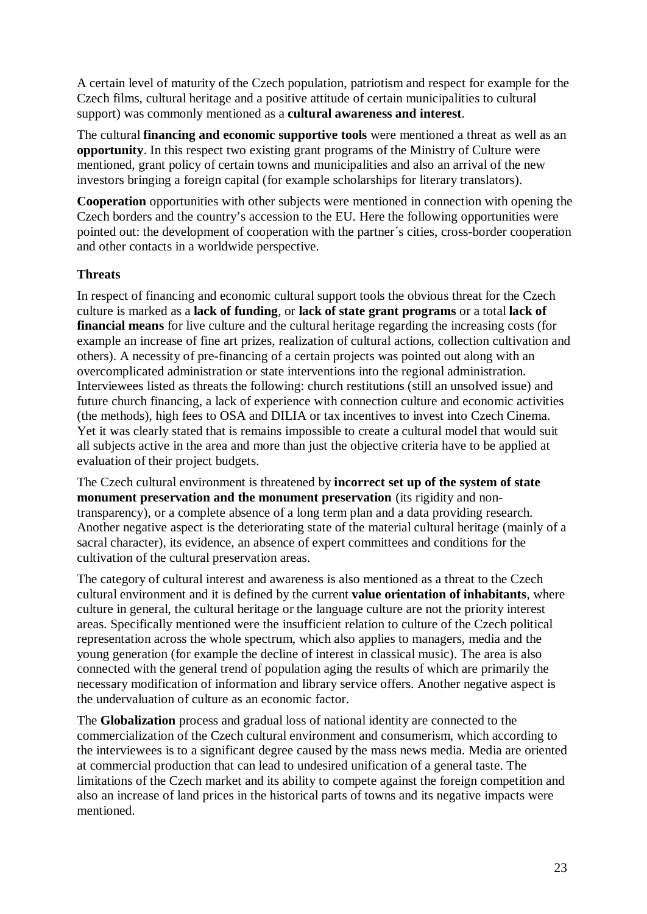A certain level of maturity of the Czech population, patriotism and respect for example for the Czech films, cultural heritage and a positive attitude of certain municipalities to cultural support) was commonly mentioned as a **cultural awareness and interest**.

The cultural **financing and economic supportive tools** were mentioned a threat as well as an **opportunity**. In this respect two existing grant programs of the Ministry of Culture were mentioned, grant policy of certain towns and municipalities and also an arrival of the new investors bringing a foreign capital (for example scholarships for literary translators).

**Cooperation** opportunities with other subjects were mentioned in connection with opening the Czech borders and the country's accession to the EU. Here the following opportunities were pointed out: the development of cooperation with the partner´s cities, cross-border cooperation and other contacts in a worldwide perspective.

### Threats

In respect of financing and economic cultural support tools the obvious threat for the Czech culture is marked as a **lack of funding**, or **lack of state grant programs** or a total **lack of financial means** for live culture and the cultural heritage regarding the increasing costs (for example an increase of fine art prizes, realization of cultural actions, collection cultivation and others). A necessity of pre-financing of a certain projects was pointed out along with an overcomplicated administration or state interventions into the regional administration. Interviewees listed as threats the following: church restitutions (still an unsolved issue) and future church financing, a lack of experience with connection culture and economic activities (the methods), high fees to OSA and DILIA or tax incentives to invest into Czech Cinema. Yet it was clearly stated that is remains impossible to create a cultural model that would suit all subjects active in the area and more than just the objective criteria have to be applied at evaluation of their project budgets.

The Czech cultural environment is threatened by **incorrect set up of the system of state monument preservation and the monument preservation** (its rigidity and non-transparency), or a complete absence of a long term plan and a data providing research. Another negative aspect is the deteriorating state of the material cultural heritage (mainly of a sacral character), its evidence, an absence of expert committees and conditions for the cultivation of the cultural preservation areas.

The category of cultural interest and awareness is also mentioned as a threat to the Czech cultural environment and it is defined by the current **value orientation of inhabitants**, where culture in general, the cultural heritage or the language culture are not the priority interest areas. Specifically mentioned were the insufficient relation to culture of the Czech political representation across the whole spectrum, which also applies to managers, media and the young generation (for example the decline of interest in classical music). The area is also connected with the general trend of population aging the results of which are primarily the necessary modification of information and library service offers. Another negative aspect is the undervaluation of culture as an economic factor.

The **Globalization** process and gradual loss of national identity are connected to the commercialization of the Czech cultural environment and consumerism, which according to the interviewees is to a significant degree caused by the mass news media. Media are oriented at commercial production that can lead to undesired unification of a general taste. The limitations of the Czech market and its ability to compete against the foreign competition and also an increase of land prices in the historical parts of towns and its negative impacts were mentioned.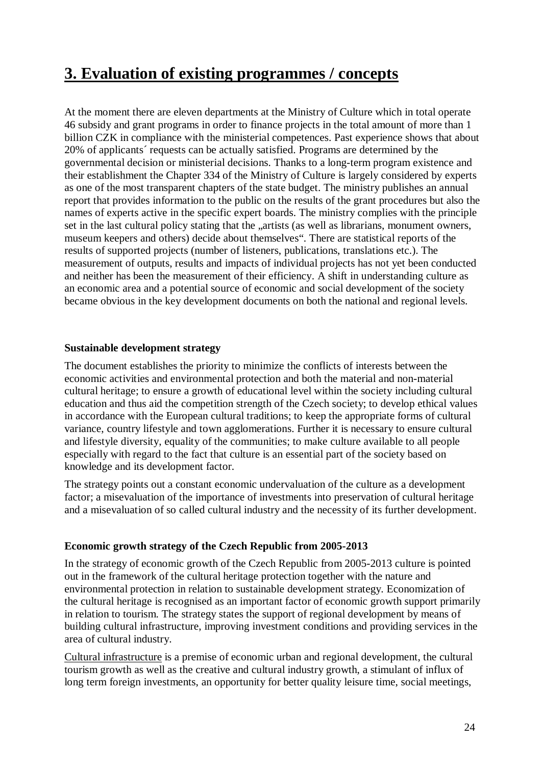# 3. Evaluation of existing programmes / concepts

At the moment there are eleven departments at the Ministry of Culture which in total operate 46 subsidy and grant programs in order to finance projects in the total amount of more than 1 billion CZK in compliance with the ministerial competences. Past experience shows that about 20% of applicants´ requests can be actually satisfied. Programs are determined by the governmental decision or ministerial decisions. Thanks to a long-term program existence and their establishment the Chapter 334 of the Ministry of Culture is largely considered by experts as one of the most transparent chapters of the state budget. The ministry publishes an annual report that provides information to the public on the results of the grant procedures but also the names of experts active in the specific expert boards. The ministry complies with the principle set in the last cultural policy stating that the „artists (as well as librarians, monument owners, museum keepers and others) decide about themselves". There are statistical reports of the results of supported projects (number of listeners, publications, translations etc.). The measurement of outputs, results and impacts of individual projects has not yet been conducted and neither has been the measurement of their efficiency. A shift in understanding culture as an economic area and a potential source of economic and social development of the society became obvious in the key development documents on both the national and regional levels.

**Sustainable development strategy**

The document establishes the priority to minimize the conflicts of interests between the economic activities and environmental protection and both the material and non-material cultural heritage; to ensure a growth of educational level within the society including cultural education and thus aid the competition strength of the Czech society; to develop ethical values in accordance with the European cultural traditions; to keep the appropriate forms of cultural variance, country lifestyle and town agglomerations. Further it is necessary to ensure cultural and lifestyle diversity, equality of the communities; to make culture available to all people especially with regard to the fact that culture is an essential part of the society based on knowledge and its development factor.

The strategy points out a constant economic undervaluation of the culture as a development factor; a misevaluation of the importance of investments into preservation of cultural heritage and a misevaluation of so called cultural industry and the necessity of its further development.

**Economic growth strategy of the Czech Republic from 2005-2013**

In the strategy of economic growth of the Czech Republic from 2005-2013 culture is pointed out in the framework of the cultural heritage protection together with the nature and environmental protection in relation to sustainable development strategy. Economization of the cultural heritage is recognised as an important factor of economic growth support primarily in relation to tourism. The strategy states the support of regional development by means of building cultural infrastructure, improving investment conditions and providing services in the area of cultural industry.

<u>Cultural infrastructure</u> is a premise of economic urban and regional development, the cultural tourism growth as well as the creative and cultural industry growth, a stimulant of influx of long term foreign investments, an opportunity for better quality leisure time, social meetings,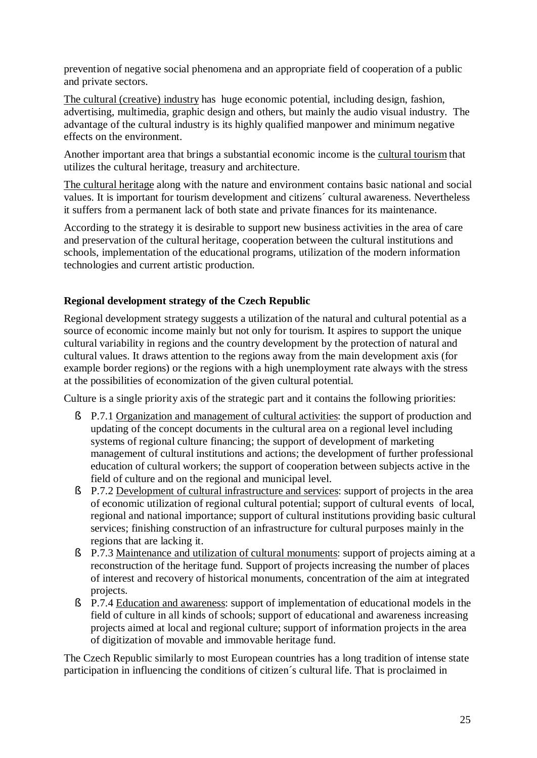prevention of negative social phenomena and an appropriate field of cooperation of a public and private sectors.

The cultural (creative) industry has huge economic potential, including design, fashion, advertising, multimedia, graphic design and others, but mainly the audio visual industry. The advantage of the cultural industry is its highly qualified manpower and minimum negative effects on the environment.

Another important area that brings a substantial economic income is the cultural tourism that utilizes the cultural heritage, treasury and architecture.

The cultural heritage along with the nature and environment contains basic national and social values. It is important for tourism development and citizens´ cultural awareness. Nevertheless it suffers from a permanent lack of both state and private finances for its maintenance.

According to the strategy it is desirable to support new business activities in the area of care and preservation of the cultural heritage, cooperation between the cultural institutions and schools, implementation of the educational programs, utilization of the modern information technologies and current artistic production.

**Regional development strategy of the Czech Republic**

Regional development strategy suggests a utilization of the natural and cultural potential as a source of economic income mainly but not only for tourism. It aspires to support the unique cultural variability in regions and the country development by the protection of natural and cultural values. It draws attention to the regions away from the main development axis (for example border regions) or the regions with a high unemployment rate always with the stress at the possibilities of economization of the given cultural potential.

Culture is a single priority axis of the strategic part and it contains the following priorities:

- P.7.1 Organization and management of cultural activities: the support of production and updating of the concept documents in the cultural area on a regional level including systems of regional culture financing; the support of development of marketing management of cultural institutions and actions; the development of further professional education of cultural workers; the support of cooperation between subjects active in the field of culture and on the regional and municipal level.
- P.7.2 Development of cultural infrastructure and services: support of projects in the area of economic utilization of regional cultural potential; support of cultural events of local, regional and national importance; support of cultural institutions providing basic cultural services; finishing construction of an infrastructure for cultural purposes mainly in the regions that are lacking it.
- P.7.3 Maintenance and utilization of cultural monuments: support of projects aiming at a reconstruction of the heritage fund. Support of projects increasing the number of places of interest and recovery of historical monuments, concentration of the aim at integrated projects.
- P.7.4 Education and awareness: support of implementation of educational models in the field of culture in all kinds of schools; support of educational and awareness increasing projects aimed at local and regional culture; support of information projects in the area of digitization of movable and immovable heritage fund.

The Czech Republic similarly to most European countries has a long tradition of intense state participation in influencing the conditions of citizen´s cultural life. That is proclaimed in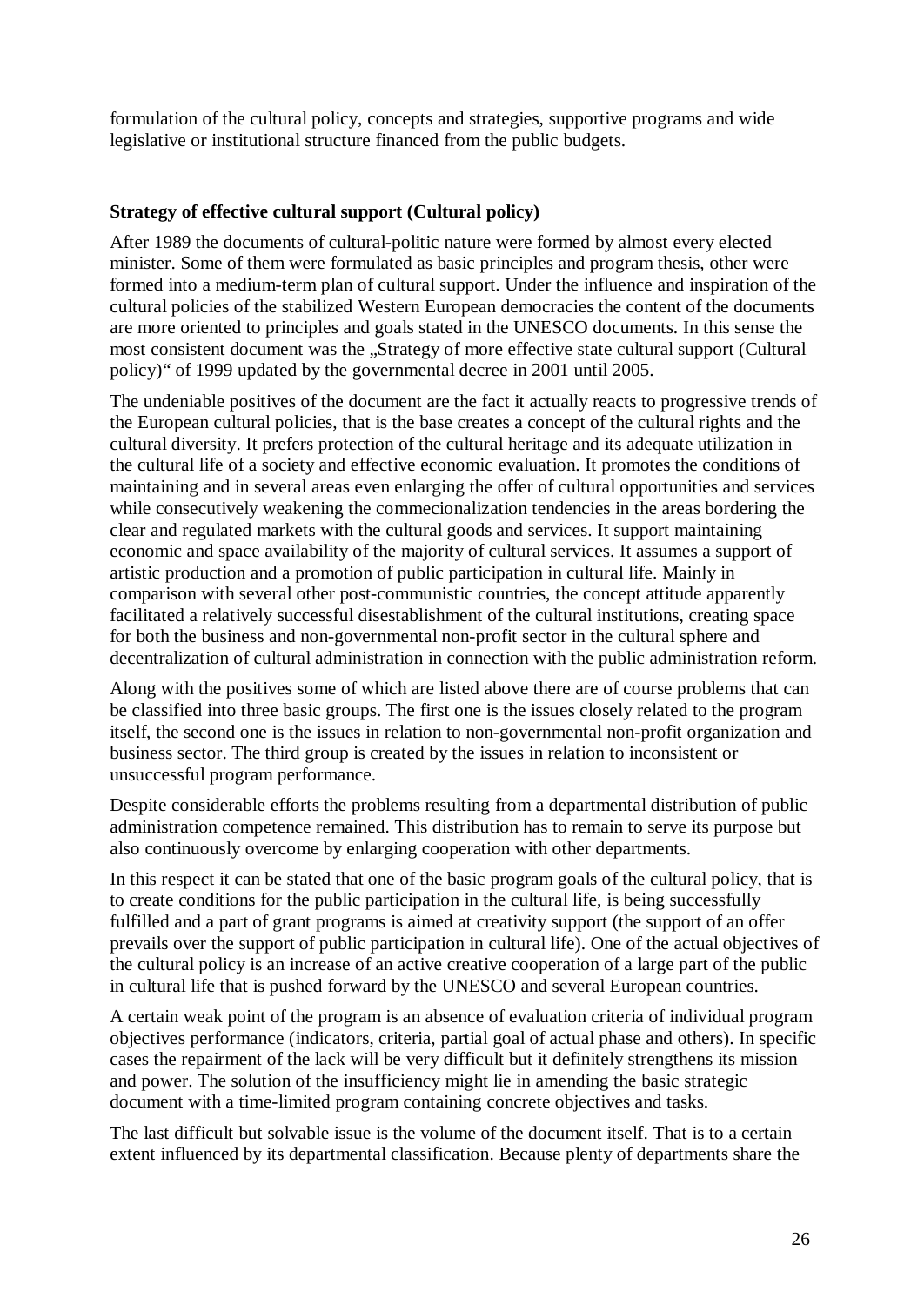formulation of the cultural policy, concepts and strategies, supportive programs and wide legislative or institutional structure financed from the public budgets.

## Strategy of effective cultural support (Cultural policy)

After 1989 the documents of cultural-politic nature were formed by almost every elected minister. Some of them were formulated as basic principles and program thesis, other were formed into a medium-term plan of cultural support. Under the influence and inspiration of the cultural policies of the stabilized Western European democracies the content of the documents are more oriented to principles and goals stated in the UNESCO documents. In this sense the most consistent document was the „Strategy of more effective state cultural support (Cultural policy)" of 1999 updated by the governmental decree in 2001 until 2005.

The undeniable positives of the document are the fact it actually reacts to progressive trends of the European cultural policies, that is the base creates a concept of the cultural rights and the cultural diversity. It prefers protection of the cultural heritage and its adequate utilization in the cultural life of a society and effective economic evaluation. It promotes the conditions of maintaining and in several areas even enlarging the offer of cultural opportunities and services while consecutively weakening the commecionalization tendencies in the areas bordering the clear and regulated markets with the cultural goods and services. It support maintaining economic and space availability of the majority of cultural services. It assumes a support of artistic production and a promotion of public participation in cultural life. Mainly in comparison with several other post-communistic countries, the concept attitude apparently facilitated a relatively successful disestablishment of the cultural institutions, creating space for both the business and non-governmental non-profit sector in the cultural sphere and decentralization of cultural administration in connection with the public administration reform.

Along with the positives some of which are listed above there are of course problems that can be classified into three basic groups. The first one is the issues closely related to the program itself, the second one is the issues in relation to non-governmental non-profit organization and business sector. The third group is created by the issues in relation to inconsistent or unsuccessful program performance.

Despite considerable efforts the problems resulting from a departmental distribution of public administration competence remained. This distribution has to remain to serve its purpose but also continuously overcome by enlarging cooperation with other departments.

In this respect it can be stated that one of the basic program goals of the cultural policy, that is to create conditions for the public participation in the cultural life, is being successfully fulfilled and a part of grant programs is aimed at creativity support (the support of an offer prevails over the support of public participation in cultural life). One of the actual objectives of the cultural policy is an increase of an active creative cooperation of a large part of the public in cultural life that is pushed forward by the UNESCO and several European countries.

A certain weak point of the program is an absence of evaluation criteria of individual program objectives performance (indicators, criteria, partial goal of actual phase and others). In specific cases the repairment of the lack will be very difficult but it definitely strengthens its mission and power. The solution of the insufficiency might lie in amending the basic strategic document with a time-limited program containing concrete objectives and tasks.

The last difficult but solvable issue is the volume of the document itself. That is to a certain extent influenced by its departmental classification. Because plenty of departments share the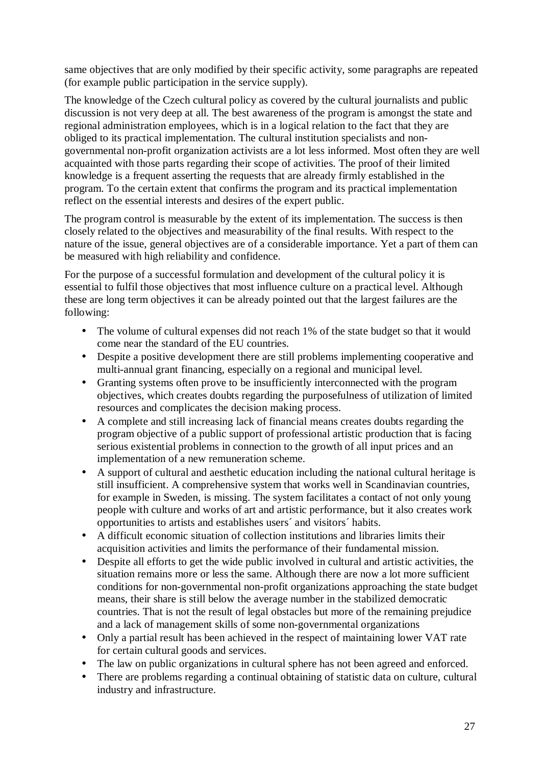same objectives that are only modified by their specific activity, some paragraphs are repeated (for example public participation in the service supply).

The knowledge of the Czech cultural policy as covered by the cultural journalists and public discussion is not very deep at all. The best awareness of the program is amongst the state and regional administration employees, which is in a logical relation to the fact that they are obliged to its practical implementation. The cultural institution specialists and non-governmental non-profit organization activists are a lot less informed. Most often they are well acquainted with those parts regarding their scope of activities. The proof of their limited knowledge is a frequent asserting the requests that are already firmly established in the program. To the certain extent that confirms the program and its practical implementation reflect on the essential interests and desires of the expert public.

The program control is measurable by the extent of its implementation. The success is then closely related to the objectives and measurability of the final results. With respect to the nature of the issue, general objectives are of a considerable importance. Yet a part of them can be measured with high reliability and confidence.

For the purpose of a successful formulation and development of the cultural policy it is essential to fulfil those objectives that most influence culture on a practical level. Although these are long term objectives it can be already pointed out that the largest failures are the following:

- The volume of cultural expenses did not reach 1% of the state budget so that it would come near the standard of the EU countries.
- Despite a positive development there are still problems implementing cooperative and multi-annual grant financing, especially on a regional and municipal level.
- Granting systems often prove to be insufficiently interconnected with the program objectives, which creates doubts regarding the purposefulness of utilization of limited resources and complicates the decision making process.
- A complete and still increasing lack of financial means creates doubts regarding the program objective of a public support of professional artistic production that is facing serious existential problems in connection to the growth of all input prices and an implementation of a new remuneration scheme.
- A support of cultural and aesthetic education including the national cultural heritage is still insufficient. A comprehensive system that works well in Scandinavian countries, for example in Sweden, is missing. The system facilitates a contact of not only young people with culture and works of art and artistic performance, but it also creates work opportunities to artists and establishes users´ and visitors´ habits.
- A difficult economic situation of collection institutions and libraries limits their acquisition activities and limits the performance of their fundamental mission.
- Despite all efforts to get the wide public involved in cultural and artistic activities, the situation remains more or less the same. Although there are now a lot more sufficient conditions for non-governmental non-profit organizations approaching the state budget means, their share is still below the average number in the stabilized democratic countries. That is not the result of legal obstacles but more of the remaining prejudice and a lack of management skills of some non-governmental organizations
- Only a partial result has been achieved in the respect of maintaining lower VAT rate for certain cultural goods and services.
- The law on public organizations in cultural sphere has not been agreed and enforced.
- There are problems regarding a continual obtaining of statistic data on culture, cultural industry and infrastructure.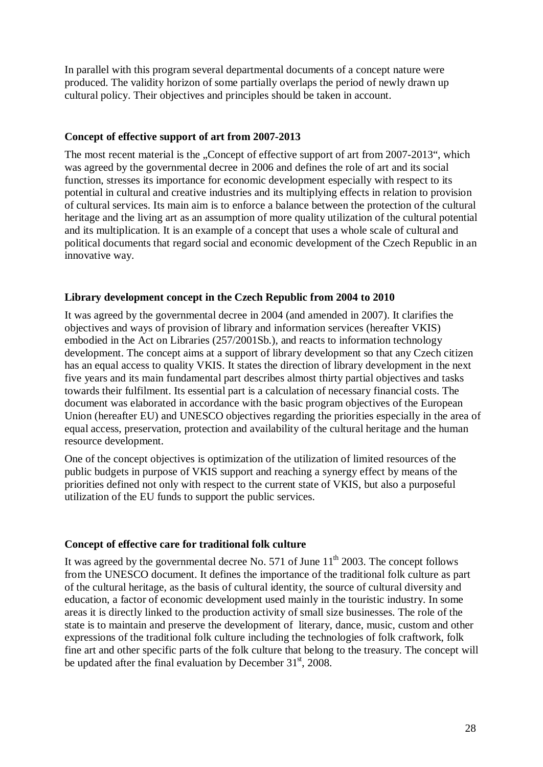In parallel with this program several departmental documents of a concept nature were produced. The validity horizon of some partially overlaps the period of newly drawn up cultural policy. Their objectives and principles should be taken in account.

### Concept of effective support of art from 2007-2013

The most recent material is the „Concept of effective support of art from 2007-2013", which was agreed by the governmental decree in 2006 and defines the role of art and its social function, stresses its importance for economic development especially with respect to its potential in cultural and creative industries and its multiplying effects in relation to provision of cultural services. Its main aim is to enforce a balance between the protection of the cultural heritage and the living art as an assumption of more quality utilization of the cultural potential and its multiplication. It is an example of a concept that uses a whole scale of cultural and political documents that regard social and economic development of the Czech Republic in an innovative way.

### Library development concept in the Czech Republic from 2004 to 2010

It was agreed by the governmental decree in 2004 (and amended in 2007). It clarifies the objectives and ways of provision of library and information services (hereafter VKIS) embodied in the Act on Libraries (257/2001Sb.), and reacts to information technology development. The concept aims at a support of library development so that any Czech citizen has an equal access to quality VKIS. It states the direction of library development in the next five years and its main fundamental part describes almost thirty partial objectives and tasks towards their fulfilment. Its essential part is a calculation of necessary financial costs. The document was elaborated in accordance with the basic program objectives of the European Union (hereafter EU) and UNESCO objectives regarding the priorities especially in the area of equal access, preservation, protection and availability of the cultural heritage and the human resource development.

One of the concept objectives is optimization of the utilization of limited resources of the public budgets in purpose of VKIS support and reaching a synergy effect by means of the priorities defined not only with respect to the current state of VKIS, but also a purposeful utilization of the EU funds to support the public services.

### Concept of effective care for traditional folk culture

It was agreed by the governmental decree No. 571 of June 11th 2003. The concept follows from the UNESCO document. It defines the importance of the traditional folk culture as part of the cultural heritage, as the basis of cultural identity, the source of cultural diversity and education, a factor of economic development used mainly in the touristic industry. In some areas it is directly linked to the production activity of small size businesses. The role of the state is to maintain and preserve the development of literary, dance, music, custom and other expressions of the traditional folk culture including the technologies of folk craftwork, folk fine art and other specific parts of the folk culture that belong to the treasury. The concept will be updated after the final evaluation by December 31st, 2008.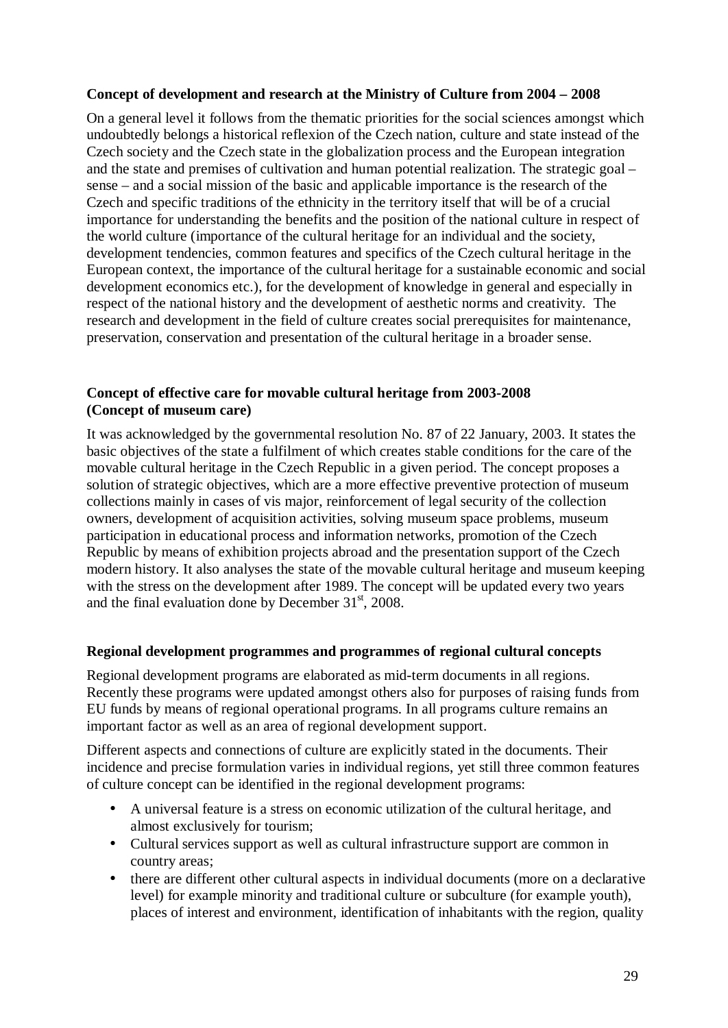**Concept of development and research at the Ministry of Culture from 2004 – 2008**

On a general level it follows from the thematic priorities for the social sciences amongst which undoubtedly belongs a historical reflexion of the Czech nation, culture and state instead of the Czech society and the Czech state in the globalization process and the European integration and the state and premises of cultivation and human potential realization. The strategic goal – sense – and a social mission of the basic and applicable importance is the research of the Czech and specific traditions of the ethnicity in the territory itself that will be of a crucial importance for understanding the benefits and the position of the national culture in respect of the world culture (importance of the cultural heritage for an individual and the society, development tendencies, common features and specifics of the Czech cultural heritage in the European context, the importance of the cultural heritage for a sustainable economic and social development economics etc.), for the development of knowledge in general and especially in respect of the national history and the development of aesthetic norms and creativity. The research and development in the field of culture creates social prerequisites for maintenance, preservation, conservation and presentation of the cultural heritage in a broader sense.

**Concept of effective care for movable cultural heritage from 2003-2008 (Concept of museum care)**

It was acknowledged by the governmental resolution No. 87 of 22 January, 2003. It states the basic objectives of the state a fulfilment of which creates stable conditions for the care of the movable cultural heritage in the Czech Republic in a given period. The concept proposes a solution of strategic objectives, which are a more effective preventive protection of museum collections mainly in cases of vis major, reinforcement of legal security of the collection owners, development of acquisition activities, solving museum space problems, museum participation in educational process and information networks, promotion of the Czech Republic by means of exhibition projects abroad and the presentation support of the Czech modern history. It also analyses the state of the movable cultural heritage and museum keeping with the stress on the development after 1989. The concept will be updated every two years and the final evaluation done by December 31st, 2008.

**Regional development programmes and programmes of regional cultural concepts**

Regional development programs are elaborated as mid-term documents in all regions. Recently these programs were updated amongst others also for purposes of raising funds from EU funds by means of regional operational programs. In all programs culture remains an important factor as well as an area of regional development support.

Different aspects and connections of culture are explicitly stated in the documents. Their incidence and precise formulation varies in individual regions, yet still three common features of culture concept can be identified in the regional development programs:

- A universal feature is a stress on economic utilization of the cultural heritage, and almost exclusively for tourism;
- Cultural services support as well as cultural infrastructure support are common in country areas;
- there are different other cultural aspects in individual documents (more on a declarative level) for example minority and traditional culture or subculture (for example youth), places of interest and environment, identification of inhabitants with the region, quality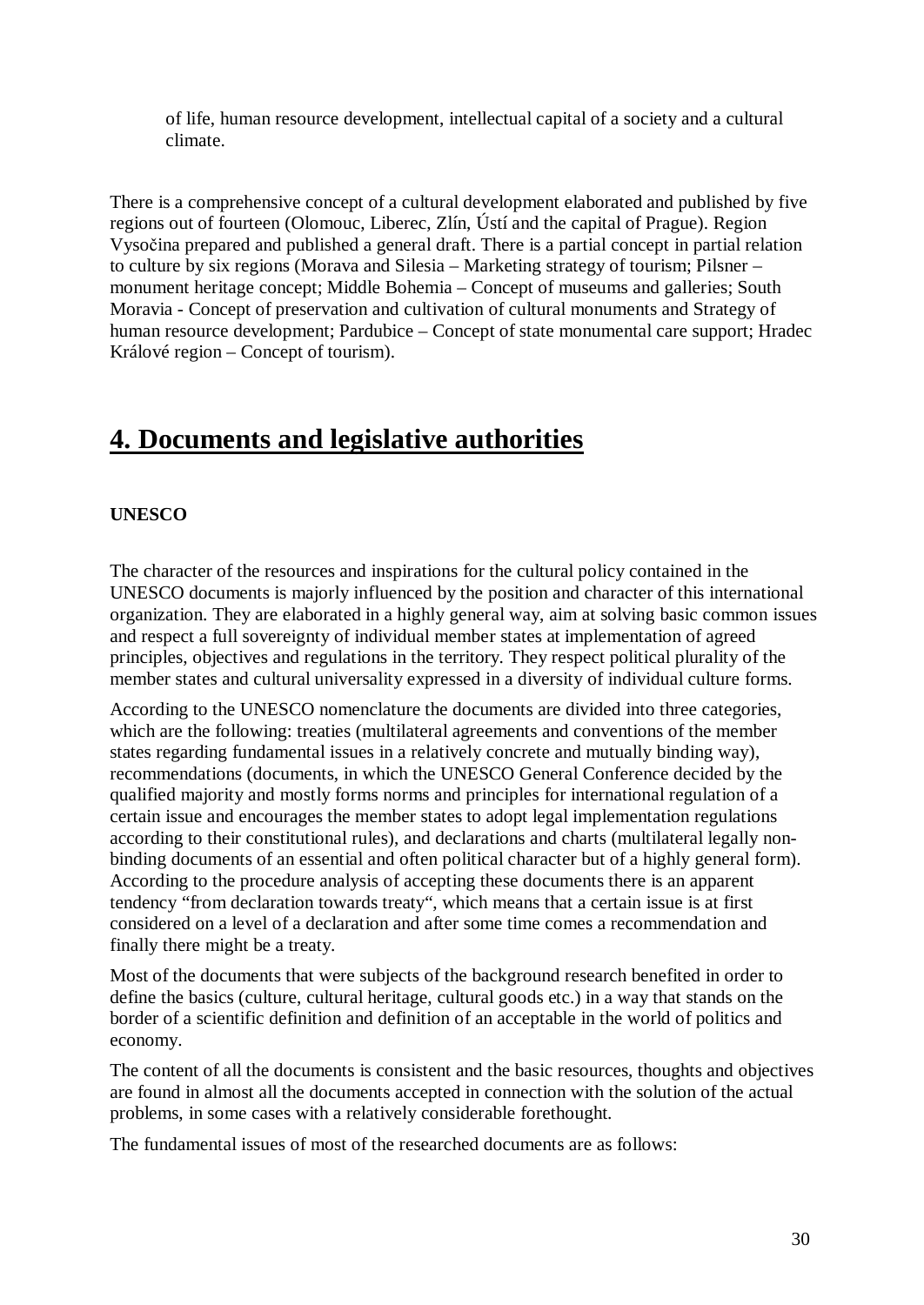of life, human resource development, intellectual capital of a society and a cultural climate.

There is a comprehensive concept of a cultural development elaborated and published by five regions out of fourteen (Olomouc, Liberec, Zlín, Ústí and the capital of Prague). Region Vysočina prepared and published a general draft. There is a partial concept in partial relation to culture by six regions (Morava and Silesia – Marketing strategy of tourism; Pilsner – monument heritage concept; Middle Bohemia – Concept of museums and galleries; South Moravia - Concept of preservation and cultivation of cultural monuments and Strategy of human resource development; Pardubice – Concept of state monumental care support; Hradec Králové region – Concept of tourism).

# 4. Documents and legislative authorities

**UNESCO**

The character of the resources and inspirations for the cultural policy contained in the UNESCO documents is majorly influenced by the position and character of this international organization. They are elaborated in a highly general way, aim at solving basic common issues and respect a full sovereignty of individual member states at implementation of agreed principles, objectives and regulations in the territory. They respect political plurality of the member states and cultural universality expressed in a diversity of individual culture forms.

According to the UNESCO nomenclature the documents are divided into three categories, which are the following: treaties (multilateral agreements and conventions of the member states regarding fundamental issues in a relatively concrete and mutually binding way), recommendations (documents, in which the UNESCO General Conference decided by the qualified majority and mostly forms norms and principles for international regulation of a certain issue and encourages the member states to adopt legal implementation regulations according to their constitutional rules), and declarations and charts (multilateral legally non-binding documents of an essential and often political character but of a highly general form). According to the procedure analysis of accepting these documents there is an apparent tendency "from declaration towards treaty", which means that a certain issue is at first considered on a level of a declaration and after some time comes a recommendation and finally there might be a treaty.

Most of the documents that were subjects of the background research benefited in order to define the basics (culture, cultural heritage, cultural goods etc.) in a way that stands on the border of a scientific definition and definition of an acceptable in the world of politics and economy.

The content of all the documents is consistent and the basic resources, thoughts and objectives are found in almost all the documents accepted in connection with the solution of the actual problems, in some cases with a relatively considerable forethought.

The fundamental issues of most of the researched documents are as follows: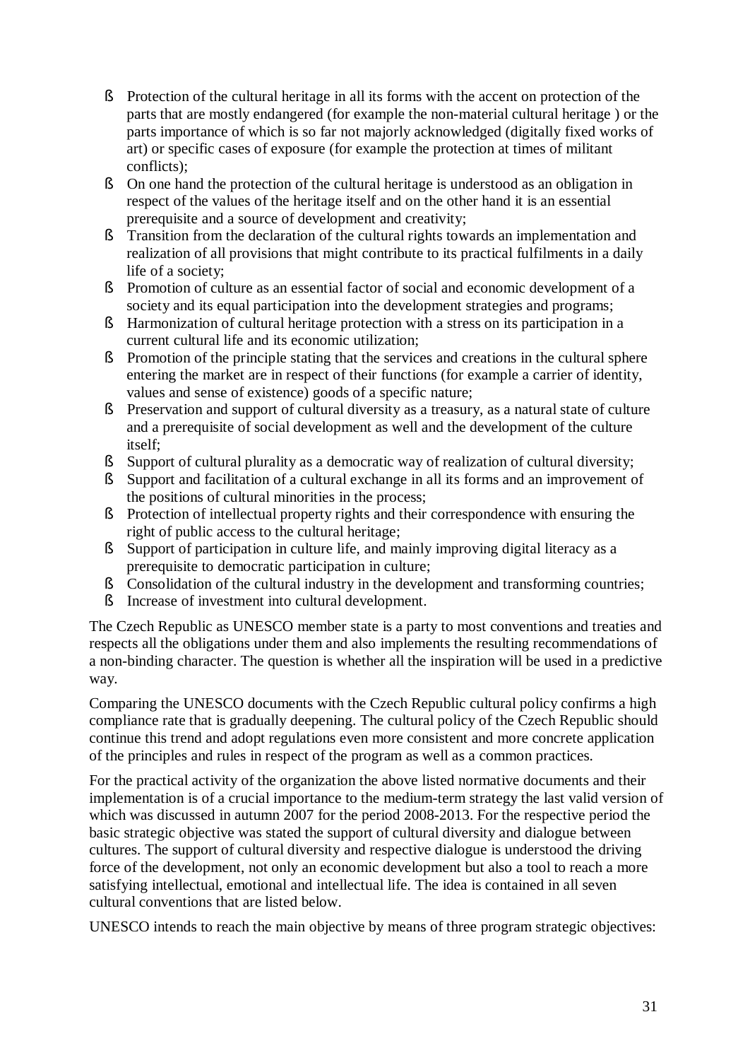- Protection of the cultural heritage in all its forms with the accent on protection of the parts that are mostly endangered (for example the non-material cultural heritage ) or the parts importance of which is so far not majorly acknowledged (digitally fixed works of art) or specific cases of exposure (for example the protection at times of militant conflicts);
- On one hand the protection of the cultural heritage is understood as an obligation in respect of the values of the heritage itself and on the other hand it is an essential prerequisite and a source of development and creativity;
- Transition from the declaration of the cultural rights towards an implementation and realization of all provisions that might contribute to its practical fulfilments in a daily life of a society;
- Promotion of culture as an essential factor of social and economic development of a society and its equal participation into the development strategies and programs;
- Harmonization of cultural heritage protection with a stress on its participation in a current cultural life and its economic utilization;
- Promotion of the principle stating that the services and creations in the cultural sphere entering the market are in respect of their functions (for example a carrier of identity, values and sense of existence) goods of a specific nature;
- Preservation and support of cultural diversity as a treasury, as a natural state of culture and a prerequisite of social development as well and the development of the culture itself;
- Support of cultural plurality as a democratic way of realization of cultural diversity;
- Support and facilitation of a cultural exchange in all its forms and an improvement of the positions of cultural minorities in the process;
- Protection of intellectual property rights and their correspondence with ensuring the right of public access to the cultural heritage;
- Support of participation in culture life, and mainly improving digital literacy as a prerequisite to democratic participation in culture;
- Consolidation of the cultural industry in the development and transforming countries;
- Increase of investment into cultural development.

The Czech Republic as UNESCO member state is a party to most conventions and treaties and respects all the obligations under them and also implements the resulting recommendations of a non-binding character. The question is whether all the inspiration will be used in a predictive way.

Comparing the UNESCO documents with the Czech Republic cultural policy confirms a high compliance rate that is gradually deepening. The cultural policy of the Czech Republic should continue this trend and adopt regulations even more consistent and more concrete application of the principles and rules in respect of the program as well as a common practices.

For the practical activity of the organization the above listed normative documents and their implementation is of a crucial importance to the medium-term strategy the last valid version of which was discussed in autumn 2007 for the period 2008-2013. For the respective period the basic strategic objective was stated the support of cultural diversity and dialogue between cultures. The support of cultural diversity and respective dialogue is understood the driving force of the development, not only an economic development but also a tool to reach a more satisfying intellectual, emotional and intellectual life. The idea is contained in all seven cultural conventions that are listed below.

UNESCO intends to reach the main objective by means of three program strategic objectives: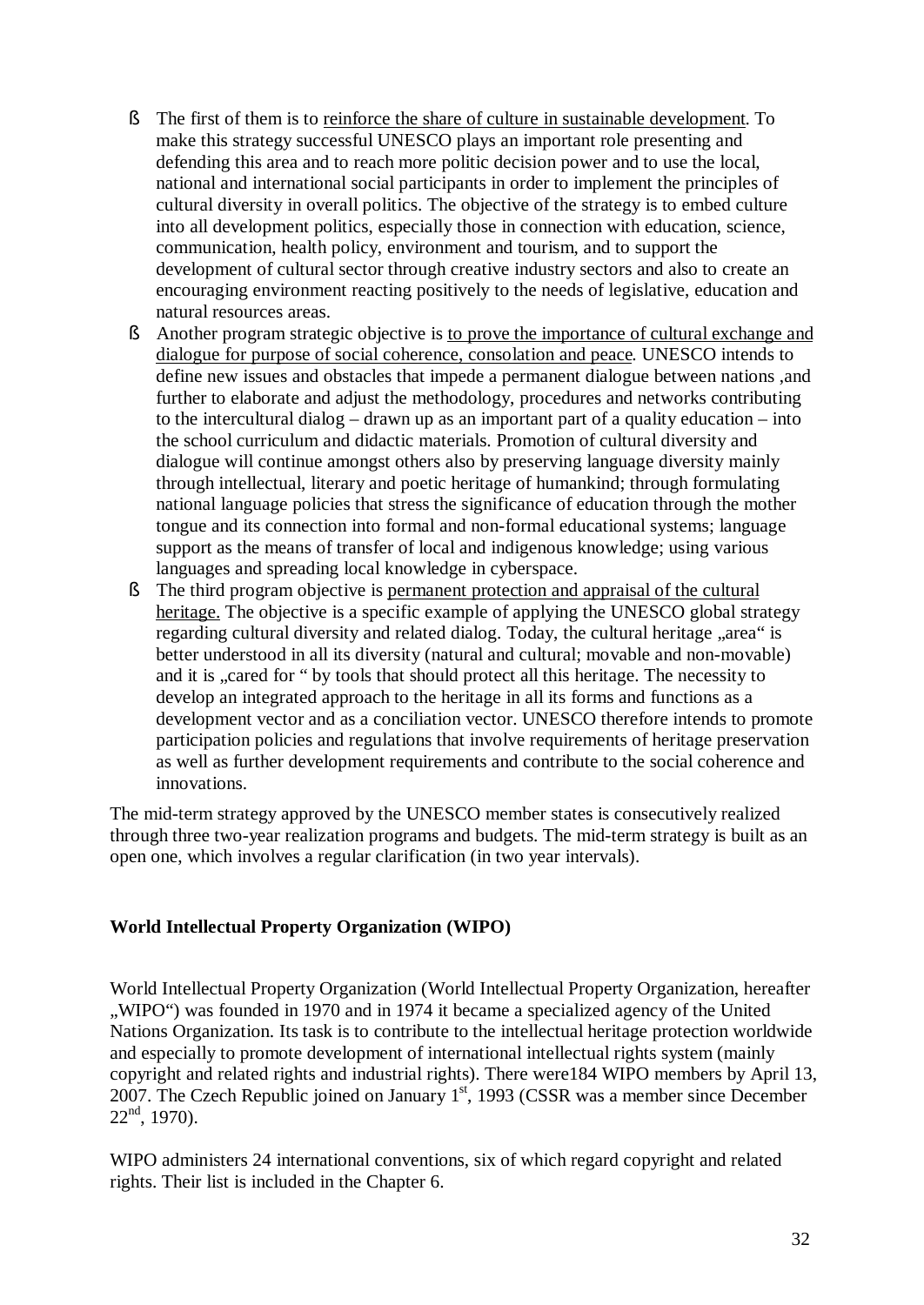- The first of them is to <u>reinforce the share of culture in sustainable development</u>. To make this strategy successful UNESCO plays an important role presenting and defending this area and to reach more politic decision power and to use the local, national and international social participants in order to implement the principles of cultural diversity in overall politics. The objective of the strategy is to embed culture into all development politics, especially those in connection with education, science, communication, health policy, environment and tourism, and to support the development of cultural sector through creative industry sectors and also to create an encouraging environment reacting positively to the needs of legislative, education and natural resources areas.
- Another program strategic objective is <u>to prove the importance of cultural exchange and dialogue for purpose of social coherence, consolation and peace</u>. UNESCO intends to define new issues and obstacles that impede a permanent dialogue between nations ,and further to elaborate and adjust the methodology, procedures and networks contributing to the intercultural dialog – drawn up as an important part of a quality education – into the school curriculum and didactic materials. Promotion of cultural diversity and dialogue will continue amongst others also by preserving language diversity mainly through intellectual, literary and poetic heritage of humankind; through formulating national language policies that stress the significance of education through the mother tongue and its connection into formal and non-formal educational systems; language support as the means of transfer of local and indigenous knowledge; using various languages and spreading local knowledge in cyberspace.
- The third program objective is <u>permanent protection and appraisal of the cultural heritage.</u> The objective is a specific example of applying the UNESCO global strategy regarding cultural diversity and related dialog. Today, the cultural heritage „area" is better understood in all its diversity (natural and cultural; movable and non-movable) and it is „cared for " by tools that should protect all this heritage. The necessity to develop an integrated approach to the heritage in all its forms and functions as a development vector and as a conciliation vector. UNESCO therefore intends to promote participation policies and regulations that involve requirements of heritage preservation as well as further development requirements and contribute to the social coherence and innovations.

The mid-term strategy approved by the UNESCO member states is consecutively realized through three two-year realization programs and budgets. The mid-term strategy is built as an open one, which involves a regular clarification (in two year intervals).

**World Intellectual Property Organization (WIPO)**

World Intellectual Property Organization (World Intellectual Property Organization, hereafter „WIPO") was founded in 1970 and in 1974 it became a specialized agency of the United Nations Organization. Its task is to contribute to the intellectual heritage protection worldwide and especially to promote development of international intellectual rights system (mainly copyright and related rights and industrial rights). There were184 WIPO members by April 13, 2007. The Czech Republic joined on January 1st, 1993 (CSSR was a member since December 22nd, 1970).

WIPO administers 24 international conventions, six of which regard copyright and related rights. Their list is included in the Chapter 6.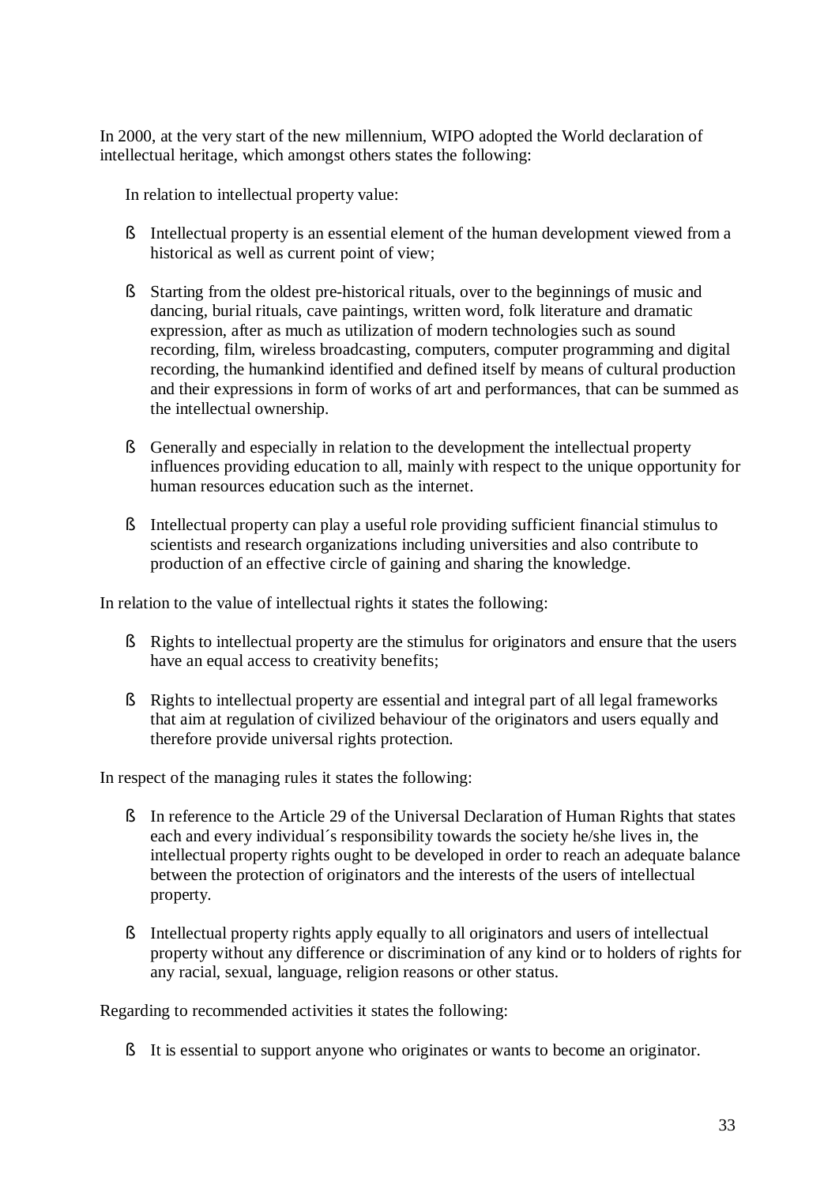In 2000, at the very start of the new millennium, WIPO adopted the World declaration of intellectual heritage, which amongst others states the following:

In relation to intellectual property value:

- Intellectual property is an essential element of the human development viewed from a historical as well as current point of view;

- Starting from the oldest pre-historical rituals, over to the beginnings of music and dancing, burial rituals, cave paintings, written word, folk literature and dramatic expression, after as much as utilization of modern technologies such as sound recording, film, wireless broadcasting, computers, computer programming and digital recording, the humankind identified and defined itself by means of cultural production and their expressions in form of works of art and performances, that can be summed as the intellectual ownership.

- Generally and especially in relation to the development the intellectual property influences providing education to all, mainly with respect to the unique opportunity for human resources education such as the internet.

- Intellectual property can play a useful role providing sufficient financial stimulus to scientists and research organizations including universities and also contribute to production of an effective circle of gaining and sharing the knowledge.

In relation to the value of intellectual rights it states the following:

- Rights to intellectual property are the stimulus for originators and ensure that the users have an equal access to creativity benefits;

- Rights to intellectual property are essential and integral part of all legal frameworks that aim at regulation of civilized behaviour of the originators and users equally and therefore provide universal rights protection.

In respect of the managing rules it states the following:

- In reference to the Article 29 of the Universal Declaration of Human Rights that states each and every individual´s responsibility towards the society he/she lives in, the intellectual property rights ought to be developed in order to reach an adequate balance between the protection of originators and the interests of the users of intellectual property.

- Intellectual property rights apply equally to all originators and users of intellectual property without any difference or discrimination of any kind or to holders of rights for any racial, sexual, language, religion reasons or other status.

Regarding to recommended activities it states the following:

- It is essential to support anyone who originates or wants to become an originator.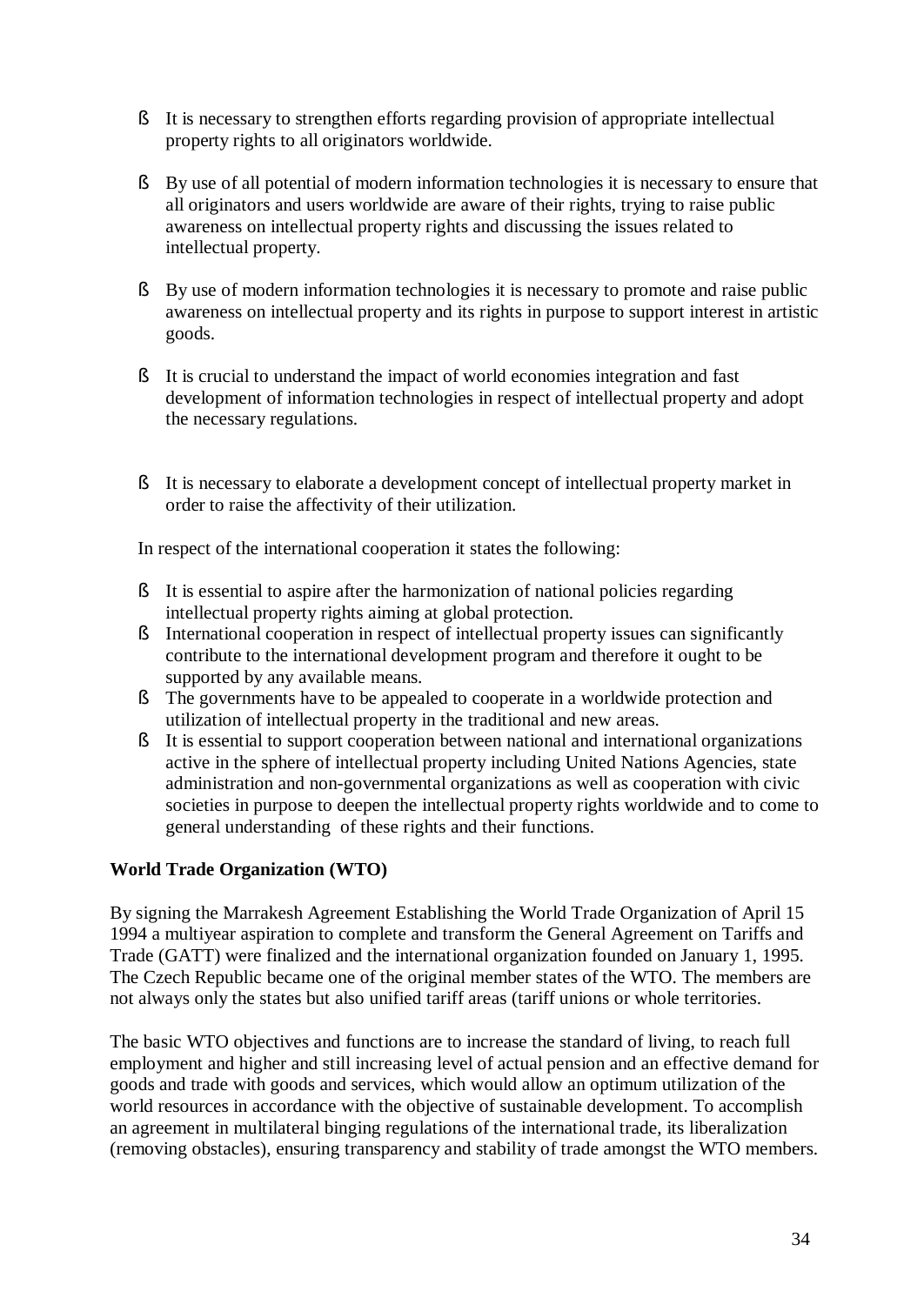- It is necessary to strengthen efforts regarding provision of appropriate intellectual property rights to all originators worldwide.

- By use of all potential of modern information technologies it is necessary to ensure that all originators and users worldwide are aware of their rights, trying to raise public awareness on intellectual property rights and discussing the issues related to intellectual property.

- By use of modern information technologies it is necessary to promote and raise public awareness on intellectual property and its rights in purpose to support interest in artistic goods.

- It is crucial to understand the impact of world economies integration and fast development of information technologies in respect of intellectual property and adopt the necessary regulations.

- It is necessary to elaborate a development concept of intellectual property market in order to raise the affectivity of their utilization.

In respect of the international cooperation it states the following:

- It is essential to aspire after the harmonization of national policies regarding intellectual property rights aiming at global protection.
- International cooperation in respect of intellectual property issues can significantly contribute to the international development program and therefore it ought to be supported by any available means.
- The governments have to be appealed to cooperate in a worldwide protection and utilization of intellectual property in the traditional and new areas.
- It is essential to support cooperation between national and international organizations active in the sphere of intellectual property including United Nations Agencies, state administration and non-governmental organizations as well as cooperation with civic societies in purpose to deepen the intellectual property rights worldwide and to come to general understanding of these rights and their functions.

**World Trade Organization (WTO)**

By signing the Marrakesh Agreement Establishing the World Trade Organization of April 15 1994 a multiyear aspiration to complete and transform the General Agreement on Tariffs and Trade (GATT) were finalized and the international organization founded on January 1, 1995. The Czech Republic became one of the original member states of the WTO. The members are not always only the states but also unified tariff areas (tariff unions or whole territories.

The basic WTO objectives and functions are to increase the standard of living, to reach full employment and higher and still increasing level of actual pension and an effective demand for goods and trade with goods and services, which would allow an optimum utilization of the world resources in accordance with the objective of sustainable development. To accomplish an agreement in multilateral binging regulations of the international trade, its liberalization (removing obstacles), ensuring transparency and stability of trade amongst the WTO members.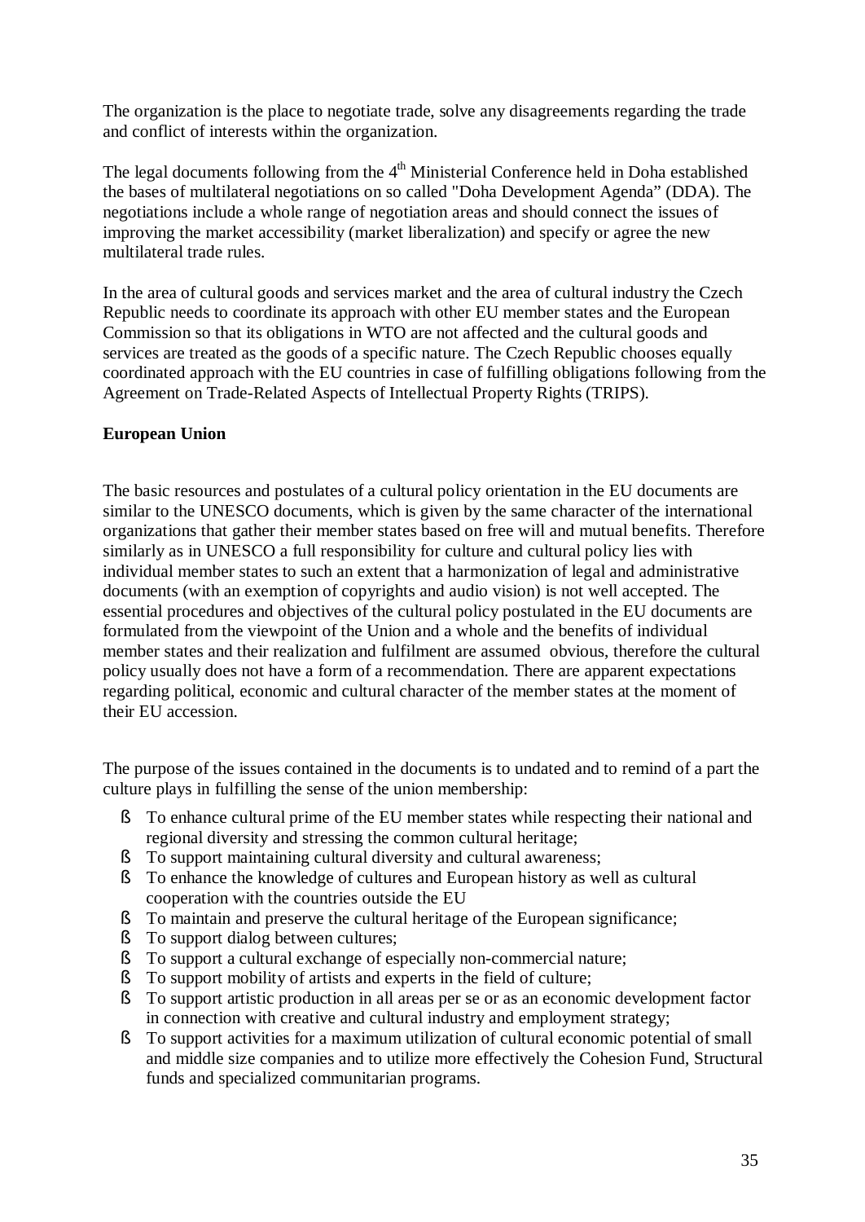The organization is the place to negotiate trade, solve any disagreements regarding the trade and conflict of interests within the organization.

The legal documents following from the 4th Ministerial Conference held in Doha established the bases of multilateral negotiations on so called "Doha Development Agenda" (DDA). The negotiations include a whole range of negotiation areas and should connect the issues of improving the market accessibility (market liberalization) and specify or agree the new multilateral trade rules.

In the area of cultural goods and services market and the area of cultural industry the Czech Republic needs to coordinate its approach with other EU member states and the European Commission so that its obligations in WTO are not affected and the cultural goods and services are treated as the goods of a specific nature. The Czech Republic chooses equally coordinated approach with the EU countries in case of fulfilling obligations following from the Agreement on Trade-Related Aspects of Intellectual Property Rights (TRIPS).

**European Union**

The basic resources and postulates of a cultural policy orientation in the EU documents are similar to the UNESCO documents, which is given by the same character of the international organizations that gather their member states based on free will and mutual benefits. Therefore similarly as in UNESCO a full responsibility for culture and cultural policy lies with individual member states to such an extent that a harmonization of legal and administrative documents (with an exemption of copyrights and audio vision) is not well accepted. The essential procedures and objectives of the cultural policy postulated in the EU documents are formulated from the viewpoint of the Union and a whole and the benefits of individual member states and their realization and fulfilment are assumed obvious, therefore the cultural policy usually does not have a form of a recommendation. There are apparent expectations regarding political, economic and cultural character of the member states at the moment of their EU accession.

The purpose of the issues contained in the documents is to undated and to remind of a part the culture plays in fulfilling the sense of the union membership:

- To enhance cultural prime of the EU member states while respecting their national and regional diversity and stressing the common cultural heritage;
- To support maintaining cultural diversity and cultural awareness;
- To enhance the knowledge of cultures and European history as well as cultural cooperation with the countries outside the EU
- To maintain and preserve the cultural heritage of the European significance;
- To support dialog between cultures;
- To support a cultural exchange of especially non-commercial nature;
- To support mobility of artists and experts in the field of culture;
- To support artistic production in all areas per se or as an economic development factor in connection with creative and cultural industry and employment strategy;
- To support activities for a maximum utilization of cultural economic potential of small and middle size companies and to utilize more effectively the Cohesion Fund, Structural funds and specialized communitarian programs.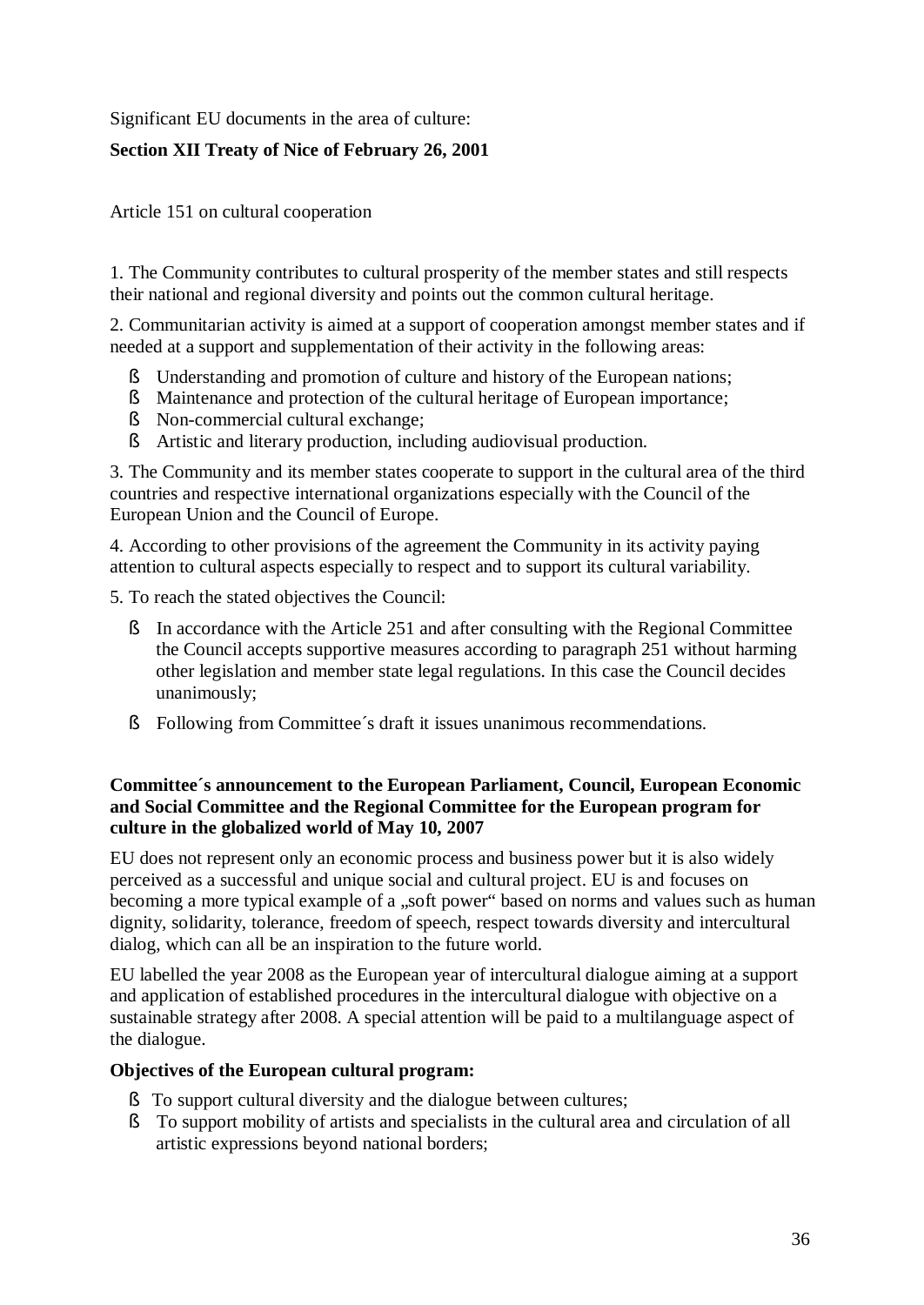Significant EU documents in the area of culture:

**Section XII Treaty of Nice of February 26, 2001**

Article 151 on cultural cooperation

1. The Community contributes to cultural prosperity of the member states and still respects their national and regional diversity and points out the common cultural heritage.

2. Communitarian activity is aimed at a support of cooperation amongst member states and if needed at a support and supplementation of their activity in the following areas:

- Understanding and promotion of culture and history of the European nations;
- Maintenance and protection of the cultural heritage of European importance;
- Non-commercial cultural exchange;
- Artistic and literary production, including audiovisual production.

3. The Community and its member states cooperate to support in the cultural area of the third countries and respective international organizations especially with the Council of the European Union and the Council of Europe.

4. According to other provisions of the agreement the Community in its activity paying attention to cultural aspects especially to respect and to support its cultural variability.

5. To reach the stated objectives the Council:

- In accordance with the Article 251 and after consulting with the Regional Committee the Council accepts supportive measures according to paragraph 251 without harming other legislation and member state legal regulations. In this case the Council decides unanimously;
- Following from Committee´s draft it issues unanimous recommendations.

**Committee´s announcement to the European Parliament, Council, European Economic and Social Committee and the Regional Committee for the European program for culture in the globalized world of May 10, 2007**

EU does not represent only an economic process and business power but it is also widely perceived as a successful and unique social and cultural project. EU is and focuses on becoming a more typical example of a „soft power" based on norms and values such as human dignity, solidarity, tolerance, freedom of speech, respect towards diversity and intercultural dialog, which can all be an inspiration to the future world.

EU labelled the year 2008 as the European year of intercultural dialogue aiming at a support and application of established procedures in the intercultural dialogue with objective on a sustainable strategy after 2008. A special attention will be paid to a multilanguage aspect of the dialogue.

**Objectives of the European cultural program:**

- To support cultural diversity and the dialogue between cultures;
- To support mobility of artists and specialists in the cultural area and circulation of all artistic expressions beyond national borders;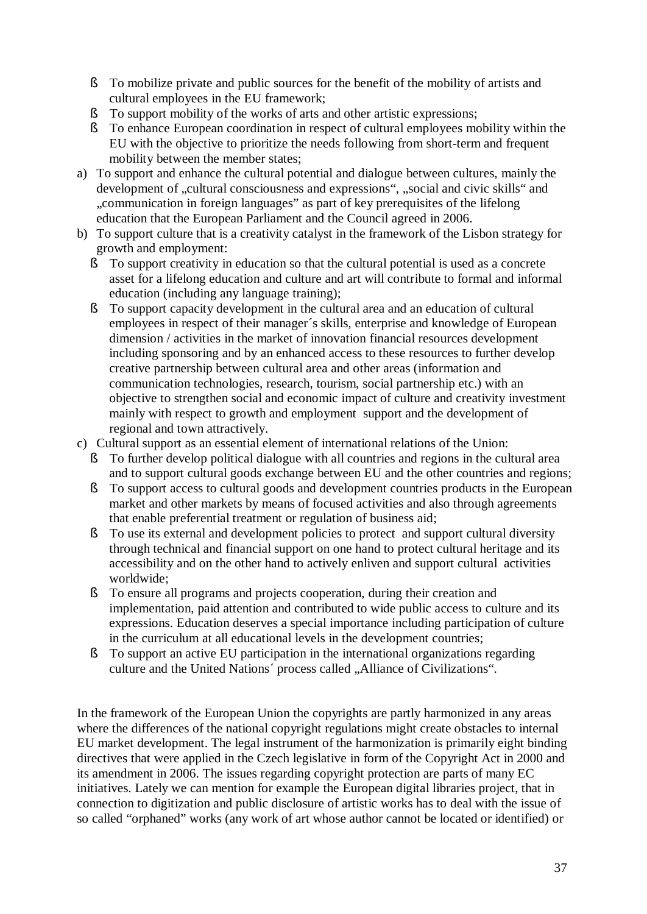- To mobilize private and public sources for the benefit of the mobility of artists and cultural employees in the EU framework;
- To support mobility of the works of arts and other artistic expressions;
- To enhance European coordination in respect of cultural employees mobility within the EU with the objective to prioritize the needs following from short-term and frequent mobility between the member states;

a) To support and enhance the cultural potential and dialogue between cultures, mainly the development of „cultural consciousness and expressions", „social and civic skills" and „communication in foreign languages" as part of key prerequisites of the lifelong education that the European Parliament and the Council agreed in 2006.

b) To support culture that is a creativity catalyst in the framework of the Lisbon strategy for growth and employment:
   - To support creativity in education so that the cultural potential is used as a concrete asset for a lifelong education and culture and art will contribute to formal and informal education (including any language training);
   - To support capacity development in the cultural area and an education of cultural employees in respect of their manager´s skills, enterprise and knowledge of European dimension / activities in the market of innovation financial resources development including sponsoring and by an enhanced access to these resources to further develop creative partnership between cultural area and other areas (information and communication technologies, research, tourism, social partnership etc.) with an objective to strengthen social and economic impact of culture and creativity investment mainly with respect to growth and employment support and the development of regional and town attractively.

c) Cultural support as an essential element of international relations of the Union:
   - To further develop political dialogue with all countries and regions in the cultural area and to support cultural goods exchange between EU and the other countries and regions;
   - To support access to cultural goods and development countries products in the European market and other markets by means of focused activities and also through agreements that enable preferential treatment or regulation of business aid;
   - To use its external and development policies to protect and support cultural diversity through technical and financial support on one hand to protect cultural heritage and its accessibility and on the other hand to actively enliven and support cultural activities worldwide;
   - To ensure all programs and projects cooperation, during their creation and implementation, paid attention and contributed to wide public access to culture and its expressions. Education deserves a special importance including participation of culture in the curriculum at all educational levels in the development countries;
   - To support an active EU participation in the international organizations regarding culture and the United Nations´ process called „Alliance of Civilizations".

In the framework of the European Union the copyrights are partly harmonized in any areas where the differences of the national copyright regulations might create obstacles to internal EU market development. The legal instrument of the harmonization is primarily eight binding directives that were applied in the Czech legislative in form of the Copyright Act in 2000 and its amendment in 2006. The issues regarding copyright protection are parts of many EC initiatives. Lately we can mention for example the European digital libraries project, that in connection to digitization and public disclosure of artistic works has to deal with the issue of so called "orphaned" works (any work of art whose author cannot be located or identified) or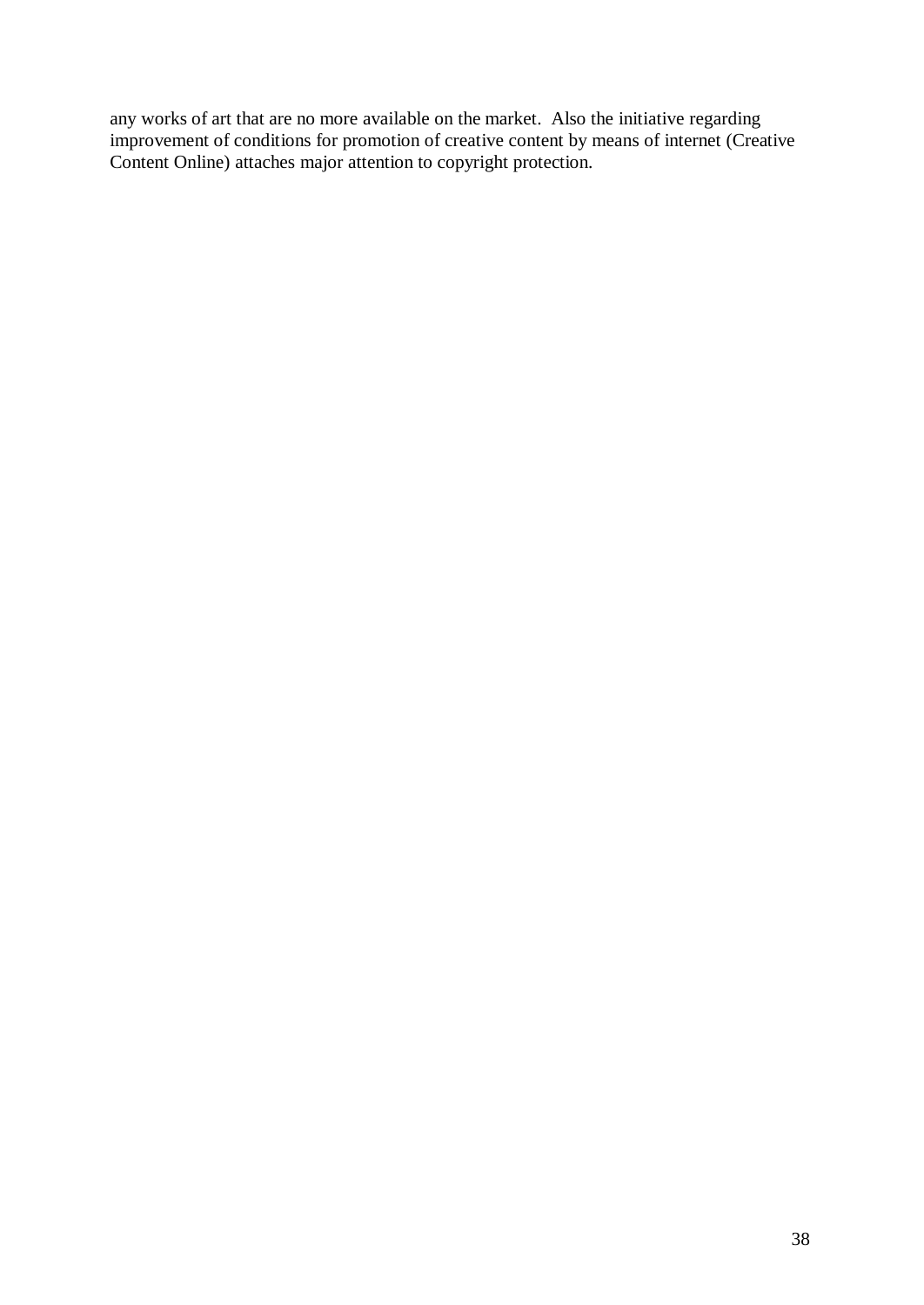any works of art that are no more available on the market. Also the initiative regarding improvement of conditions for promotion of creative content by means of internet (Creative Content Online) attaches major attention to copyright protection.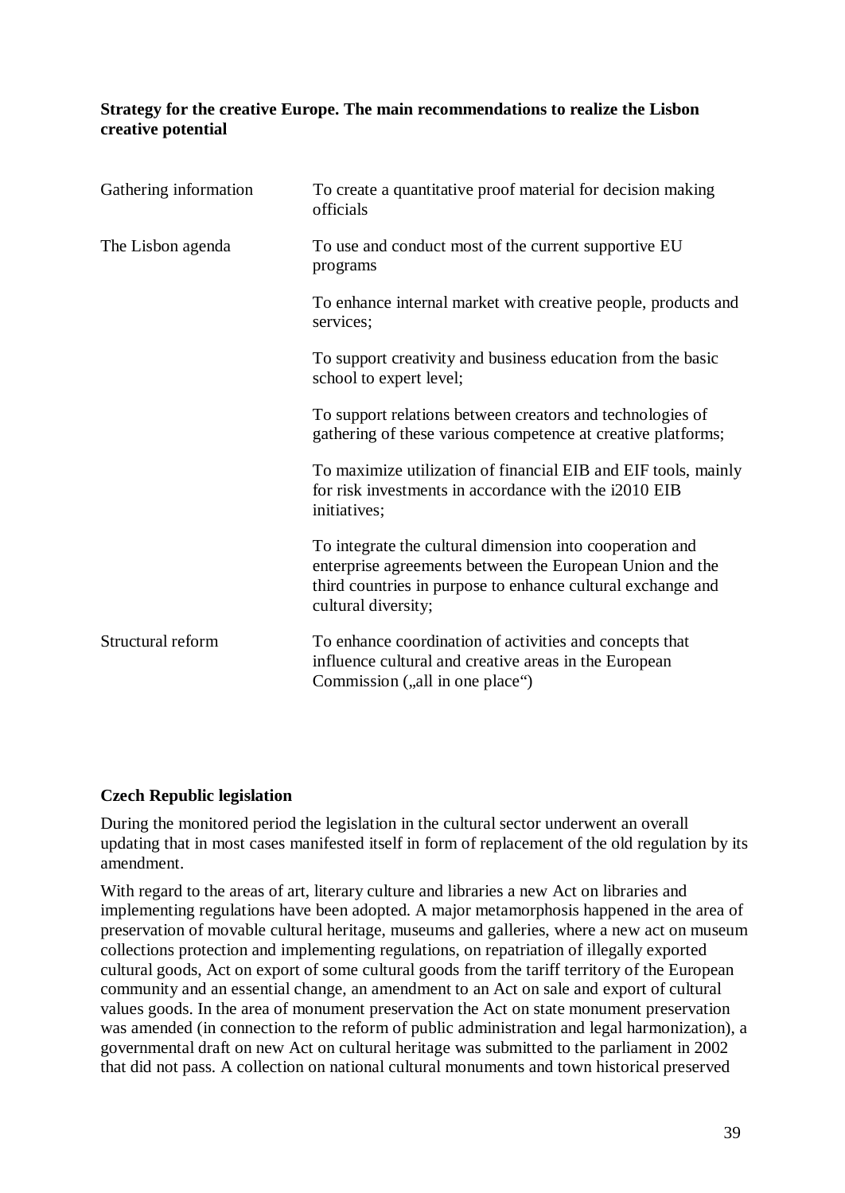**Strategy for the creative Europe. The main recommendations to realize the Lisbon creative potential**

| | |
|---|---|
| Gathering information | To create a quantitative proof material for decision making officials |
| The Lisbon agenda | To use and conduct most of the current supportive EU programs |
| | To enhance internal market with creative people, products and services; |
| | To support creativity and business education from the basic school to expert level; |
| | To support relations between creators and technologies of gathering of these various competence at creative platforms; |
| | To maximize utilization of financial EIB and EIF tools, mainly for risk investments in accordance with the i2010 EIB initiatives; |
| | To integrate the cultural dimension into cooperation and enterprise agreements between the European Union and the third countries in purpose to enhance cultural exchange and cultural diversity; |
| Structural reform | To enhance coordination of activities and concepts that influence cultural and creative areas in the European Commission („all in one place“) |

**Czech Republic legislation**

During the monitored period the legislation in the cultural sector underwent an overall updating that in most cases manifested itself in form of replacement of the old regulation by its amendment.

With regard to the areas of art, literary culture and libraries a new Act on libraries and implementing regulations have been adopted. A major metamorphosis happened in the area of preservation of movable cultural heritage, museums and galleries, where a new act on museum collections protection and implementing regulations, on repatriation of illegally exported cultural goods, Act on export of some cultural goods from the tariff territory of the European community and an essential change, an amendment to an Act on sale and export of cultural values goods. In the area of monument preservation the Act on state monument preservation was amended (in connection to the reform of public administration and legal harmonization), a governmental draft on new Act on cultural heritage was submitted to the parliament in 2002 that did not pass. A collection on national cultural monuments and town historical preserved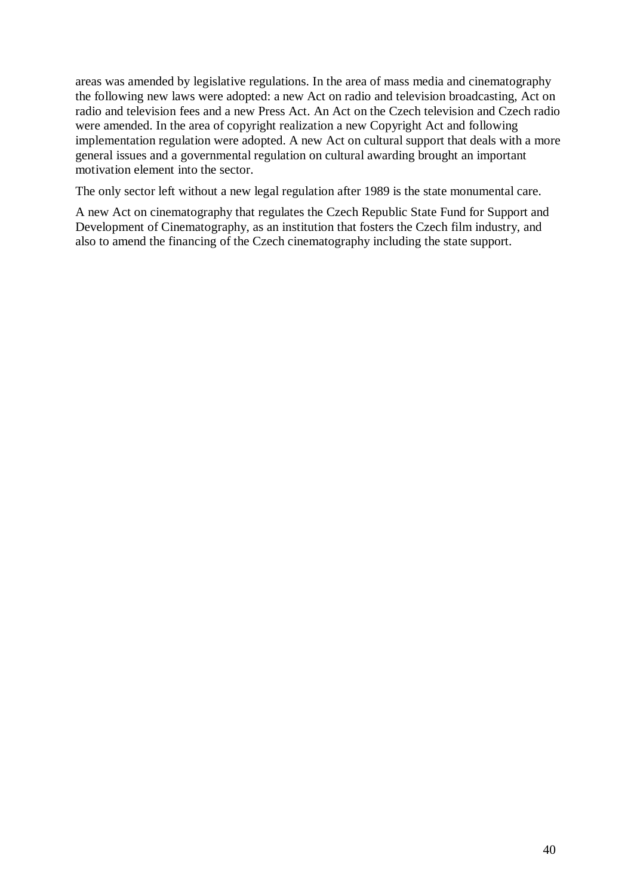areas was amended by legislative regulations. In the area of mass media and cinematography the following new laws were adopted: a new Act on radio and television broadcasting, Act on radio and television fees and a new Press Act. An Act on the Czech television and Czech radio were amended. In the area of copyright realization a new Copyright Act and following implementation regulation were adopted. A new Act on cultural support that deals with a more general issues and a governmental regulation on cultural awarding brought an important motivation element into the sector.

The only sector left without a new legal regulation after 1989 is the state monumental care.

A new Act on cinematography that regulates the Czech Republic State Fund for Support and Development of Cinematography, as an institution that fosters the Czech film industry, and also to amend the financing of the Czech cinematography including the state support.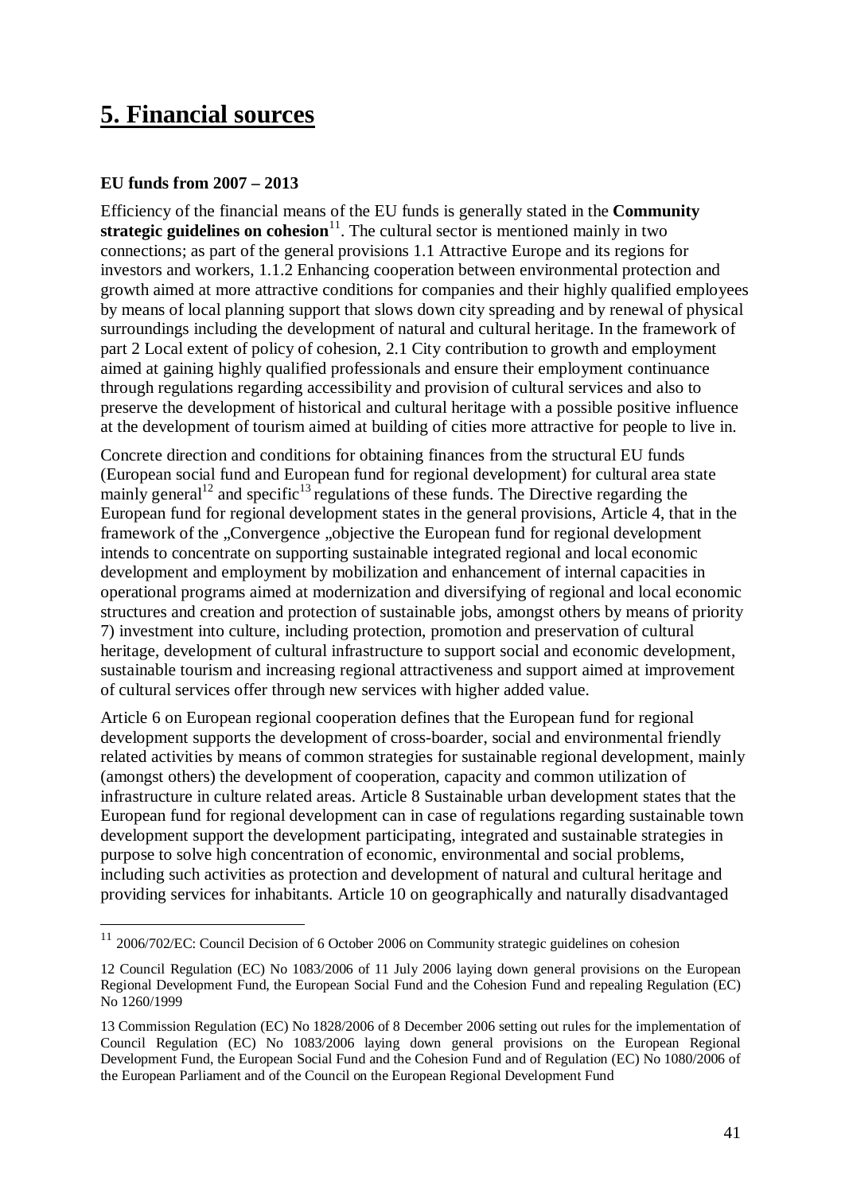# 5. Financial sources

**EU funds from 2007 – 2013**

Efficiency of the financial means of the EU funds is generally stated in the **Community strategic guidelines on cohesion**[11]. The cultural sector is mentioned mainly in two connections; as part of the general provisions 1.1 Attractive Europe and its regions for investors and workers, 1.1.2 Enhancing cooperation between environmental protection and growth aimed at more attractive conditions for companies and their highly qualified employees by means of local planning support that slows down city spreading and by renewal of physical surroundings including the development of natural and cultural heritage. In the framework of part 2 Local extent of policy of cohesion, 2.1 City contribution to growth and employment aimed at gaining highly qualified professionals and ensure their employment continuance through regulations regarding accessibility and provision of cultural services and also to preserve the development of historical and cultural heritage with a possible positive influence at the development of tourism aimed at building of cities more attractive for people to live in.

Concrete direction and conditions for obtaining finances from the structural EU funds (European social fund and European fund for regional development) for cultural area state mainly general[12] and specific[13] regulations of these funds. The Directive regarding the European fund for regional development states in the general provisions, Article 4, that in the framework of the „Convergence „objective the European fund for regional development intends to concentrate on supporting sustainable integrated regional and local economic development and employment by mobilization and enhancement of internal capacities in operational programs aimed at modernization and diversifying of regional and local economic structures and creation and protection of sustainable jobs, amongst others by means of priority 7) investment into culture, including protection, promotion and preservation of cultural heritage, development of cultural infrastructure to support social and economic development, sustainable tourism and increasing regional attractiveness and support aimed at improvement of cultural services offer through new services with higher added value.

Article 6 on European regional cooperation defines that the European fund for regional development supports the development of cross-boarder, social and environmental friendly related activities by means of common strategies for sustainable regional development, mainly (amongst others) the development of cooperation, capacity and common utilization of infrastructure in culture related areas. Article 8 Sustainable urban development states that the European fund for regional development can in case of regulations regarding sustainable town development support the development participating, integrated and sustainable strategies in purpose to solve high concentration of economic, environmental and social problems, including such activities as protection and development of natural and cultural heritage and providing services for inhabitants. Article 10 on geographically and naturally disadvantaged

---

[11] 2006/702/EC: Council Decision of 6 October 2006 on Community strategic guidelines on cohesion

12 Council Regulation (EC) No 1083/2006 of 11 July 2006 laying down general provisions on the European Regional Development Fund, the European Social Fund and the Cohesion Fund and repealing Regulation (EC) No 1260/1999

13 Commission Regulation (EC) No 1828/2006 of 8 December 2006 setting out rules for the implementation of Council Regulation (EC) No 1083/2006 laying down general provisions on the European Regional Development Fund, the European Social Fund and the Cohesion Fund and of Regulation (EC) No 1080/2006 of the European Parliament and of the Council on the European Regional Development Fund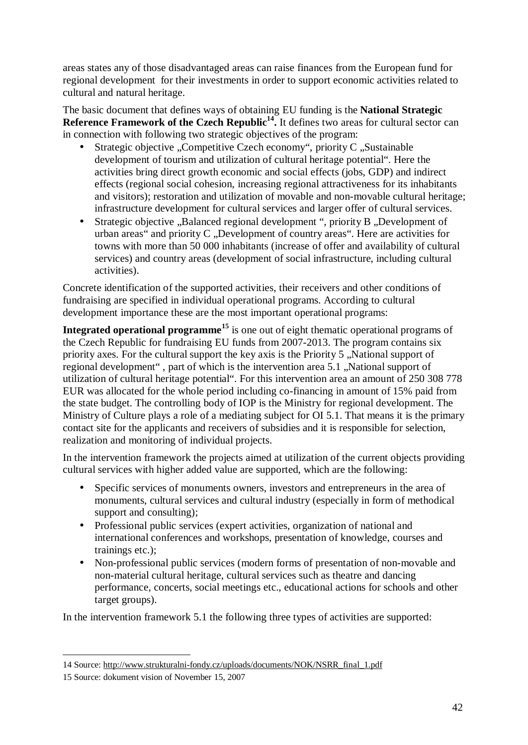areas states any of those disadvantaged areas can raise finances from the European fund for regional development for their investments in order to support economic activities related to cultural and natural heritage.

The basic document that defines ways of obtaining EU funding is the **National Strategic Reference Framework of the Czech Republic[14].** It defines two areas for cultural sector can in connection with following two strategic objectives of the program:

- Strategic objective „Competitive Czech economy“, priority C „Sustainable development of tourism and utilization of cultural heritage potential“. Here the activities bring direct growth economic and social effects (jobs, GDP) and indirect effects (regional social cohesion, increasing regional attractiveness for its inhabitants and visitors); restoration and utilization of movable and non-movable cultural heritage; infrastructure development for cultural services and larger offer of cultural services.
- Strategic objective „Balanced regional development “, priority B „Development of urban areas“ and priority C „Development of country areas“. Here are activities for towns with more than 50 000 inhabitants (increase of offer and availability of cultural services) and country areas (development of social infrastructure, including cultural activities).

Concrete identification of the supported activities, their receivers and other conditions of fundraising are specified in individual operational programs. According to cultural development importance these are the most important operational programs:

**Integrated operational programme[15]** is one out of eight thematic operational programs of the Czech Republic for fundraising EU funds from 2007-2013. The program contains six priority axes. For the cultural support the key axis is the Priority 5 „National support of regional development“ , part of which is the intervention area 5.1 „National support of utilization of cultural heritage potential“. For this intervention area an amount of 250 308 778 EUR was allocated for the whole period including co-financing in amount of 15% paid from the state budget. The controlling body of IOP is the Ministry for regional development. The Ministry of Culture plays a role of a mediating subject for OI 5.1. That means it is the primary contact site for the applicants and receivers of subsidies and it is responsible for selection, realization and monitoring of individual projects.

In the intervention framework the projects aimed at utilization of the current objects providing cultural services with higher added value are supported, which are the following:

- Specific services of monuments owners, investors and entrepreneurs in the area of monuments, cultural services and cultural industry (especially in form of methodical support and consulting);
- Professional public services (expert activities, organization of national and international conferences and workshops, presentation of knowledge, courses and trainings etc.);
- Non-professional public services (modern forms of presentation of non-movable and non-material cultural heritage, cultural services such as theatre and dancing performance, concerts, social meetings etc., educational actions for schools and other target groups).

In the intervention framework 5.1 the following three types of activities are supported:

---

14 Source: http://www.strukturalni-fondy.cz/uploads/documents/NOK/NSRR_final_1.pdf

15 Source: dokument vision of November 15, 2007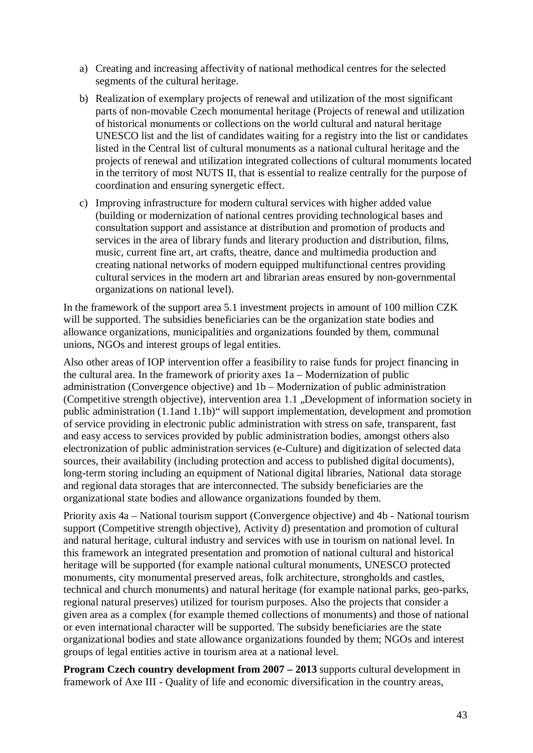a) Creating and increasing affectivity of national methodical centres for the selected segments of the cultural heritage.

b) Realization of exemplary projects of renewal and utilization of the most significant parts of non-movable Czech monumental heritage (Projects of renewal and utilization of historical monuments or collections on the world cultural and natural heritage UNESCO list and the list of candidates waiting for a registry into the list or candidates listed in the Central list of cultural monuments as a national cultural heritage and the projects of renewal and utilization integrated collections of cultural monuments located in the territory of most NUTS II, that is essential to realize centrally for the purpose of coordination and ensuring synergetic effect.

c) Improving infrastructure for modern cultural services with higher added value (building or modernization of national centres providing technological bases and consultation support and assistance at distribution and promotion of products and services in the area of library funds and literary production and distribution, films, music, current fine art, art crafts, theatre, dance and multimedia production and creating national networks of modern equipped multifunctional centres providing cultural services in the modern art and librarian areas ensured by non-governmental organizations on national level).

In the framework of the support area 5.1 investment projects in amount of 100 million CZK will be supported. The subsidies beneficiaries can be the organization state bodies and allowance organizations, municipalities and organizations founded by them, communal unions, NGOs and interest groups of legal entities.

Also other areas of IOP intervention offer a feasibility to raise funds for project financing in the cultural area. In the framework of priority axes 1a – Modernization of public administration (Convergence objective) and 1b – Modernization of public administration (Competitive strength objective), intervention area 1.1 „Development of information society in public administration (1.1and 1.1b)" will support implementation, development and promotion of service providing in electronic public administration with stress on safe, transparent, fast and easy access to services provided by public administration bodies, amongst others also electronization of public administration services (e-Culture) and digitization of selected data sources, their availability (including protection and access to published digital documents), long-term storing including an equipment of National digital libraries, National data storage and regional data storages that are interconnected. The subsidy beneficiaries are the organizational state bodies and allowance organizations founded by them.

Priority axis 4a – National tourism support (Convergence objective) and 4b - National tourism support (Competitive strength objective), Activity d) presentation and promotion of cultural and natural heritage, cultural industry and services with use in tourism on national level. In this framework an integrated presentation and promotion of national cultural and historical heritage will be supported (for example national cultural monuments, UNESCO protected monuments, city monumental preserved areas, folk architecture, strongholds and castles, technical and church monuments) and natural heritage (for example national parks, geo-parks, regional natural preserves) utilized for tourism purposes. Also the projects that consider a given area as a complex (for example themed collections of monuments) and those of national or even international character will be supported. The subsidy beneficiaries are the state organizational bodies and state allowance organizations founded by them; NGOs and interest groups of legal entities active in tourism area at a national level.

**Program Czech country development from 2007 – 2013** supports cultural development in framework of Axe III - Quality of life and economic diversification in the country areas,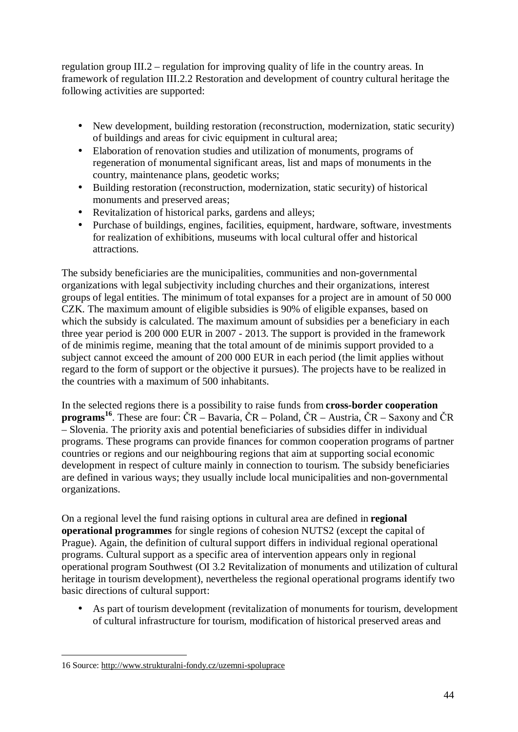regulation group III.2 – regulation for improving quality of life in the country areas. In framework of regulation III.2.2 Restoration and development of country cultural heritage the following activities are supported:

- New development, building restoration (reconstruction, modernization, static security) of buildings and areas for civic equipment in cultural area;
- Elaboration of renovation studies and utilization of monuments, programs of regeneration of monumental significant areas, list and maps of monuments in the country, maintenance plans, geodetic works;
- Building restoration (reconstruction, modernization, static security) of historical monuments and preserved areas;
- Revitalization of historical parks, gardens and alleys;
- Purchase of buildings, engines, facilities, equipment, hardware, software, investments for realization of exhibitions, museums with local cultural offer and historical attractions.

The subsidy beneficiaries are the municipalities, communities and non-governmental organizations with legal subjectivity including churches and their organizations, interest groups of legal entities. The minimum of total expanses for a project are in amount of 50 000 CZK. The maximum amount of eligible subsidies is 90% of eligible expanses, based on which the subsidy is calculated. The maximum amount of subsidies per a beneficiary in each three year period is 200 000 EUR in 2007 - 2013. The support is provided in the framework of de minimis regime, meaning that the total amount of de minimis support provided to a subject cannot exceed the amount of 200 000 EUR in each period (the limit applies without regard to the form of support or the objective it pursues). The projects have to be realized in the countries with a maximum of 500 inhabitants.

In the selected regions there is a possibility to raise funds from **cross-border cooperation programs**[16]. These are four: ČR – Bavaria, ČR – Poland, ČR – Austria, ČR – Saxony and ČR – Slovenia. The priority axis and potential beneficiaries of subsidies differ in individual programs. These programs can provide finances for common cooperation programs of partner countries or regions and our neighbouring regions that aim at supporting social economic development in respect of culture mainly in connection to tourism. The subsidy beneficiaries are defined in various ways; they usually include local municipalities and non-governmental organizations.

On a regional level the fund raising options in cultural area are defined in **regional operational programmes** for single regions of cohesion NUTS2 (except the capital of Prague). Again, the definition of cultural support differs in individual regional operational programs. Cultural support as a specific area of intervention appears only in regional operational program Southwest (OI 3.2 Revitalization of monuments and utilization of cultural heritage in tourism development), nevertheless the regional operational programs identify two basic directions of cultural support:

- As part of tourism development (revitalization of monuments for tourism, development of cultural infrastructure for tourism, modification of historical preserved areas and

16 Source: http://www.strukturalni-fondy.cz/uzemni-spoluprace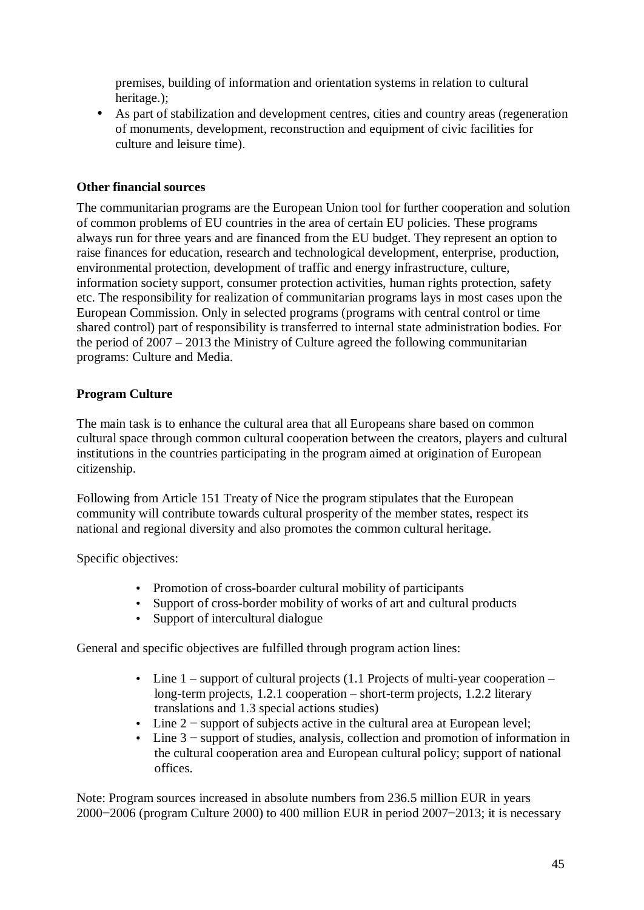premises, building of information and orientation systems in relation to cultural heritage.);

- As part of stabilization and development centres, cities and country areas (regeneration of monuments, development, reconstruction and equipment of civic facilities for culture and leisure time).

**Other financial sources**

The communitarian programs are the European Union tool for further cooperation and solution of common problems of EU countries in the area of certain EU policies. These programs always run for three years and are financed from the EU budget. They represent an option to raise finances for education, research and technological development, enterprise, production, environmental protection, development of traffic and energy infrastructure, culture, information society support, consumer protection activities, human rights protection, safety etc. The responsibility for realization of communitarian programs lays in most cases upon the European Commission. Only in selected programs (programs with central control or time shared control) part of responsibility is transferred to internal state administration bodies. For the period of 2007 – 2013 the Ministry of Culture agreed the following communitarian programs: Culture and Media.

**Program Culture**

The main task is to enhance the cultural area that all Europeans share based on common cultural space through common cultural cooperation between the creators, players and cultural institutions in the countries participating in the program aimed at origination of European citizenship.

Following from Article 151 Treaty of Nice the program stipulates that the European community will contribute towards cultural prosperity of the member states, respect its national and regional diversity and also promotes the common cultural heritage.

Specific objectives:

- Promotion of cross-boarder cultural mobility of participants
- Support of cross-border mobility of works of art and cultural products
- Support of intercultural dialogue

General and specific objectives are fulfilled through program action lines:

- Line 1 – support of cultural projects (1.1 Projects of multi-year cooperation – long-term projects, 1.2.1 cooperation – short-term projects, 1.2.2 literary translations and 1.3 special actions studies)
- Line 2 − support of subjects active in the cultural area at European level;
- Line 3 − support of studies, analysis, collection and promotion of information in the cultural cooperation area and European cultural policy; support of national offices.

Note: Program sources increased in absolute numbers from 236.5 million EUR in years 2000−2006 (program Culture 2000) to 400 million EUR in period 2007−2013; it is necessary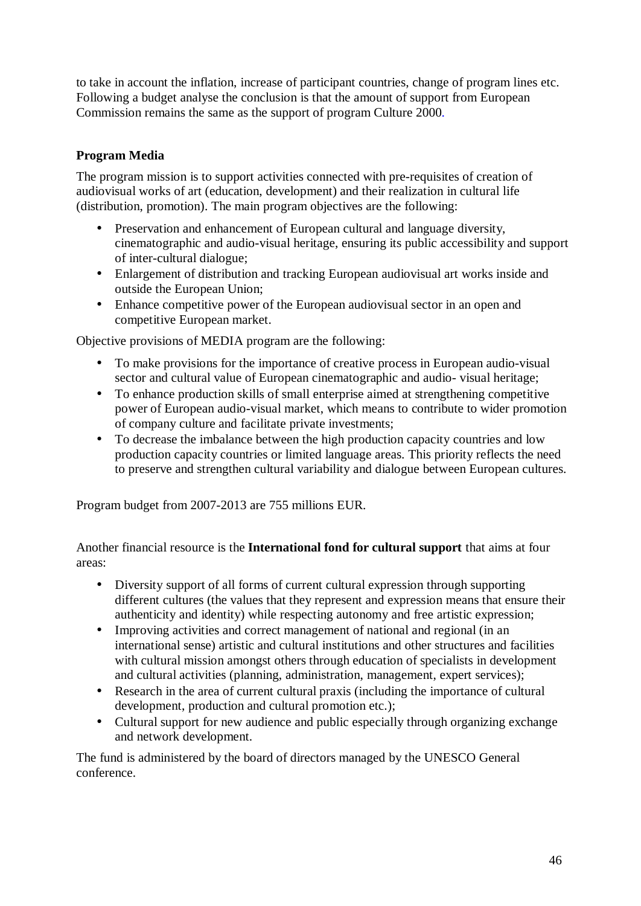to take in account the inflation, increase of participant countries, change of program lines etc. Following a budget analyse the conclusion is that the amount of support from European Commission remains the same as the support of program Culture 2000.

**Program Media**

The program mission is to support activities connected with pre-requisites of creation of audiovisual works of art (education, development) and their realization in cultural life (distribution, promotion). The main program objectives are the following:

- Preservation and enhancement of European cultural and language diversity, cinematographic and audio-visual heritage, ensuring its public accessibility and support of inter-cultural dialogue;
- Enlargement of distribution and tracking European audiovisual art works inside and outside the European Union;
- Enhance competitive power of the European audiovisual sector in an open and competitive European market.

Objective provisions of MEDIA program are the following:

- To make provisions for the importance of creative process in European audio-visual sector and cultural value of European cinematographic and audio- visual heritage;
- To enhance production skills of small enterprise aimed at strengthening competitive power of European audio-visual market, which means to contribute to wider promotion of company culture and facilitate private investments;
- To decrease the imbalance between the high production capacity countries and low production capacity countries or limited language areas. This priority reflects the need to preserve and strengthen cultural variability and dialogue between European cultures.

Program budget from 2007-2013 are 755 millions EUR.

Another financial resource is the **International fond for cultural support** that aims at four areas:

- Diversity support of all forms of current cultural expression through supporting different cultures (the values that they represent and expression means that ensure their authenticity and identity) while respecting autonomy and free artistic expression;
- Improving activities and correct management of national and regional (in an international sense) artistic and cultural institutions and other structures and facilities with cultural mission amongst others through education of specialists in development and cultural activities (planning, administration, management, expert services);
- Research in the area of current cultural praxis (including the importance of cultural development, production and cultural promotion etc.);
- Cultural support for new audience and public especially through organizing exchange and network development.

The fund is administered by the board of directors managed by the UNESCO General conference.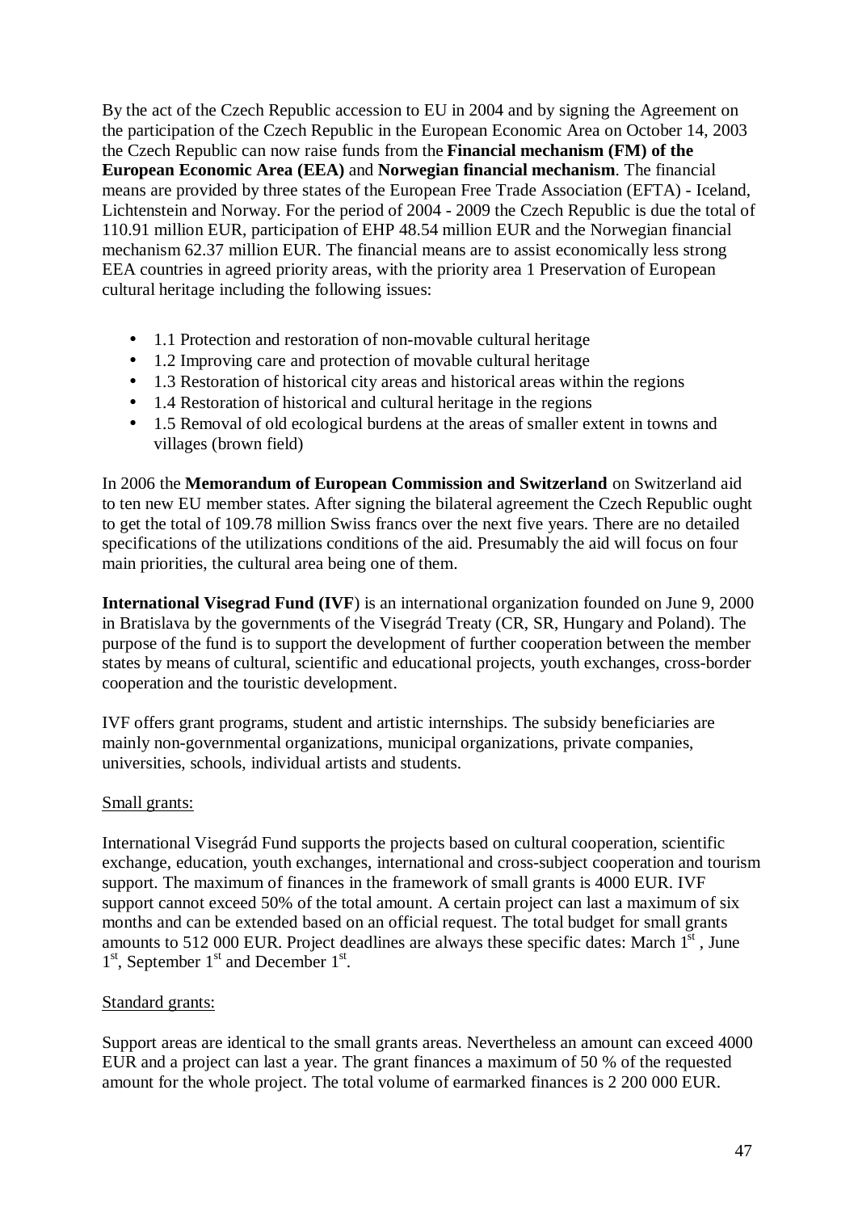By the act of the Czech Republic accession to EU in 2004 and by signing the Agreement on the participation of the Czech Republic in the European Economic Area on October 14, 2003 the Czech Republic can now raise funds from the **Financial mechanism (FM) of the European Economic Area (EEA)** and **Norwegian financial mechanism**. The financial means are provided by three states of the European Free Trade Association (EFTA) - Iceland, Lichtenstein and Norway. For the period of 2004 - 2009 the Czech Republic is due the total of 110.91 million EUR, participation of EHP 48.54 million EUR and the Norwegian financial mechanism 62.37 million EUR. The financial means are to assist economically less strong EEA countries in agreed priority areas, with the priority area 1 Preservation of European cultural heritage including the following issues:

- 1.1 Protection and restoration of non-movable cultural heritage
- 1.2 Improving care and protection of movable cultural heritage
- 1.3 Restoration of historical city areas and historical areas within the regions
- 1.4 Restoration of historical and cultural heritage in the regions
- 1.5 Removal of old ecological burdens at the areas of smaller extent in towns and villages (brown field)

In 2006 the **Memorandum of European Commission and Switzerland** on Switzerland aid to ten new EU member states. After signing the bilateral agreement the Czech Republic ought to get the total of 109.78 million Swiss francs over the next five years. There are no detailed specifications of the utilizations conditions of the aid. Presumably the aid will focus on four main priorities, the cultural area being one of them.

**International Visegrad Fund (IVF**) is an international organization founded on June 9, 2000 in Bratislava by the governments of the Visegrád Treaty (CR, SR, Hungary and Poland). The purpose of the fund is to support the development of further cooperation between the member states by means of cultural, scientific and educational projects, youth exchanges, cross-border cooperation and the touristic development.

IVF offers grant programs, student and artistic internships. The subsidy beneficiaries are mainly non-governmental organizations, municipal organizations, private companies, universities, schools, individual artists and students.

Small grants:

International Visegrád Fund supports the projects based on cultural cooperation, scientific exchange, education, youth exchanges, international and cross-subject cooperation and tourism support. The maximum of finances in the framework of small grants is 4000 EUR. IVF support cannot exceed 50% of the total amount. A certain project can last a maximum of six months and can be extended based on an official request. The total budget for small grants amounts to 512 000 EUR. Project deadlines are always these specific dates: March 1st , June 1st, September 1st and December 1st.

Standard grants:

Support areas are identical to the small grants areas. Nevertheless an amount can exceed 4000 EUR and a project can last a year. The grant finances a maximum of 50 % of the requested amount for the whole project. The total volume of earmarked finances is 2 200 000 EUR.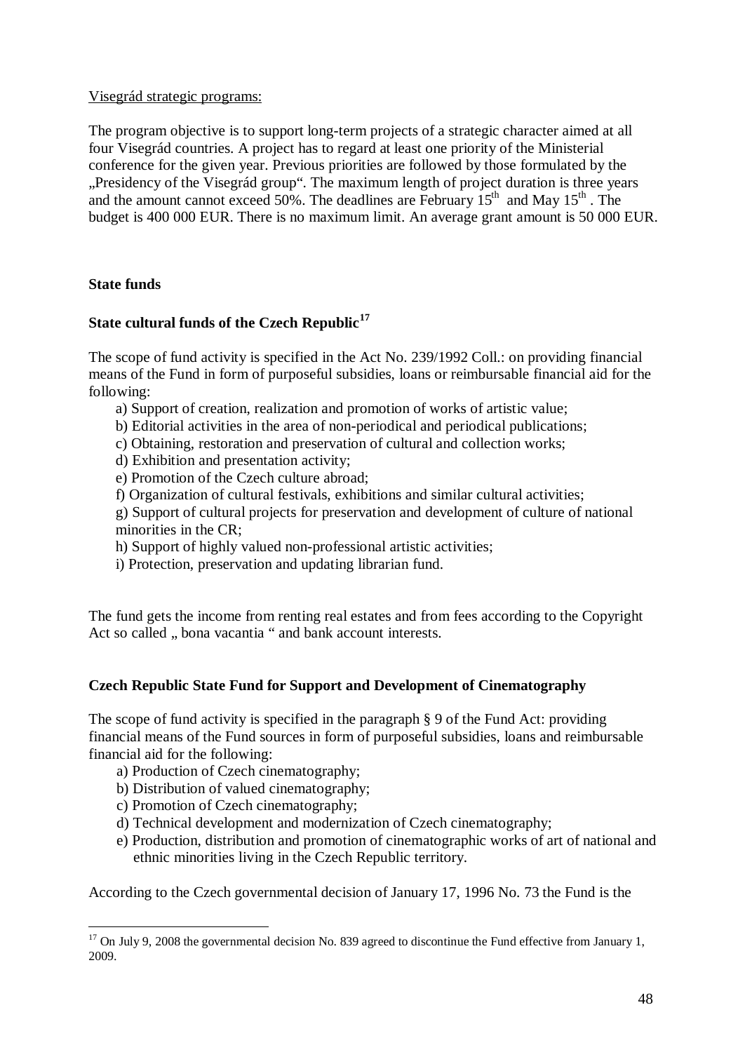Visegrád strategic programs:

The program objective is to support long-term projects of a strategic character aimed at all four Visegrád countries. A project has to regard at least one priority of the Ministerial conference for the given year. Previous priorities are followed by those formulated by the „Presidency of the Visegrád group". The maximum length of project duration is three years and the amount cannot exceed 50%. The deadlines are February 15th and May 15th . The budget is 400 000 EUR. There is no maximum limit. An average grant amount is 50 000 EUR.

## State funds

### State cultural funds of the Czech Republic[17]

The scope of fund activity is specified in the Act No. 239/1992 Coll.: on providing financial means of the Fund in form of purposeful subsidies, loans or reimbursable financial aid for the following:

a) Support of creation, realization and promotion of works of artistic value;
b) Editorial activities in the area of non-periodical and periodical publications;
c) Obtaining, restoration and preservation of cultural and collection works;
d) Exhibition and presentation activity;
e) Promotion of the Czech culture abroad;
f) Organization of cultural festivals, exhibitions and similar cultural activities;
g) Support of cultural projects for preservation and development of culture of national minorities in the CR;
h) Support of highly valued non-professional artistic activities;
i) Protection, preservation and updating librarian fund.

The fund gets the income from renting real estates and from fees according to the Copyright Act so called „ bona vacantia " and bank account interests.

### Czech Republic State Fund for Support and Development of Cinematography

The scope of fund activity is specified in the paragraph § 9 of the Fund Act: providing financial means of the Fund sources in form of purposeful subsidies, loans and reimbursable financial aid for the following:

a) Production of Czech cinematography;
b) Distribution of valued cinematography;
c) Promotion of Czech cinematography;
d) Technical development and modernization of Czech cinematography;
e) Production, distribution and promotion of cinematographic works of art of national and ethnic minorities living in the Czech Republic territory.

According to the Czech governmental decision of January 17, 1996 No. 73 the Fund is the

[17] On July 9, 2008 the governmental decision No. 839 agreed to discontinue the Fund effective from January 1, 2009.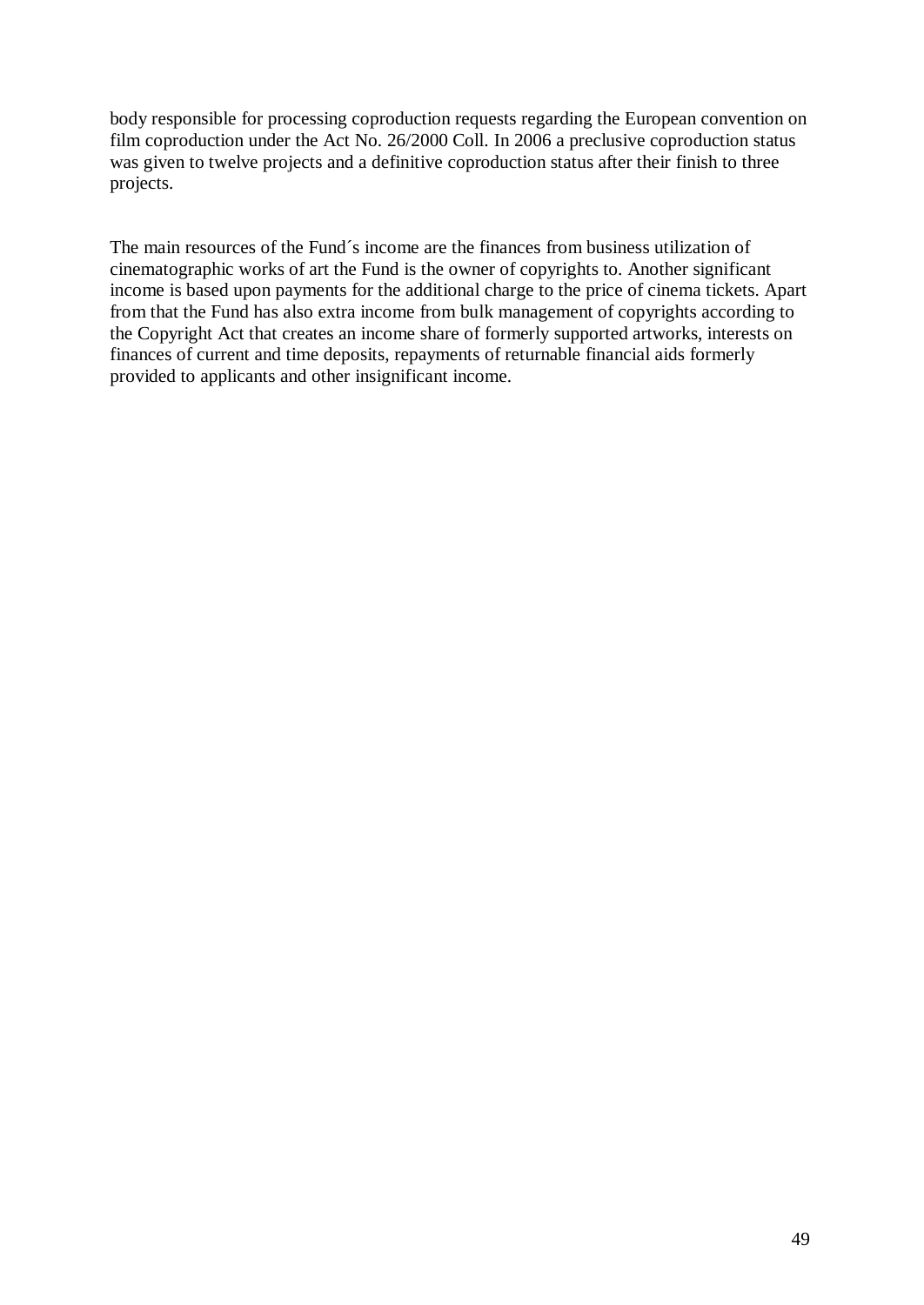body responsible for processing coproduction requests regarding the European convention on film coproduction under the Act No. 26/2000 Coll. In 2006 a preclusive coproduction status was given to twelve projects and a definitive coproduction status after their finish to three projects.

The main resources of the Fund´s income are the finances from business utilization of cinematographic works of art the Fund is the owner of copyrights to. Another significant income is based upon payments for the additional charge to the price of cinema tickets. Apart from that the Fund has also extra income from bulk management of copyrights according to the Copyright Act that creates an income share of formerly supported artworks, interests on finances of current and time deposits, repayments of returnable financial aids formerly provided to applicants and other insignificant income.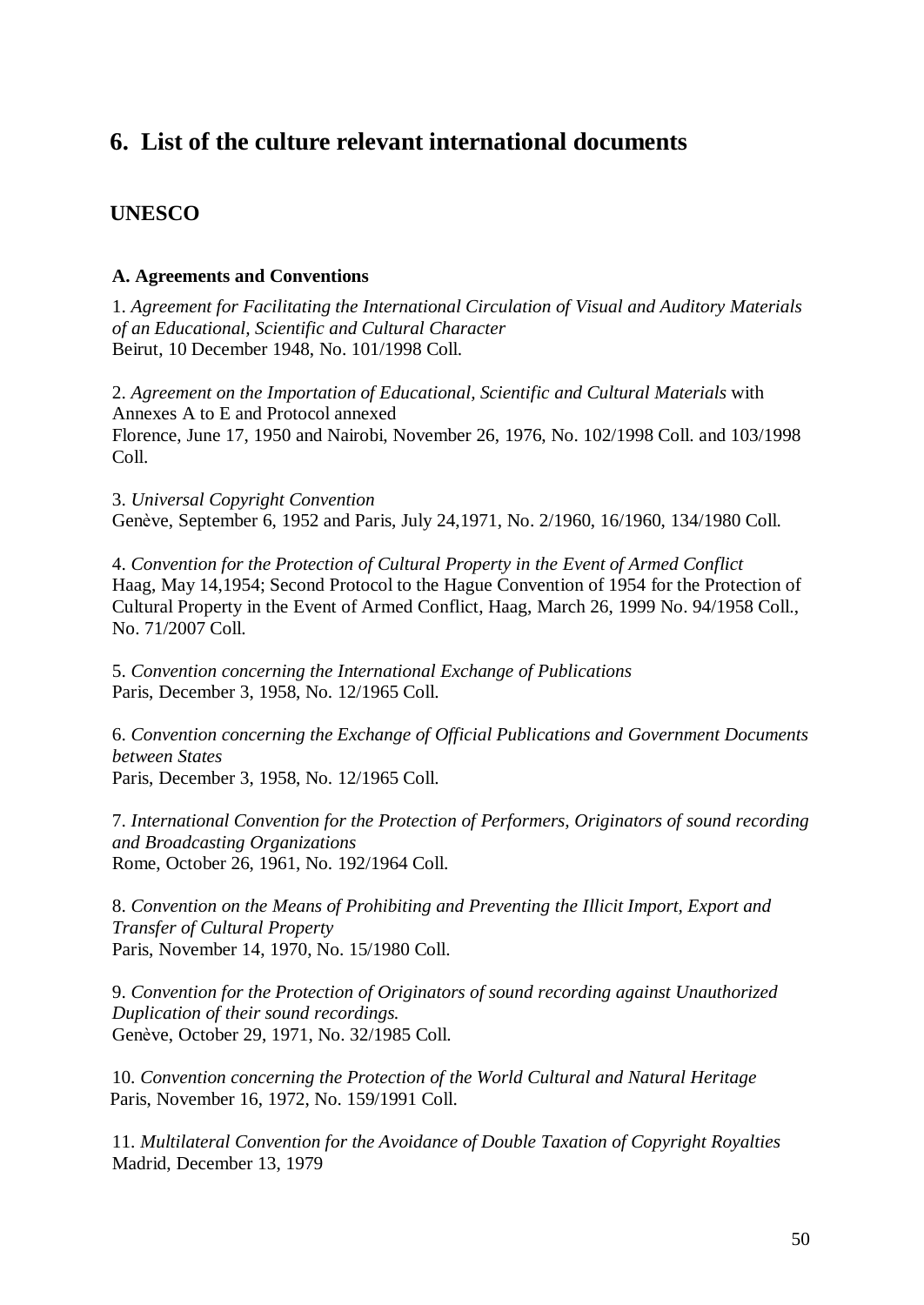# 6. List of the culture relevant international documents

## UNESCO

### A. Agreements and Conventions

1. *Agreement for Facilitating the International Circulation of Visual and Auditory Materials of an Educational, Scientific and Cultural Character*
Beirut, 10 December 1948, No. 101/1998 Coll.

2. *Agreement on the Importation of Educational, Scientific and Cultural Materials* with Annexes A to E and Protocol annexed
Florence, June 17, 1950 and Nairobi, November 26, 1976, No. 102/1998 Coll. and 103/1998 Coll.

3. *Universal Copyright Convention*
Genève, September 6, 1952 and Paris, July 24,1971, No. 2/1960, 16/1960, 134/1980 Coll.

4. *Convention for the Protection of Cultural Property in the Event of Armed Conflict*
Haag, May 14,1954; Second Protocol to the Hague Convention of 1954 for the Protection of Cultural Property in the Event of Armed Conflict, Haag, March 26, 1999 No. 94/1958 Coll., No. 71/2007 Coll.

5. *Convention concerning the International Exchange of Publications*
Paris, December 3, 1958, No. 12/1965 Coll.

6. *Convention concerning the Exchange of Official Publications and Government Documents between States*
Paris, December 3, 1958, No. 12/1965 Coll.

7. *International Convention for the Protection of Performers, Originators of sound recording and Broadcasting Organizations*
Rome, October 26, 1961, No. 192/1964 Coll.

8. *Convention on the Means of Prohibiting and Preventing the Illicit Import, Export and Transfer of Cultural Property*
Paris, November 14, 1970, No. 15/1980 Coll.

9. *Convention for the Protection of Originators of sound recording against Unauthorized Duplication of their sound recordings.*
Genève, October 29, 1971, No. 32/1985 Coll.

10. *Convention concerning the Protection of the World Cultural and Natural Heritage*
Paris, November 16, 1972, No. 159/1991 Coll.

11. *Multilateral Convention for the Avoidance of Double Taxation of Copyright Royalties*
Madrid, December 13, 1979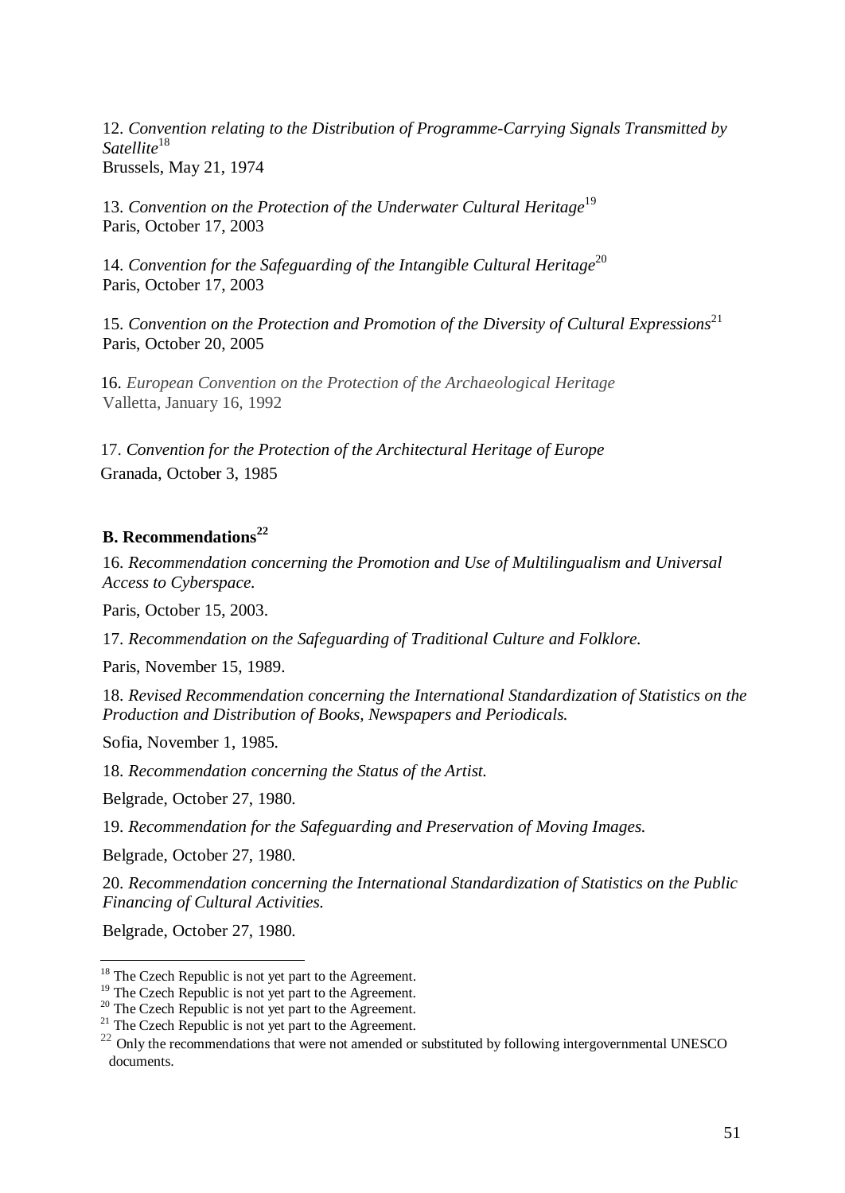12. *Convention relating to the Distribution of Programme-Carrying Signals Transmitted by Satellite*[18]
Brussels, May 21, 1974

13. *Convention on the Protection of the Underwater Cultural Heritage*[19]
Paris, October 17, 2003

14. *Convention for the Safeguarding of the Intangible Cultural Heritage*[20]
Paris, October 17, 2003

15. *Convention on the Protection and Promotion of the Diversity of Cultural Expressions*[21]
Paris, October 20, 2005

16. *European Convention on the Protection of the Archaeological Heritage*
Valletta, January 16, 1992

17. *Convention for the Protection of the Architectural Heritage of Europe*
Granada, October 3, 1985

**B. Recommendations[22]**

16. *Recommendation concerning the Promotion and Use of Multilingualism and Universal Access to Cyberspace.*

Paris, October 15, 2003.

17. *Recommendation on the Safeguarding of Traditional Culture and Folklore.*

Paris, November 15, 1989.

18. *Revised Recommendation concerning the International Standardization of Statistics on the Production and Distribution of Books, Newspapers and Periodicals.*

Sofia, November 1, 1985.

18. *Recommendation concerning the Status of the Artist.*

Belgrade, October 27, 1980.

19. *Recommendation for the Safeguarding and Preservation of Moving Images.*

Belgrade, October 27, 1980.

20. *Recommendation concerning the International Standardization of Statistics on the Public Financing of Cultural Activities.*

Belgrade, October 27, 1980.

---

[18] The Czech Republic is not yet part to the Agreement.
[19] The Czech Republic is not yet part to the Agreement.
[20] The Czech Republic is not yet part to the Agreement.
[21] The Czech Republic is not yet part to the Agreement.
[22] Only the recommendations that were not amended or substituted by following intergovernmental UNESCO documents.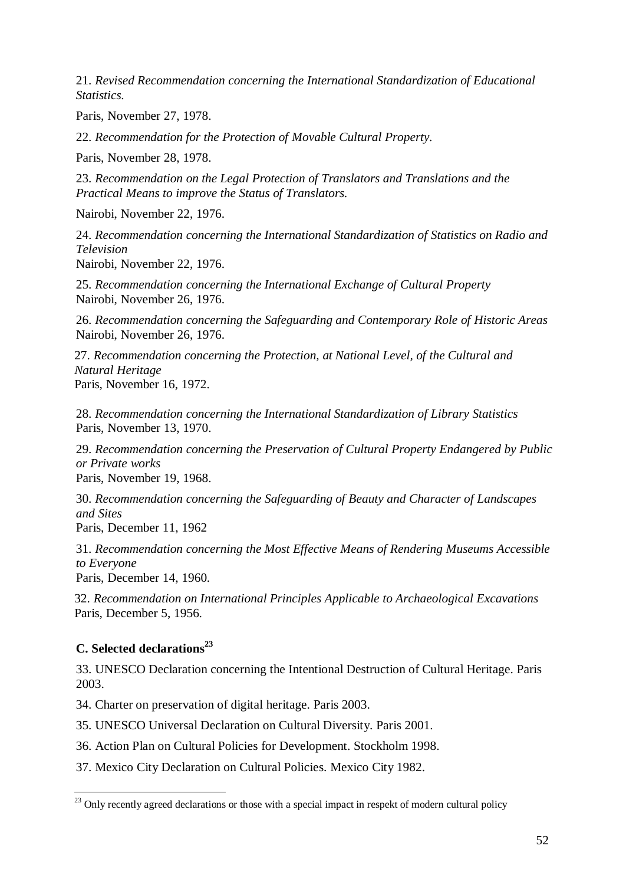21. *Revised Recommendation concerning the International Standardization of Educational Statistics.*

Paris, November 27, 1978.

22. *Recommendation for the Protection of Movable Cultural Property.*

Paris, November 28, 1978.

23. *Recommendation on the Legal Protection of Translators and Translations and the Practical Means to improve the Status of Translators.*

Nairobi, November 22, 1976.

24. *Recommendation concerning the International Standardization of Statistics on Radio and Television*
Nairobi, November 22, 1976.

25. *Recommendation concerning the International Exchange of Cultural Property*
Nairobi, November 26, 1976.

26. *Recommendation concerning the Safeguarding and Contemporary Role of Historic Areas*
Nairobi, November 26, 1976.

27. *Recommendation concerning the Protection, at National Level, of the Cultural and Natural Heritage*
Paris, November 16, 1972.

28. *Recommendation concerning the International Standardization of Library Statistics*
Paris, November 13, 1970.

29. *Recommendation concerning the Preservation of Cultural Property Endangered by Public or Private works*
Paris, November 19, 1968.

30. *Recommendation concerning the Safeguarding of Beauty and Character of Landscapes and Sites*
Paris, December 11, 1962

31. *Recommendation concerning the Most Effective Means of Rendering Museums Accessible to Everyone*
Paris, December 14, 1960.

32. *Recommendation on International Principles Applicable to Archaeological Excavations*
Paris, December 5, 1956.

## C. Selected declarations[23]

33. UNESCO Declaration concerning the Intentional Destruction of Cultural Heritage. Paris 2003.

34. Charter on preservation of digital heritage. Paris 2003.

35. UNESCO Universal Declaration on Cultural Diversity. Paris 2001.

36. Action Plan on Cultural Policies for Development. Stockholm 1998.

37. Mexico City Declaration on Cultural Policies. Mexico City 1982.

---

[23] Only recently agreed declarations or those with a special impact in respekt of modern cultural policy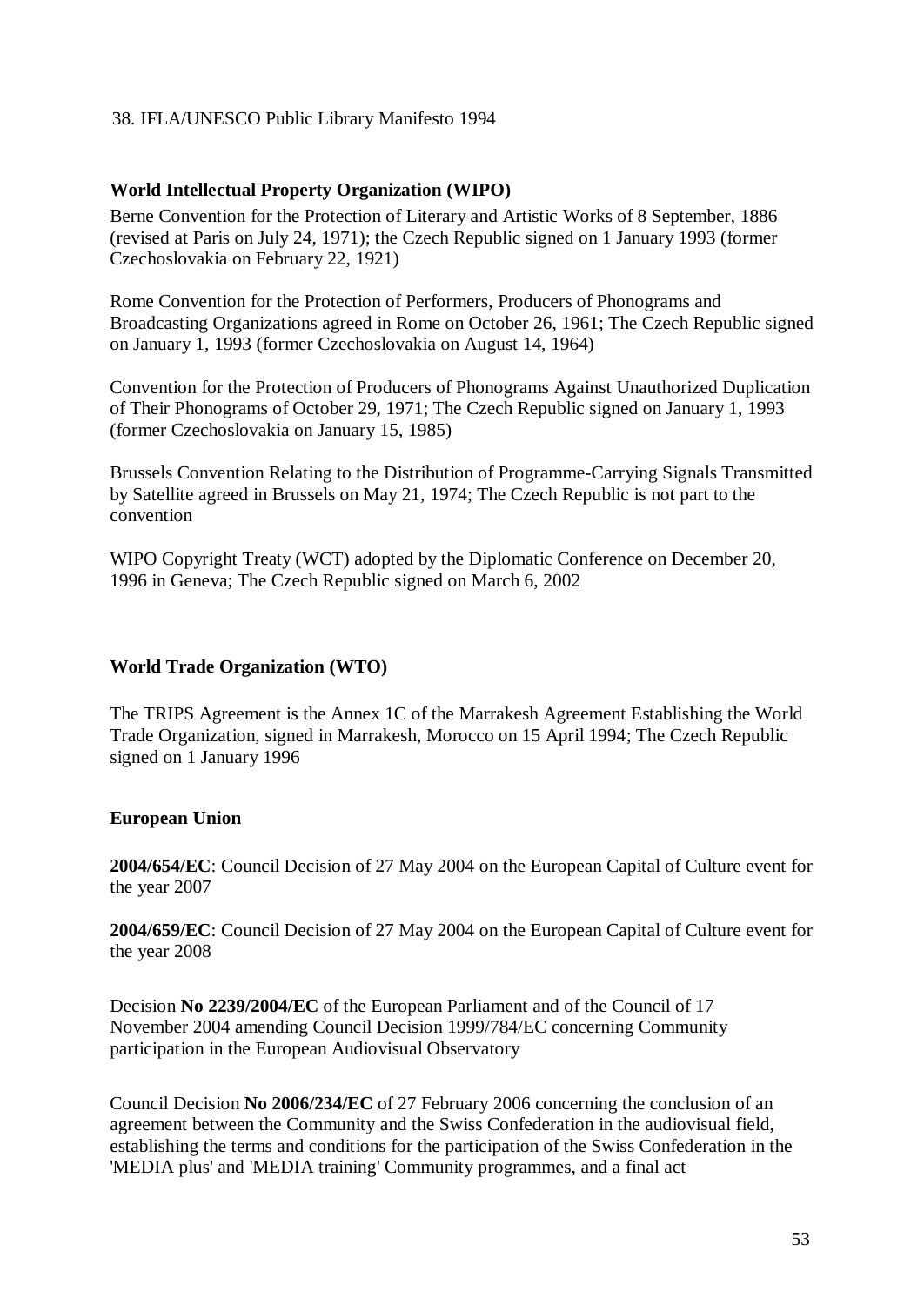38. IFLA/UNESCO Public Library Manifesto 1994

**World Intellectual Property Organization (WIPO)**

Berne Convention for the Protection of Literary and Artistic Works of 8 September, 1886 (revised at Paris on July 24, 1971); the Czech Republic signed on 1 January 1993 (former Czechoslovakia on February 22, 1921)

Rome Convention for the Protection of Performers, Producers of Phonograms and Broadcasting Organizations agreed in Rome on October 26, 1961; The Czech Republic signed on January 1, 1993 (former Czechoslovakia on August 14, 1964)

Convention for the Protection of Producers of Phonograms Against Unauthorized Duplication of Their Phonograms of October 29, 1971; The Czech Republic signed on January 1, 1993 (former Czechoslovakia on January 15, 1985)

Brussels Convention Relating to the Distribution of Programme-Carrying Signals Transmitted by Satellite agreed in Brussels on May 21, 1974; The Czech Republic is not part to the convention

WIPO Copyright Treaty (WCT) adopted by the Diplomatic Conference on December 20, 1996 in Geneva; The Czech Republic signed on March 6, 2002

**World Trade Organization (WTO)**

The TRIPS Agreement is the Annex 1C of the Marrakesh Agreement Establishing the World Trade Organization, signed in Marrakesh, Morocco on 15 April 1994; The Czech Republic signed on 1 January 1996

**European Union**

**2004/654/EC**: Council Decision of 27 May 2004 on the European Capital of Culture event for the year 2007

**2004/659/EC**: Council Decision of 27 May 2004 on the European Capital of Culture event for the year 2008

Decision **No 2239/2004/EC** of the European Parliament and of the Council of 17 November 2004 amending Council Decision 1999/784/EC concerning Community participation in the European Audiovisual Observatory

Council Decision **No 2006/234/EC** of 27 February 2006 concerning the conclusion of an agreement between the Community and the Swiss Confederation in the audiovisual field, establishing the terms and conditions for the participation of the Swiss Confederation in the 'MEDIA plus' and 'MEDIA training' Community programmes, and a final act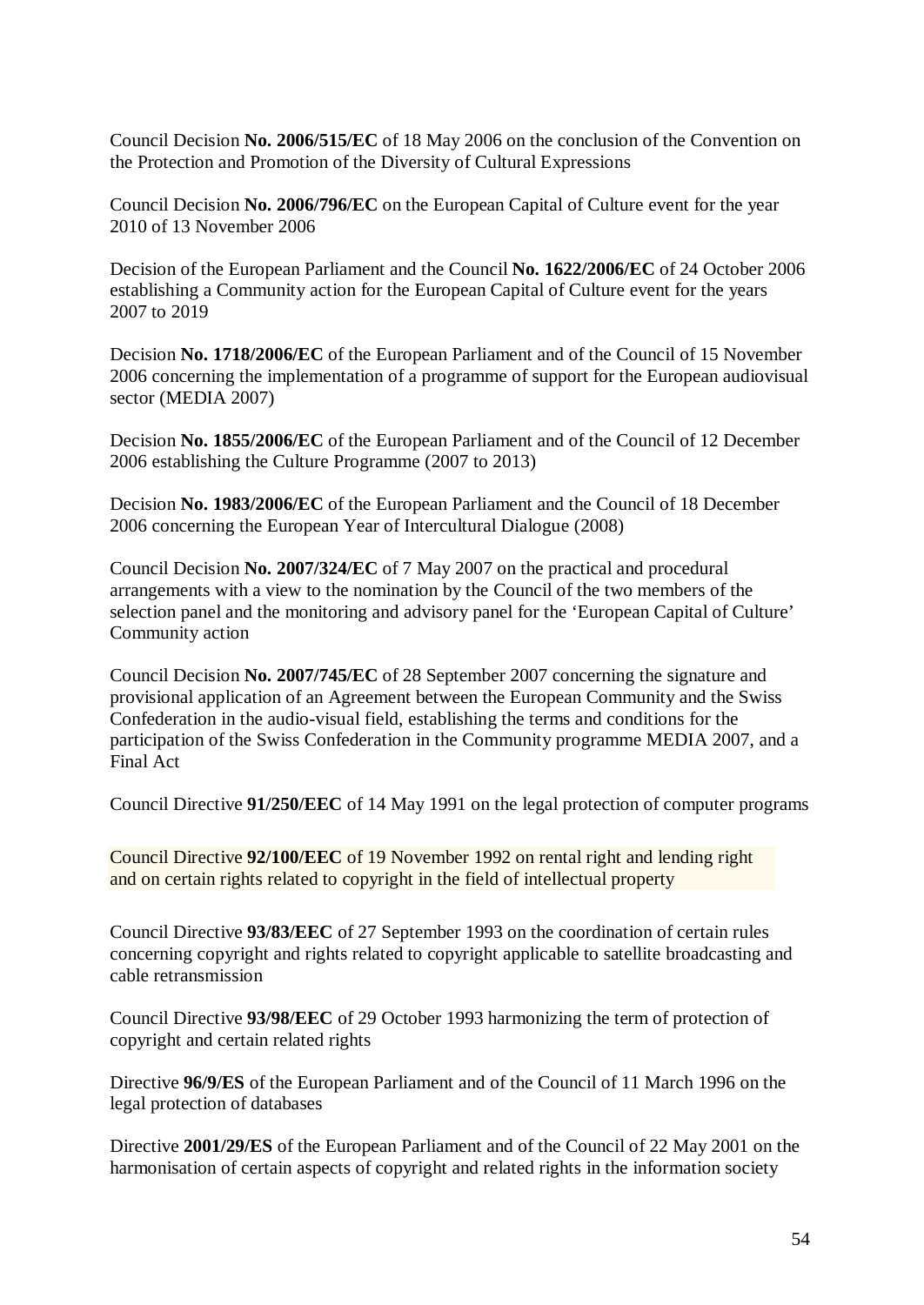Council Decision **No. 2006/515/EC** of 18 May 2006 on the conclusion of the Convention on the Protection and Promotion of the Diversity of Cultural Expressions

Council Decision **No. 2006/796/EC** on the European Capital of Culture event for the year 2010 of 13 November 2006

Decision of the European Parliament and the Council **No. 1622/2006/EC** of 24 October 2006 establishing a Community action for the European Capital of Culture event for the years 2007 to 2019

Decision **No. 1718/2006/EC** of the European Parliament and of the Council of 15 November 2006 concerning the implementation of a programme of support for the European audiovisual sector (MEDIA 2007)

Decision **No. 1855/2006/EC** of the European Parliament and of the Council of 12 December 2006 establishing the Culture Programme (2007 to 2013)

Decision **No. 1983/2006/EC** of the European Parliament and the Council of 18 December 2006 concerning the European Year of Intercultural Dialogue (2008)

Council Decision **No. 2007/324/EC** of 7 May 2007 on the practical and procedural arrangements with a view to the nomination by the Council of the two members of the selection panel and the monitoring and advisory panel for the 'European Capital of Culture' Community action

Council Decision **No. 2007/745/EC** of 28 September 2007 concerning the signature and provisional application of an Agreement between the European Community and the Swiss Confederation in the audio-visual field, establishing the terms and conditions for the participation of the Swiss Confederation in the Community programme MEDIA 2007, and a Final Act

Council Directive **91/250/EEC** of 14 May 1991 on the legal protection of computer programs

Council Directive **92/100/EEC** of 19 November 1992 on rental right and lending right and on certain rights related to copyright in the field of intellectual property

Council Directive **93/83/EEC** of 27 September 1993 on the coordination of certain rules concerning copyright and rights related to copyright applicable to satellite broadcasting and cable retransmission

Council Directive **93/98/EEC** of 29 October 1993 harmonizing the term of protection of copyright and certain related rights

Directive **96/9/ES** of the European Parliament and of the Council of 11 March 1996 on the legal protection of databases

Directive **2001/29/ES** of the European Parliament and of the Council of 22 May 2001 on the harmonisation of certain aspects of copyright and related rights in the information society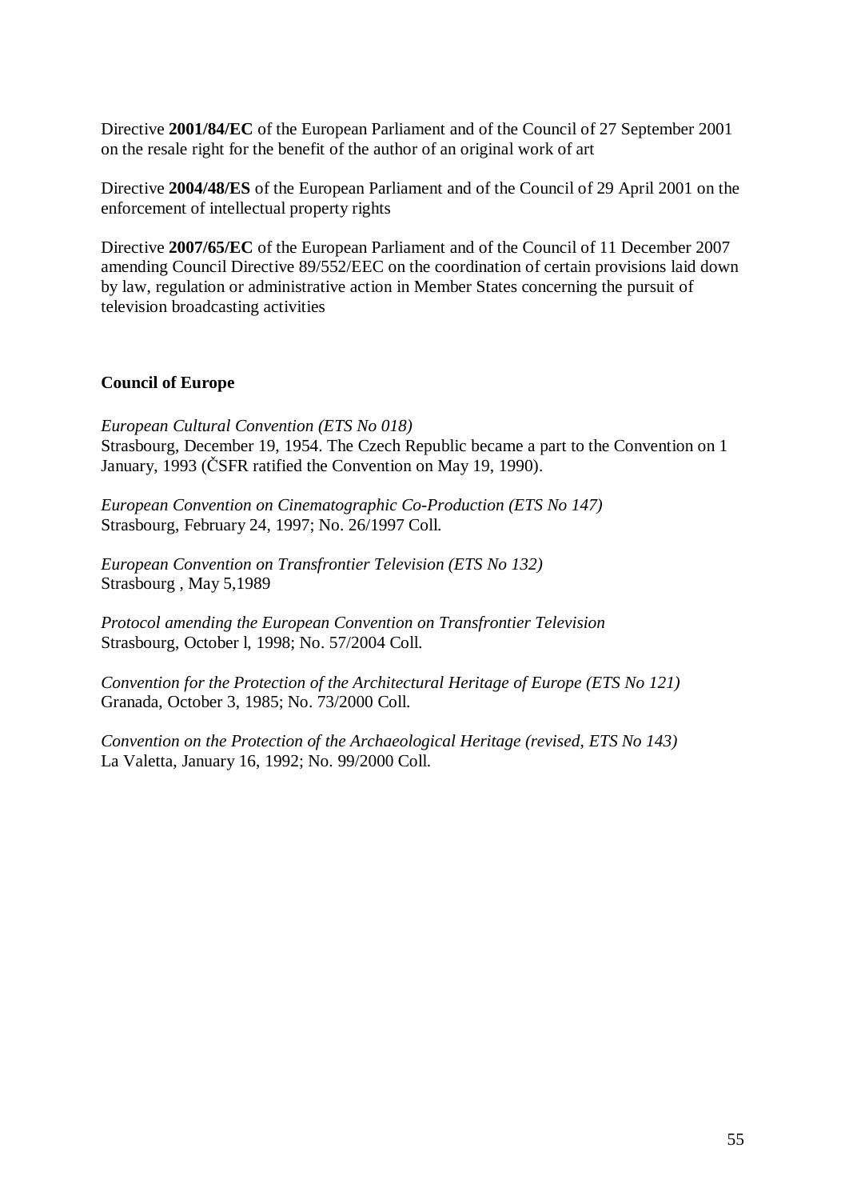Directive **2001/84/EC** of the European Parliament and of the Council of 27 September 2001 on the resale right for the benefit of the author of an original work of art

Directive **2004/48/ES** of the European Parliament and of the Council of 29 April 2001 on the enforcement of intellectual property rights

Directive **2007/65/EC** of the European Parliament and of the Council of 11 December 2007 amending Council Directive 89/552/EEC on the coordination of certain provisions laid down by law, regulation or administrative action in Member States concerning the pursuit of television broadcasting activities

**Council of Europe**

*European Cultural Convention (ETS No 018)*
Strasbourg, December 19, 1954. The Czech Republic became a part to the Convention on 1 January, 1993 (ČSFR ratified the Convention on May 19, 1990).

*European Convention on Cinematographic Co-Production (ETS No 147)*
Strasbourg, February 24, 1997; No. 26/1997 Coll.

*European Convention on Transfrontier Television (ETS No 132)*
Strasbourg , May 5,1989

*Protocol amending the European Convention on Transfrontier Television*
Strasbourg, October l, 1998; No. 57/2004 Coll.

*Convention for the Protection of the Architectural Heritage of Europe (ETS No 121)*
Granada, October 3, 1985; No. 73/2000 Coll.

*Convention on the Protection of the Archaeological Heritage (revised, ETS No 143)*
La Valetta, January 16, 1992; No. 99/2000 Coll.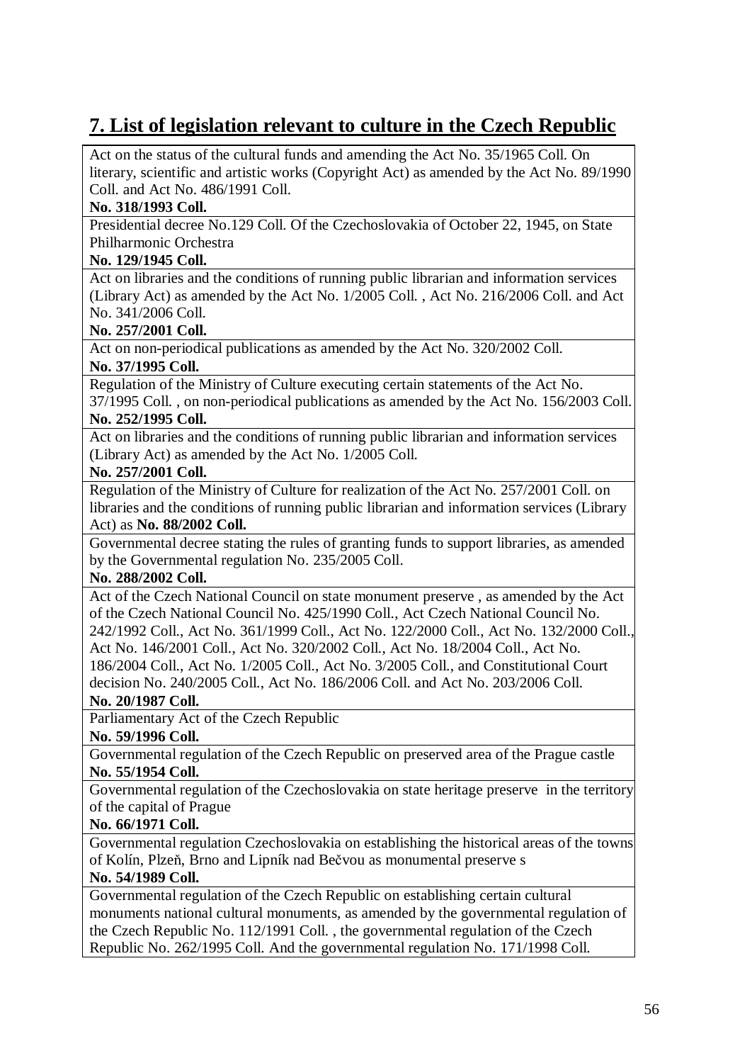## 7. List of legislation relevant to culture in the Czech Republic

| |
|---|
| Act on the status of the cultural funds and amending the Act No. 35/1965 Coll. On literary, scientific and artistic works (Copyright Act) as amended by the Act No. 89/1990 Coll. and Act No. 486/1991 Coll. **No. 318/1993 Coll.** |
| Presidential decree No.129 Coll. Of the Czechoslovakia of October 22, 1945, on State Philharmonic Orchestra **No. 129/1945 Coll.** |
| Act on libraries and the conditions of running public librarian and information services (Library Act) as amended by the Act No. 1/2005 Coll. , Act No. 216/2006 Coll. and Act No. 341/2006 Coll. **No. 257/2001 Coll.** |
| Act on non-periodical publications as amended by the Act No. 320/2002 Coll. **No. 37/1995 Coll.** |
| Regulation of the Ministry of Culture executing certain statements of the Act No. 37/1995 Coll. , on non-periodical publications as amended by the Act No. 156/2003 Coll. **No. 252/1995 Coll.** |
| Act on libraries and the conditions of running public librarian and information services (Library Act) as amended by the Act No. 1/2005 Coll. **No. 257/2001 Coll.** |
| Regulation of the Ministry of Culture for realization of the Act No. 257/2001 Coll. on libraries and the conditions of running public librarian and information services (Library Act) as **No. 88/2002 Coll.** |
| Governmental decree stating the rules of granting funds to support libraries, as amended by the Governmental regulation No. 235/2005 Coll. **No. 288/2002 Coll.** |
| Act of the Czech National Council on state monument preserve , as amended by the Act of the Czech National Council No. 425/1990 Coll., Act Czech National Council No. 242/1992 Coll., Act No. 361/1999 Coll., Act No. 122/2000 Coll., Act No. 132/2000 Coll., Act No. 146/2001 Coll., Act No. 320/2002 Coll., Act No. 18/2004 Coll., Act No. 186/2004 Coll., Act No. 1/2005 Coll., Act No. 3/2005 Coll., and Constitutional Court decision No. 240/2005 Coll., Act No. 186/2006 Coll. and Act No. 203/2006 Coll. **No. 20/1987 Coll.** |
| Parliamentary Act of the Czech Republic **No. 59/1996 Coll.** |
| Governmental regulation of the Czech Republic on preserved area of the Prague castle **No. 55/1954 Coll.** |
| Governmental regulation of the Czechoslovakia on state heritage preserve in the territory of the capital of Prague **No. 66/1971 Coll.** |
| Governmental regulation Czechoslovakia on establishing the historical areas of the towns of Kolín, Plzeň, Brno and Lipník nad Bečvou as monumental preserve s **No. 54/1989 Coll.** |
| Governmental regulation of the Czech Republic on establishing certain cultural monuments national cultural monuments, as amended by the governmental regulation of the Czech Republic No. 112/1991 Coll. , the governmental regulation of the Czech Republic No. 262/1995 Coll. And the governmental regulation No. 171/1998 Coll. |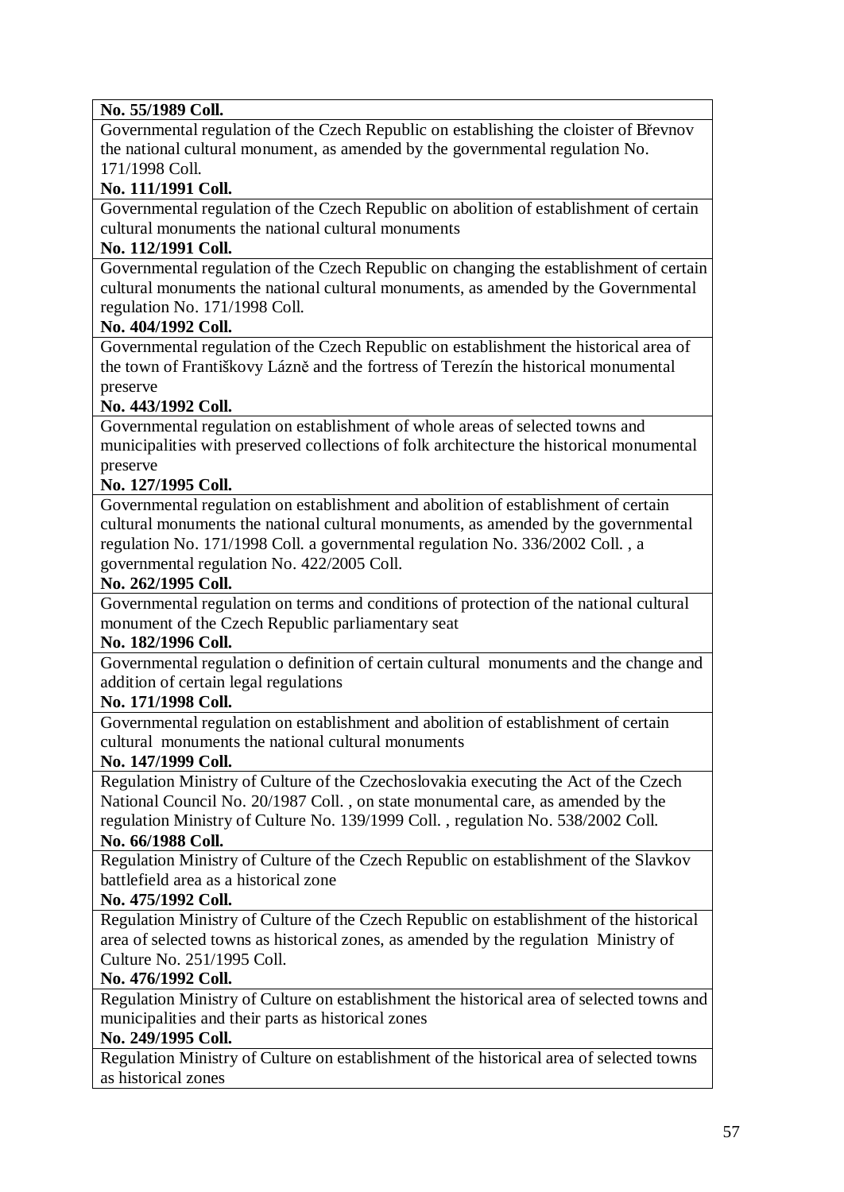| **No. 55/1989 Coll.** |
|---|
| Governmental regulation of the Czech Republic on establishing the cloister of Břevnov the national cultural monument, as amended by the governmental regulation No. 171/1998 Coll. |
| **No. 111/1991 Coll.** |
| Governmental regulation of the Czech Republic on abolition of establishment of certain cultural monuments the national cultural monuments |
| **No. 112/1991 Coll.** |
| Governmental regulation of the Czech Republic on changing the establishment of certain cultural monuments the national cultural monuments, as amended by the Governmental regulation No. 171/1998 Coll. |
| **No. 404/1992 Coll.** |
| Governmental regulation of the Czech Republic on establishment the historical area of the town of Františkovy Lázně and the fortress of Terezín the historical monumental preserve |
| **No. 443/1992 Coll.** |
| Governmental regulation on establishment of whole areas of selected towns and municipalities with preserved collections of folk architecture the historical monumental preserve |
| **No. 127/1995 Coll.** |
| Governmental regulation on establishment and abolition of establishment of certain cultural monuments the national cultural monuments, as amended by the governmental regulation No. 171/1998 Coll. a governmental regulation No. 336/2002 Coll. , a governmental regulation No. 422/2005 Coll. |
| **No. 262/1995 Coll.** |
| Governmental regulation on terms and conditions of protection of the national cultural monument of the Czech Republic parliamentary seat |
| **No. 182/1996 Coll.** |
| Governmental regulation o definition of certain cultural monuments and the change and addition of certain legal regulations |
| **No. 171/1998 Coll.** |
| Governmental regulation on establishment and abolition of establishment of certain cultural monuments the national cultural monuments |
| **No. 147/1999 Coll.** |
| Regulation Ministry of Culture of the Czechoslovakia executing the Act of the Czech National Council No. 20/1987 Coll. , on state monumental care, as amended by the regulation Ministry of Culture No. 139/1999 Coll. , regulation No. 538/2002 Coll. |
| **No. 66/1988 Coll.** |
| Regulation Ministry of Culture of the Czech Republic on establishment of the Slavkov battlefield area as a historical zone |
| **No. 475/1992 Coll.** |
| Regulation Ministry of Culture of the Czech Republic on establishment of the historical area of selected towns as historical zones, as amended by the regulation Ministry of Culture No. 251/1995 Coll. |
| **No. 476/1992 Coll.** |
| Regulation Ministry of Culture on establishment the historical area of selected towns and municipalities and their parts as historical zones |
| **No. 249/1995 Coll.** |
| Regulation Ministry of Culture on establishment of the historical area of selected towns as historical zones |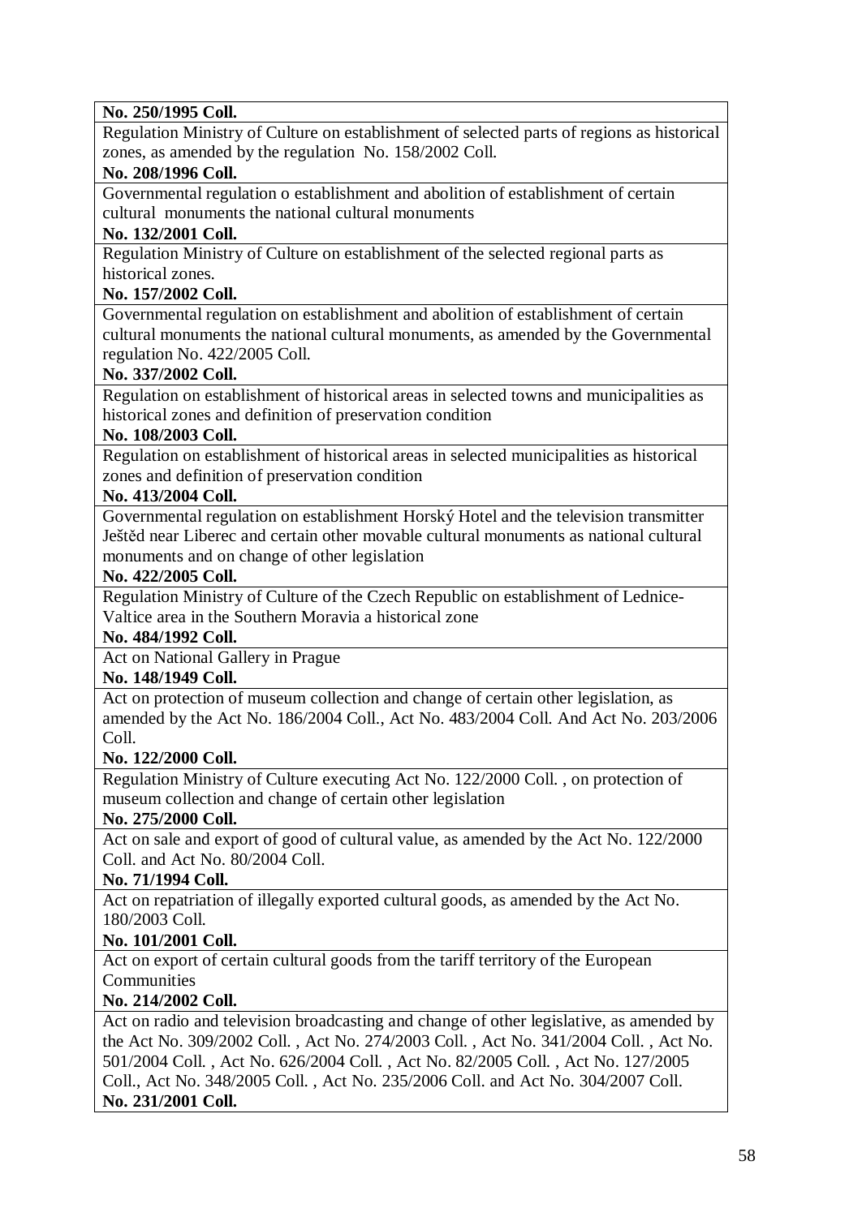| **No. 250/1995 Coll.** |
|---|
| Regulation Ministry of Culture on establishment of selected parts of regions as historical zones, as amended by the regulation No. 158/2002 Coll. |
| **No. 208/1996 Coll.** |
| Governmental regulation o establishment and abolition of establishment of certain cultural monuments the national cultural monuments |
| **No. 132/2001 Coll.** |
| Regulation Ministry of Culture on establishment of the selected regional parts as historical zones. |
| **No. 157/2002 Coll.** |
| Governmental regulation on establishment and abolition of establishment of certain cultural monuments the national cultural monuments, as amended by the Governmental regulation No. 422/2005 Coll. |
| **No. 337/2002 Coll.** |
| Regulation on establishment of historical areas in selected towns and municipalities as historical zones and definition of preservation condition |
| **No. 108/2003 Coll.** |
| Regulation on establishment of historical areas in selected municipalities as historical zones and definition of preservation condition |
| **No. 413/2004 Coll.** |
| Governmental regulation on establishment Horský Hotel and the television transmitter Ještěd near Liberec and certain other movable cultural monuments as national cultural monuments and on change of other legislation |
| **No. 422/2005 Coll.** |
| Regulation Ministry of Culture of the Czech Republic on establishment of Lednice-Valtice area in the Southern Moravia a historical zone |
| **No. 484/1992 Coll.** |
| Act on National Gallery in Prague |
| **No. 148/1949 Coll.** |
| Act on protection of museum collection and change of certain other legislation, as amended by the Act No. 186/2004 Coll., Act No. 483/2004 Coll. And Act No. 203/2006 Coll. |
| **No. 122/2000 Coll.** |
| Regulation Ministry of Culture executing Act No. 122/2000 Coll. , on protection of museum collection and change of certain other legislation |
| **No. 275/2000 Coll.** |
| Act on sale and export of good of cultural value, as amended by the Act No. 122/2000 Coll. and Act No. 80/2004 Coll. |
| **No. 71/1994 Coll.** |
| Act on repatriation of illegally exported cultural goods, as amended by the Act No. 180/2003 Coll. |
| **No. 101/2001 Coll.** |
| Act on export of certain cultural goods from the tariff territory of the European Communities |
| **No. 214/2002 Coll.** |
| Act on radio and television broadcasting and change of other legislative, as amended by the Act No. 309/2002 Coll. , Act No. 274/2003 Coll. , Act No. 341/2004 Coll. , Act No. 501/2004 Coll. , Act No. 626/2004 Coll. , Act No. 82/2005 Coll. , Act No. 127/2005 Coll., Act No. 348/2005 Coll. , Act No. 235/2006 Coll. and Act No. 304/2007 Coll. |
| **No. 231/2001 Coll.** |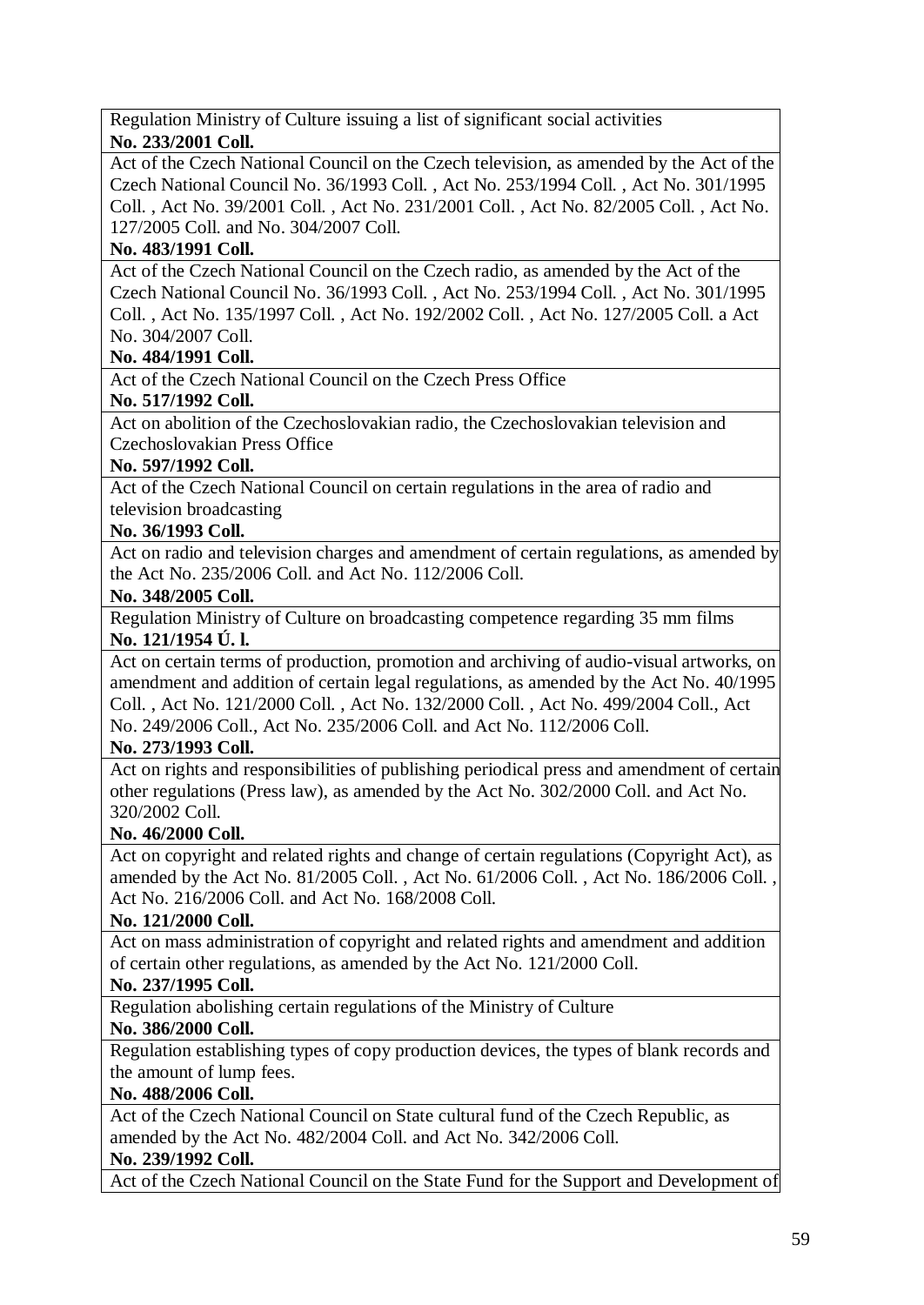Regulation Ministry of Culture issuing a list of significant social activities
**No. 233/2001 Coll.**

Act of the Czech National Council on the Czech television, as amended by the Act of the Czech National Council No. 36/1993 Coll. , Act No. 253/1994 Coll. , Act No. 301/1995 Coll. , Act No. 39/2001 Coll. , Act No. 231/2001 Coll. , Act No. 82/2005 Coll. , Act No. 127/2005 Coll. and No. 304/2007 Coll.
**No. 483/1991 Coll.**

Act of the Czech National Council on the Czech radio, as amended by the Act of the Czech National Council No. 36/1993 Coll. , Act No. 253/1994 Coll. , Act No. 301/1995 Coll. , Act No. 135/1997 Coll. , Act No. 192/2002 Coll. , Act No. 127/2005 Coll. a Act No. 304/2007 Coll.
**No. 484/1991 Coll.**

Act of the Czech National Council on the Czech Press Office
**No. 517/1992 Coll.**

Act on abolition of the Czechoslovakian radio, the Czechoslovakian television and Czechoslovakian Press Office
**No. 597/1992 Coll.**

Act of the Czech National Council on certain regulations in the area of radio and television broadcasting
**No. 36/1993 Coll.**

Act on radio and television charges and amendment of certain regulations, as amended by the Act No. 235/2006 Coll. and Act No. 112/2006 Coll.
**No. 348/2005 Coll.**

Regulation Ministry of Culture on broadcasting competence regarding 35 mm films
**No. 121/1954 Ú. l.**

Act on certain terms of production, promotion and archiving of audio-visual artworks, on amendment and addition of certain legal regulations, as amended by the Act No. 40/1995 Coll. , Act No. 121/2000 Coll. , Act No. 132/2000 Coll. , Act No. 499/2004 Coll., Act No. 249/2006 Coll., Act No. 235/2006 Coll. and Act No. 112/2006 Coll.
**No. 273/1993 Coll.**

Act on rights and responsibilities of publishing periodical press and amendment of certain other regulations (Press law), as amended by the Act No. 302/2000 Coll. and Act No. 320/2002 Coll.
**No. 46/2000 Coll.**

Act on copyright and related rights and change of certain regulations (Copyright Act), as amended by the Act No. 81/2005 Coll. , Act No. 61/2006 Coll. , Act No. 186/2006 Coll. , Act No. 216/2006 Coll. and Act No. 168/2008 Coll.
**No. 121/2000 Coll.**

Act on mass administration of copyright and related rights and amendment and addition of certain other regulations, as amended by the Act No. 121/2000 Coll.
**No. 237/1995 Coll.**

Regulation abolishing certain regulations of the Ministry of Culture
**No. 386/2000 Coll.**

Regulation establishing types of copy production devices, the types of blank records and the amount of lump fees.
**No. 488/2006 Coll.**

Act of the Czech National Council on State cultural fund of the Czech Republic, as amended by the Act No. 482/2004 Coll. and Act No. 342/2006 Coll.
**No. 239/1992 Coll.**

Act of the Czech National Council on the State Fund for the Support and Development of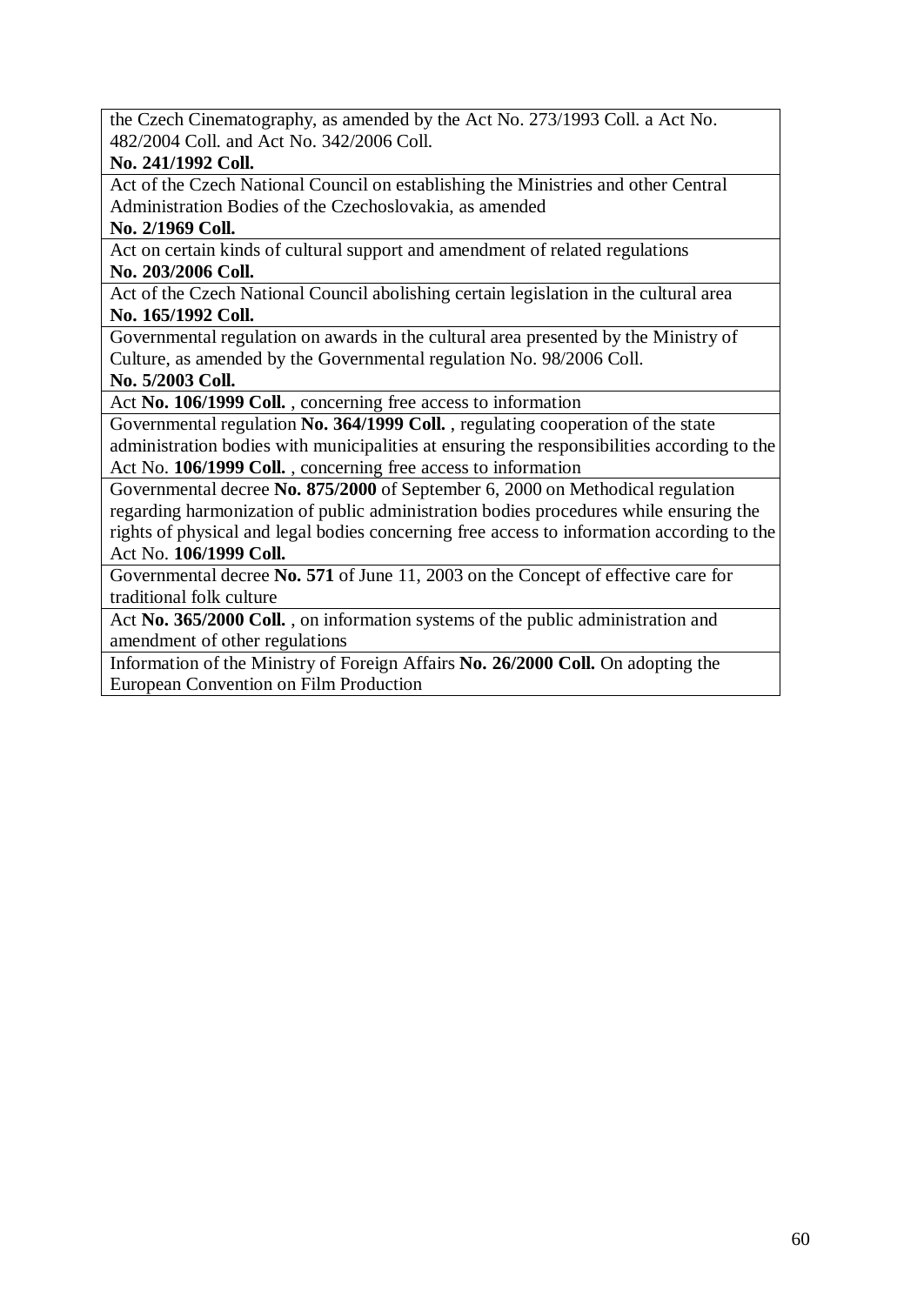| |
|---|
| the Czech Cinematography, as amended by the Act No. 273/1993 Coll. a Act No. 482/2004 Coll. and Act No. 342/2006 Coll. |
| **No. 241/1992 Coll.** Act of the Czech National Council on establishing the Ministries and other Central Administration Bodies of the Czechoslovakia, as amended |
| **No. 2/1969 Coll.** Act on certain kinds of cultural support and amendment of related regulations |
| **No. 203/2006 Coll.** Act of the Czech National Council abolishing certain legislation in the cultural area |
| **No. 165/1992 Coll.** Governmental regulation on awards in the cultural area presented by the Ministry of Culture, as amended by the Governmental regulation No. 98/2006 Coll. |
| **No. 5/2003 Coll.** Act **No. 106/1999 Coll.** , concerning free access to information |
| Governmental regulation **No. 364/1999 Coll.** , regulating cooperation of the state administration bodies with municipalities at ensuring the responsibilities according to the Act No. **106/1999 Coll.** , concerning free access to information |
| Governmental decree **No. 875/2000** of September 6, 2000 on Methodical regulation regarding harmonization of public administration bodies procedures while ensuring the rights of physical and legal bodies concerning free access to information according to the Act No. **106/1999 Coll.** |
| Governmental decree **No. 571** of June 11, 2003 on the Concept of effective care for traditional folk culture |
| Act **No. 365/2000 Coll.** , on information systems of the public administration and amendment of other regulations |
| Information of the Ministry of Foreign Affairs **No. 26/2000 Coll.** On adopting the European Convention on Film Production |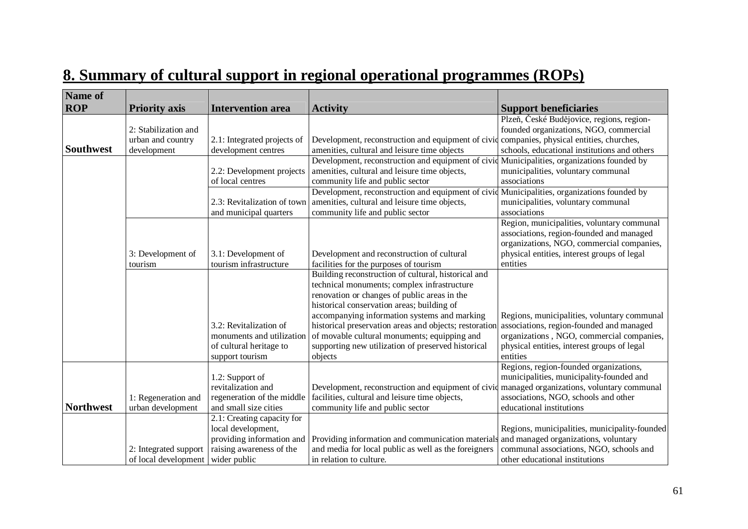## 8. Summary of cultural support in regional operational programmes (ROPs)

| Name of ROP | Priority axis | Intervention area | Activity | Support beneficiaries |
|---|---|---|---|---|
| Southwest | 2: Stabilization and urban and country development | 2.1: Integrated projects of development centres | Development, reconstruction and equipment of civic amenities, cultural and leisure time objects | Plzeň, České Budějovice, regions, region-founded organizations, NGO, commercial companies, physical entities, churches, schools, educational institutions and others |
| | | 2.2: Development projects of local centres | Development, reconstruction and equipment of civic amenities, cultural and leisure time objects, community life and public sector | Municipalities, organizations founded by municipalities, voluntary communal associations |
| | | 2.3: Revitalization of town and municipal quarters | Development, reconstruction and equipment of civic amenities, cultural and leisure time objects, community life and public sector | Municipalities, organizations founded by municipalities, voluntary communal associations |
| | 3: Development of tourism | 3.1: Development of tourism infrastructure | Development and reconstruction of cultural facilities for the purposes of tourism | Region, municipalities, voluntary communal associations, region-founded and managed organizations, NGO, commercial companies, physical entities, interest groups of legal entities |
| | | 3.2: Revitalization of monuments and utilization of cultural heritage to support tourism | Building reconstruction of cultural, historical and technical monuments; complex infrastructure renovation or changes of public areas in the historical conservation areas; building of accompanying information systems and marking historical preservation areas and objects; restoration of movable cultural monuments; equipping and supporting new utilization of preserved historical objects | Regions, municipalities, voluntary communal associations, region-founded and managed organizations , NGO, commercial companies, physical entities, interest groups of legal entities |
| Northwest | 1: Regeneration and urban development | 1.2: Support of revitalization and regeneration of the middle and small size cities | Development, reconstruction and equipment of civic facilities, cultural and leisure time objects, community life and public sector | Regions, region-founded organizations, municipalities, municipality-founded and managed organizations, voluntary communal associations, NGO, schools and other educational institutions |
| | 2: Integrated support of local development | 2.1: Creating capacity for local development, providing information and raising awareness of the wider public | Providing information and communication materials and media for local public as well as the foreigners in relation to culture. | Regions, municipalities, municipality-founded and managed organizations, voluntary communal associations, NGO, schools and other educational institutions |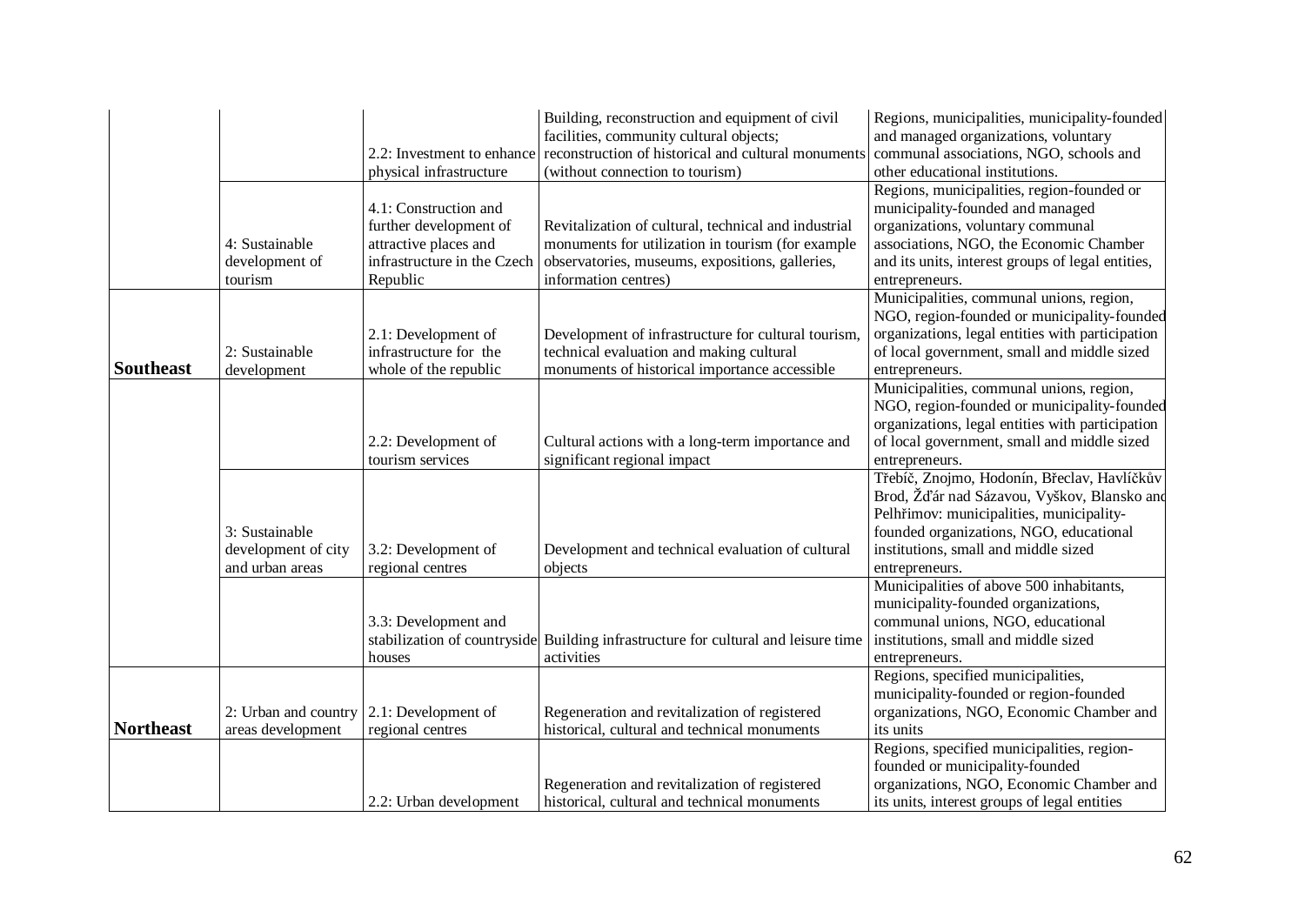| | | | | |
|---|---|---|---|---|
| | | 2.2: Investment to enhance physical infrastructure | Building, reconstruction and equipment of civil facilities, community cultural objects; reconstruction of historical and cultural monuments (without connection to tourism) | Regions, municipalities, municipality-founded and managed organizations, voluntary communal associations, NGO, schools and other educational institutions. |
| | 4: Sustainable development of tourism | 4.1: Construction and further development of attractive places and infrastructure in the Czech Republic | Revitalization of cultural, technical and industrial monuments for utilization in tourism (for example observatories, museums, expositions, galleries, information centres) | Regions, municipalities, region-founded or municipality-founded and managed organizations, voluntary communal associations, NGO, the Economic Chamber and its units, interest groups of legal entities, entrepreneurs. |
| **Southeast** | 2: Sustainable development | 2.1: Development of infrastructure for the whole of the republic | Development of infrastructure for cultural tourism, technical evaluation and making cultural monuments of historical importance accessible | Municipalities, communal unions, region, NGO, region-founded or municipality-founded organizations, legal entities with participation of local government, small and middle sized entrepreneurs. |
| | | 2.2: Development of tourism services | Cultural actions with a long-term importance and significant regional impact | Municipalities, communal unions, region, NGO, region-founded or municipality-founded organizations, legal entities with participation of local government, small and middle sized entrepreneurs. |
| | 3: Sustainable development of city and urban areas | 3.2: Development of regional centres | Development and technical evaluation of cultural objects | Třebíč, Znojmo, Hodonín, Břeclav, Havlíčkův Brod, Žďár nad Sázavou, Vyškov, Blansko and Pelhřimov: municipalities, municipality-founded organizations, NGO, educational institutions, small and middle sized entrepreneurs. |
| | | 3.3: Development and stabilization of countryside houses | Building infrastructure for cultural and leisure time activities | Municipalities of above 500 inhabitants, municipality-founded organizations, communal unions, NGO, educational institutions, small and middle sized entrepreneurs. |
| **Northeast** | 2: Urban and country areas development | 2.1: Development of regional centres | Regeneration and revitalization of registered historical, cultural and technical monuments | Regions, specified municipalities, municipality-founded or region-founded organizations, NGO, Economic Chamber and its units |
| | | 2.2: Urban development | Regeneration and revitalization of registered historical, cultural and technical monuments | Regions, specified municipalities, region-founded or municipality-founded organizations, NGO, Economic Chamber and its units, interest groups of legal entities |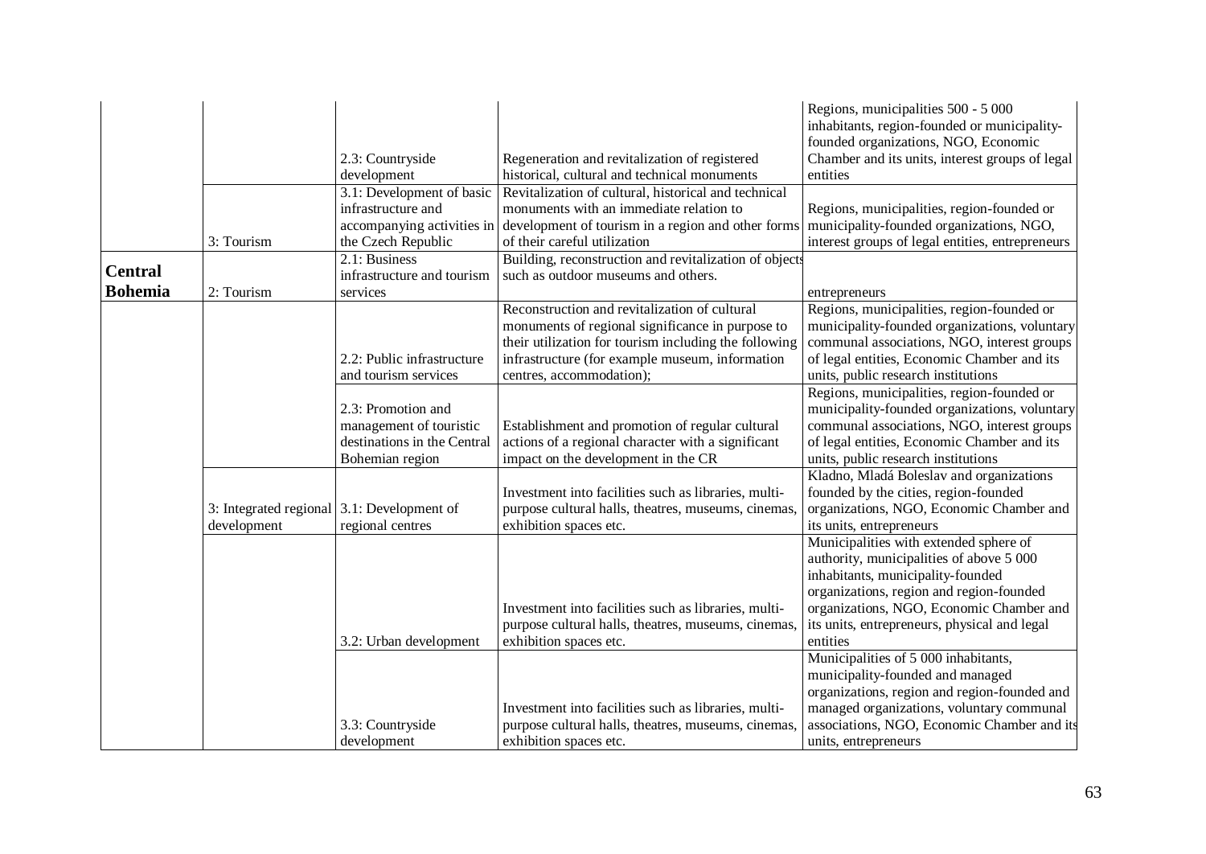| | | | | |
|---|---|---|---|---|
| | | 2.3: Countryside development | Regeneration and revitalization of registered historical, cultural and technical monuments | Regions, municipalities 500 - 5 000 inhabitants, region-founded or municipality-founded organizations, NGO, Economic Chamber and its units, interest groups of legal entities |
| | 3: Tourism | 3.1: Development of basic infrastructure and accompanying activities in the Czech Republic | Revitalization of cultural, historical and technical monuments with an immediate relation to development of tourism in a region and other forms of their careful utilization | Regions, municipalities, region-founded or municipality-founded organizations, NGO, interest groups of legal entities, entrepreneurs |
| **Central Bohemia** | 2: Tourism | 2.1: Business infrastructure and tourism services | Building, reconstruction and revitalization of objects such as outdoor museums and others. | entrepreneurs |
| | | 2.2: Public infrastructure and tourism services | Reconstruction and revitalization of cultural monuments of regional significance in purpose to their utilization for tourism including the following infrastructure (for example museum, information centres, accommodation); | Regions, municipalities, region-founded or municipality-founded organizations, voluntary communal associations, NGO, interest groups of legal entities, Economic Chamber and its units, public research institutions |
| | | 2.3: Promotion and management of touristic destinations in the Central Bohemian region | Establishment and promotion of regular cultural actions of a regional character with a significant impact on the development in the CR | Regions, municipalities, region-founded or municipality-founded organizations, voluntary communal associations, NGO, interest groups of legal entities, Economic Chamber and its units, public research institutions |
| | 3: Integrated regional development | 3.1: Development of regional centres | Investment into facilities such as libraries, multi-purpose cultural halls, theatres, museums, cinemas, exhibition spaces etc. | Kladno, Mladá Boleslav and organizations founded by the cities, region-founded organizations, NGO, Economic Chamber and its units, entrepreneurs |
| | | 3.2: Urban development | Investment into facilities such as libraries, multi-purpose cultural halls, theatres, museums, cinemas, exhibition spaces etc. | Municipalities with extended sphere of authority, municipalities of above 5 000 inhabitants, municipality-founded organizations, region and region-founded organizations, NGO, Economic Chamber and its units, entrepreneurs, physical and legal entities |
| | | 3.3: Countryside development | Investment into facilities such as libraries, multi-purpose cultural halls, theatres, museums, cinemas, exhibition spaces etc. | Municipalities of 5 000 inhabitants, municipality-founded and managed organizations, region and region-founded and managed organizations, voluntary communal associations, NGO, Economic Chamber and its units, entrepreneurs |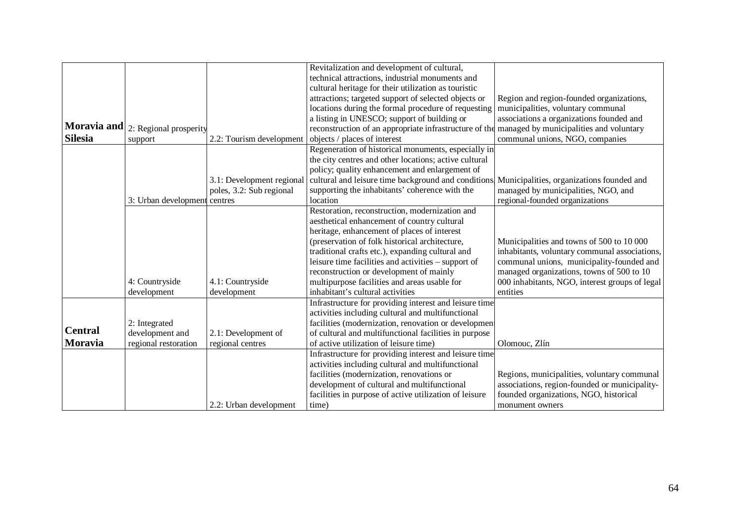| | | | | |
|---|---|---|---|---|
| **Moravia and Silesia** | 2: Regional prosperity support | 2.2: Tourism development | Revitalization and development of cultural, technical attractions, industrial monuments and cultural heritage for their utilization as touristic attractions; targeted support of selected objects or locations during the formal procedure of requesting a listing in UNESCO; support of building or reconstruction of an appropriate infrastructure of the objects / places of interest | Region and region-founded organizations, municipalities, voluntary communal associations a organizations founded and managed by municipalities and voluntary communal unions, NGO, companies |
| | 3: Urban development | 3.1: Development regional poles, 3.2: Sub regional centres | Regeneration of historical monuments, especially in the city centres and other locations; active cultural policy; quality enhancement and enlargement of cultural and leisure time background and conditions, supporting the inhabitants' coherence with the location | Municipalities, organizations founded and managed by municipalities, NGO, and regional-founded organizations |
| | 4: Countryside development | 4.1: Countryside development | Restoration, reconstruction, modernization and aesthetical enhancement of country cultural heritage, enhancement of places of interest (preservation of folk historical architecture, traditional crafts etc.), expanding cultural and leisure time facilities and activities – support of reconstruction or development of mainly multipurpose facilities and areas usable for inhabitant's cultural activities | Municipalities and towns of 500 to 10 000 inhabitants, voluntary communal associations, communal unions, municipality-founded and managed organizations, towns of 500 to 10 000 inhabitants, NGO, interest groups of legal entities |
| **Central Moravia** | 2: Integrated development and regional restoration | 2.1: Development of regional centres | Infrastructure for providing interest and leisure time activities including cultural and multifunctional facilities (modernization, renovation or development of cultural and multifunctional facilities in purpose of active utilization of leisure time) | Olomouc, Zlín |
| | | 2.2: Urban development | Infrastructure for providing interest and leisure time activities including cultural and multifunctional facilities (modernization, renovations or development of cultural and multifunctional facilities in purpose of active utilization of leisure time) | Regions, municipalities, voluntary communal associations, region-founded or municipality-founded organizations, NGO, historical monument owners |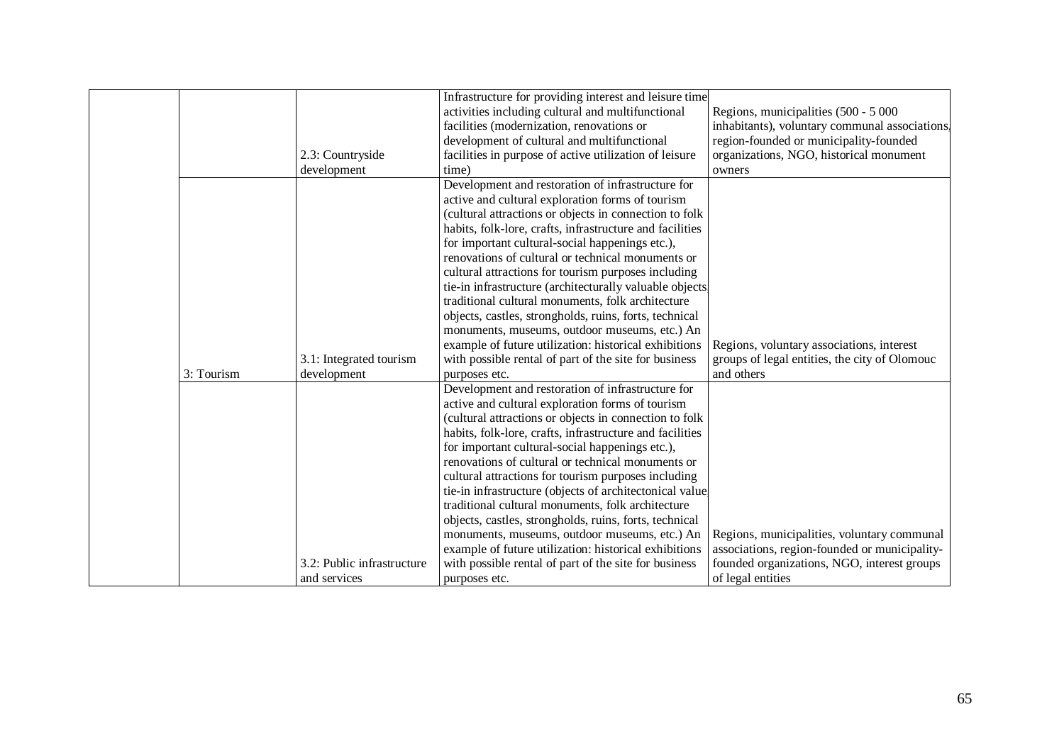| | | | | |
|---|---|---|---|---|
| | | 2.3: Countryside development | Infrastructure for providing interest and leisure time activities including cultural and multifunctional facilities (modernization, renovations or development of cultural and multifunctional facilities in purpose of active utilization of leisure time) | Regions, municipalities (500 - 5 000 inhabitants), voluntary communal associations, region-founded or municipality-founded organizations, NGO, historical monument owners |
| | 3: Tourism | 3.1: Integrated tourism development | Development and restoration of infrastructure for active and cultural exploration forms of tourism (cultural attractions or objects in connection to folk habits, folk-lore, crafts, infrastructure and facilities for important cultural-social happenings etc.), renovations of cultural or technical monuments or cultural attractions for tourism purposes including tie-in infrastructure (architecturally valuable objects, traditional cultural monuments, folk architecture objects, castles, strongholds, ruins, forts, technical monuments, museums, outdoor museums, etc.) An example of future utilization: historical exhibitions with possible rental of part of the site for business purposes etc. | Regions, voluntary associations, interest groups of legal entities, the city of Olomouc and others |
| | | 3.2: Public infrastructure and services | Development and restoration of infrastructure for active and cultural exploration forms of tourism (cultural attractions or objects in connection to folk habits, folk-lore, crafts, infrastructure and facilities for important cultural-social happenings etc.), renovations of cultural or technical monuments or cultural attractions for tourism purposes including tie-in infrastructure (objects of architectonical value, traditional cultural monuments, folk architecture objects, castles, strongholds, ruins, forts, technical monuments, museums, outdoor museums, etc.) An example of future utilization: historical exhibitions with possible rental of part of the site for business purposes etc. | Regions, municipalities, voluntary communal associations, region-founded or municipality-founded organizations, NGO, interest groups of legal entities |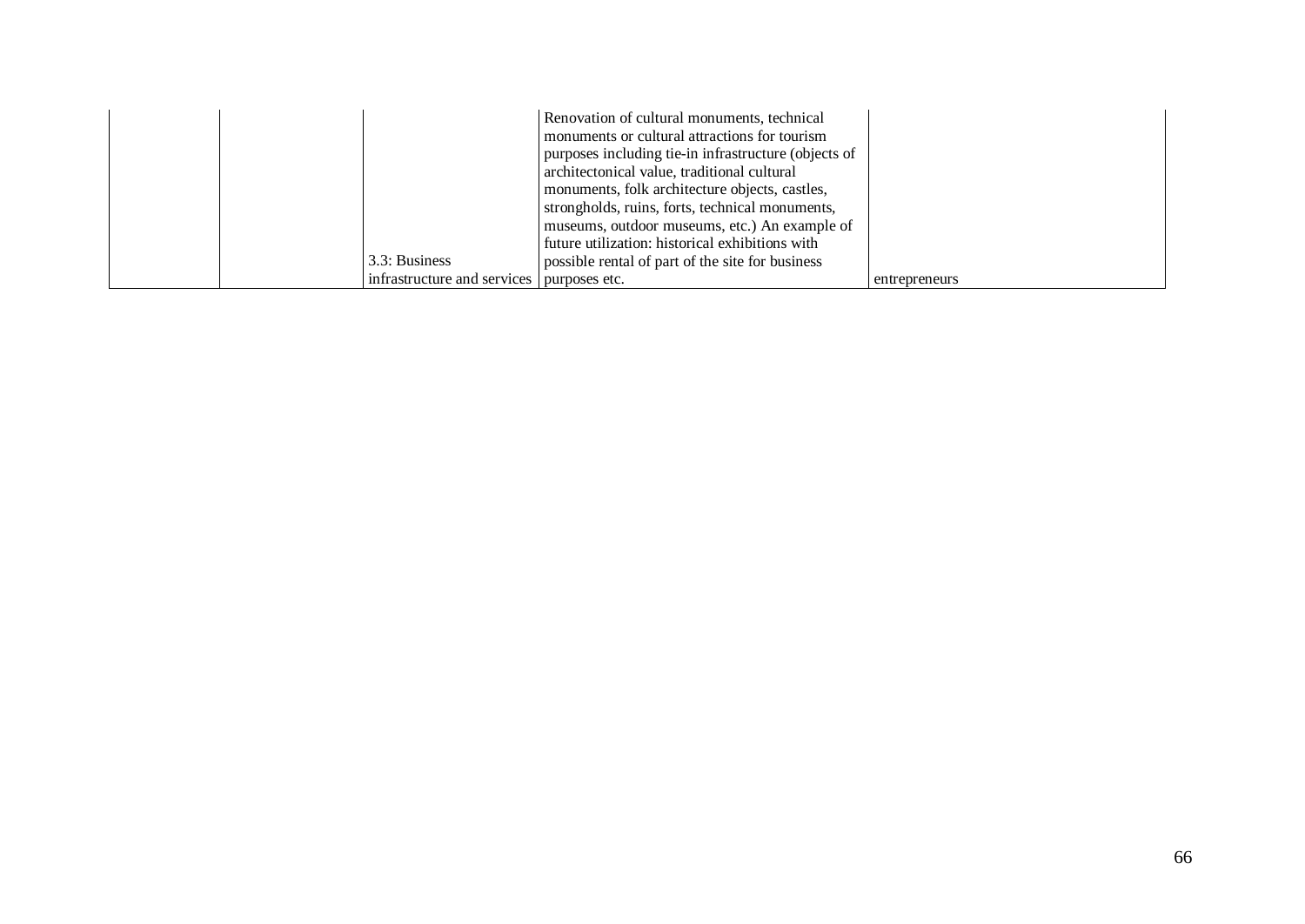| | | | | |
|---|---|---|---|---|
| | | 3.3: Business infrastructure and services | Renovation of cultural monuments, technical monuments or cultural attractions for tourism purposes including tie-in infrastructure (objects of architectonical value, traditional cultural monuments, folk architecture objects, castles, strongholds, ruins, forts, technical monuments, museums, outdoor museums, etc.) An example of future utilization: historical exhibitions with possible rental of part of the site for business purposes etc. | entrepreneurs |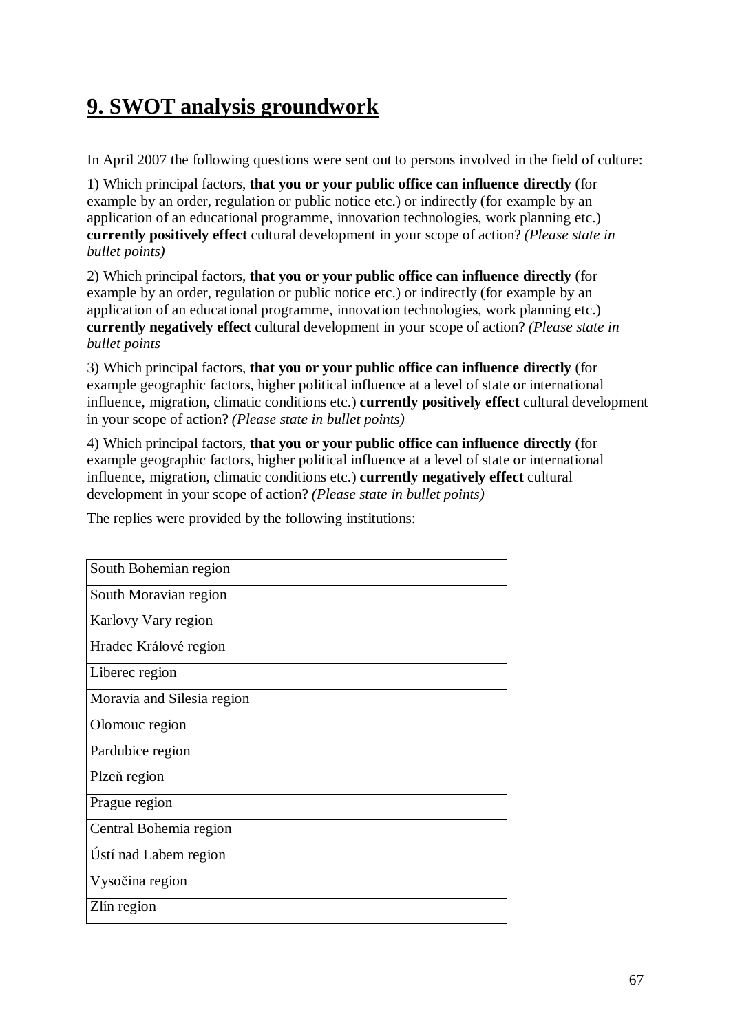# 9. SWOT analysis groundwork

In April 2007 the following questions were sent out to persons involved in the field of culture:

1) Which principal factors, **that you or your public office can influence directly** (for example by an order, regulation or public notice etc.) or indirectly (for example by an application of an educational programme, innovation technologies, work planning etc.) **currently positively effect** cultural development in your scope of action? *(Please state in bullet points)*

2) Which principal factors, **that you or your public office can influence directly** (for example by an order, regulation or public notice etc.) or indirectly (for example by an application of an educational programme, innovation technologies, work planning etc.) **currently negatively effect** cultural development in your scope of action? *(Please state in bullet points*

3) Which principal factors, **that you or your public office can influence directly** (for example geographic factors, higher political influence at a level of state or international influence, migration, climatic conditions etc.) **currently positively effect** cultural development in your scope of action? *(Please state in bullet points)*

4) Which principal factors, **that you or your public office can influence directly** (for example geographic factors, higher political influence at a level of state or international influence, migration, climatic conditions etc.) **currently negatively effect** cultural development in your scope of action? *(Please state in bullet points)*

The replies were provided by the following institutions:

| South Bohemian region |
|---|
| South Moravian region |
| Karlovy Vary region |
| Hradec Králové region |
| Liberec region |
| Moravia and Silesia region |
| Olomouc region |
| Pardubice region |
| Plzeň region |
| Prague region |
| Central Bohemia region |
| Ústí nad Labem region |
| Vysočina region |
| Zlín region |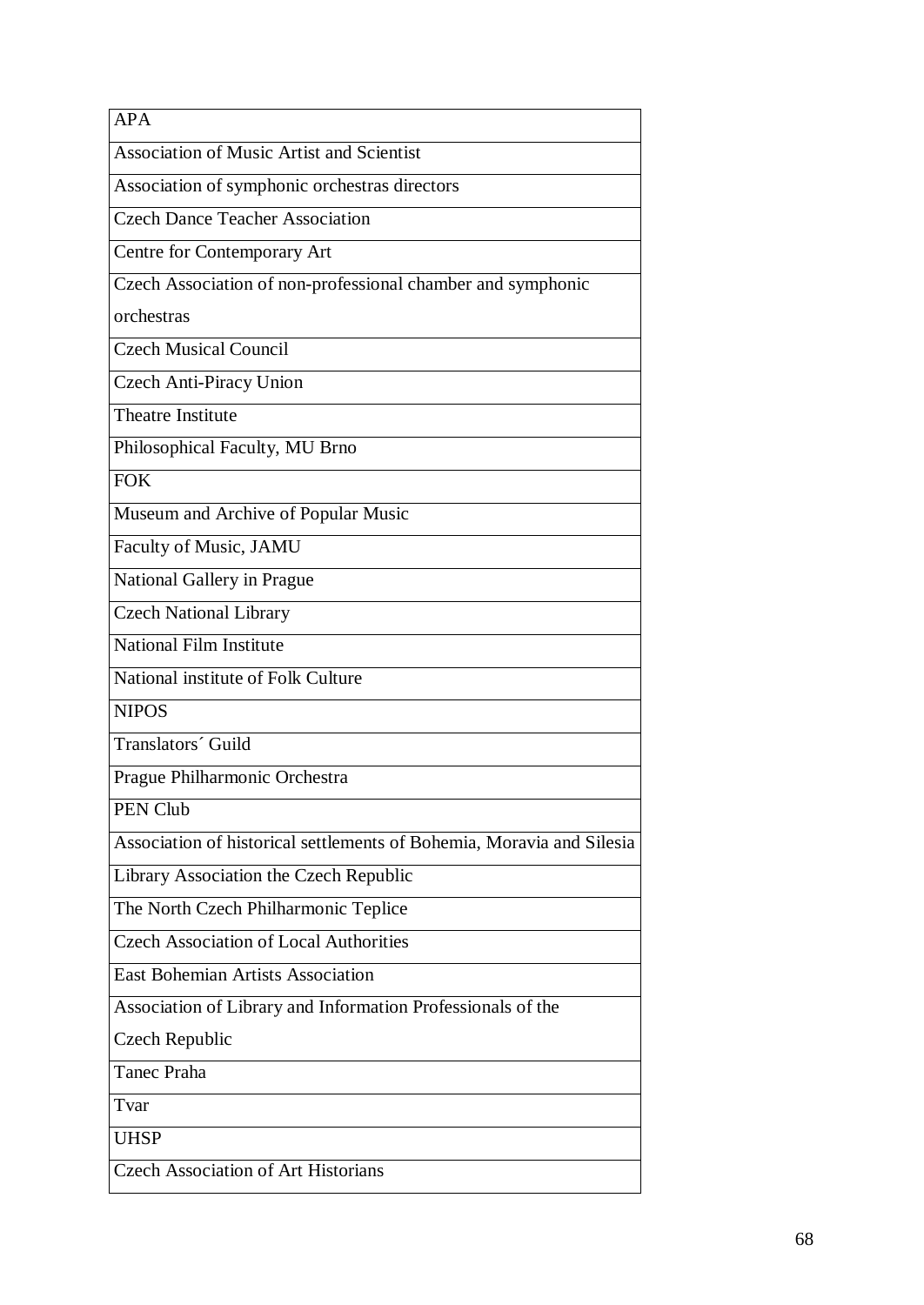| APA |
| --- |
| Association of Music Artist and Scientist |
| Association of symphonic orchestras directors |
| Czech Dance Teacher Association |
| Centre for Contemporary Art |
| Czech Association of non-professional chamber and symphonic orchestras |
| Czech Musical Council |
| Czech Anti-Piracy Union |
| Theatre Institute |
| Philosophical Faculty, MU Brno |
| FOK |
| Museum and Archive of Popular Music |
| Faculty of Music, JAMU |
| National Gallery in Prague |
| Czech National Library |
| National Film Institute |
| National institute of Folk Culture |
| NIPOS |
| Translators´ Guild |
| Prague Philharmonic Orchestra |
| PEN Club |
| Association of historical settlements of Bohemia, Moravia and Silesia |
| Library Association the Czech Republic |
| The North Czech Philharmonic Teplice |
| Czech Association of Local Authorities |
| East Bohemian Artists Association |
| Association of Library and Information Professionals of the Czech Republic |
| Tanec Praha |
| Tvar |
| UHSP |
| Czech Association of Art Historians |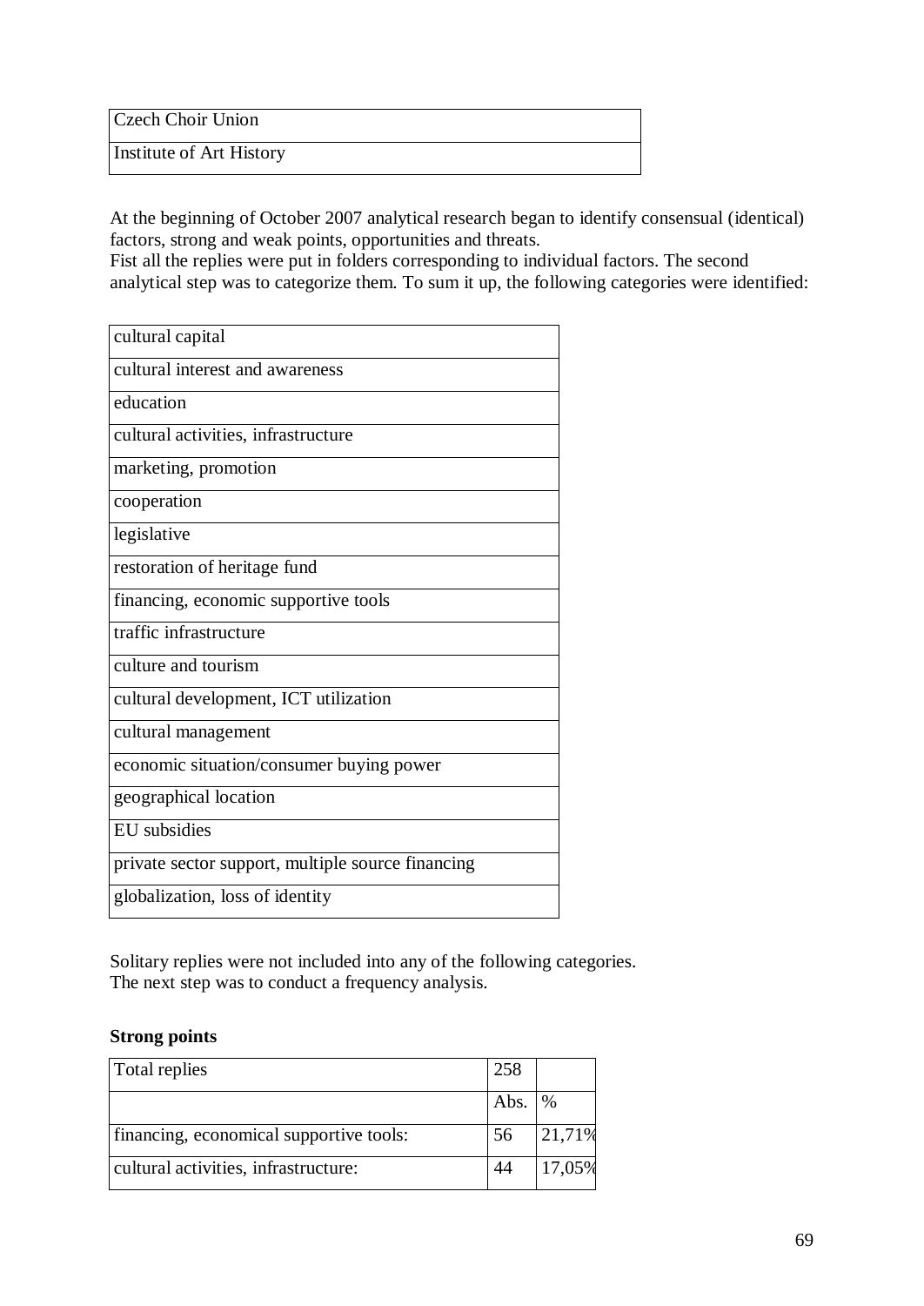| Czech Choir Union |
|---|
| Institute of Art History |

At the beginning of October 2007 analytical research began to identify consensual (identical) factors, strong and weak points, opportunities and threats.
Fist all the replies were put in folders corresponding to individual factors. The second analytical step was to categorize them. To sum it up, the following categories were identified:

| cultural capital |
|---|
| cultural interest and awareness |
| education |
| cultural activities, infrastructure |
| marketing, promotion |
| cooperation |
| legislative |
| restoration of heritage fund |
| financing, economic supportive tools |
| traffic infrastructure |
| culture and tourism |
| cultural development, ICT utilization |
| cultural management |
| economic situation/consumer buying power |
| geographical location |
| EU subsidies |
| private sector support, multiple source financing |
| globalization, loss of identity |

Solitary replies were not included into any of the following categories.
The next step was to conduct a frequency analysis.

**Strong points**

| Total replies | 258 | |
|---|---|---|
| | Abs. | % |
| financing, economical supportive tools: | 56 | 21,71% |
| cultural activities, infrastructure: | 44 | 17,05% |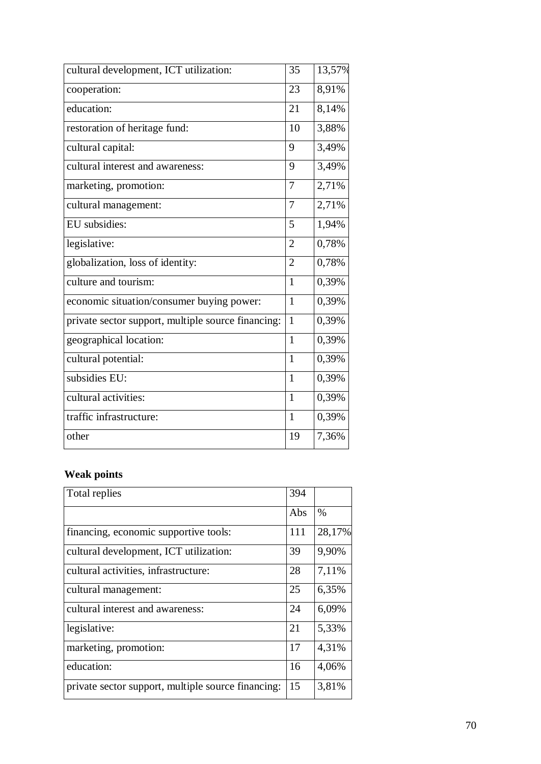| | | |
|---|---|---|
| cultural development, ICT utilization: | 35 | 13,57% |
| cooperation: | 23 | 8,91% |
| education: | 21 | 8,14% |
| restoration of heritage fund: | 10 | 3,88% |
| cultural capital: | 9 | 3,49% |
| cultural interest and awareness: | 9 | 3,49% |
| marketing, promotion: | 7 | 2,71% |
| cultural management: | 7 | 2,71% |
| EU subsidies: | 5 | 1,94% |
| legislative: | 2 | 0,78% |
| globalization, loss of identity: | 2 | 0,78% |
| culture and tourism: | 1 | 0,39% |
| economic situation/consumer buying power: | 1 | 0,39% |
| private sector support, multiple source financing: | 1 | 0,39% |
| geographical location: | 1 | 0,39% |
| cultural potential: | 1 | 0,39% |
| subsidies EU: | 1 | 0,39% |
| cultural activities: | 1 | 0,39% |
| traffic infrastructure: | 1 | 0,39% |
| other | 19 | 7,36% |

**Weak points**

| Total replies | 394 | |
|---|---|---|
| | Abs | % |
| financing, economic supportive tools: | 111 | 28,17% |
| cultural development, ICT utilization: | 39 | 9,90% |
| cultural activities, infrastructure: | 28 | 7,11% |
| cultural management: | 25 | 6,35% |
| cultural interest and awareness: | 24 | 6,09% |
| legislative: | 21 | 5,33% |
| marketing, promotion: | 17 | 4,31% |
| education: | 16 | 4,06% |
| private sector support, multiple source financing: | 15 | 3,81% |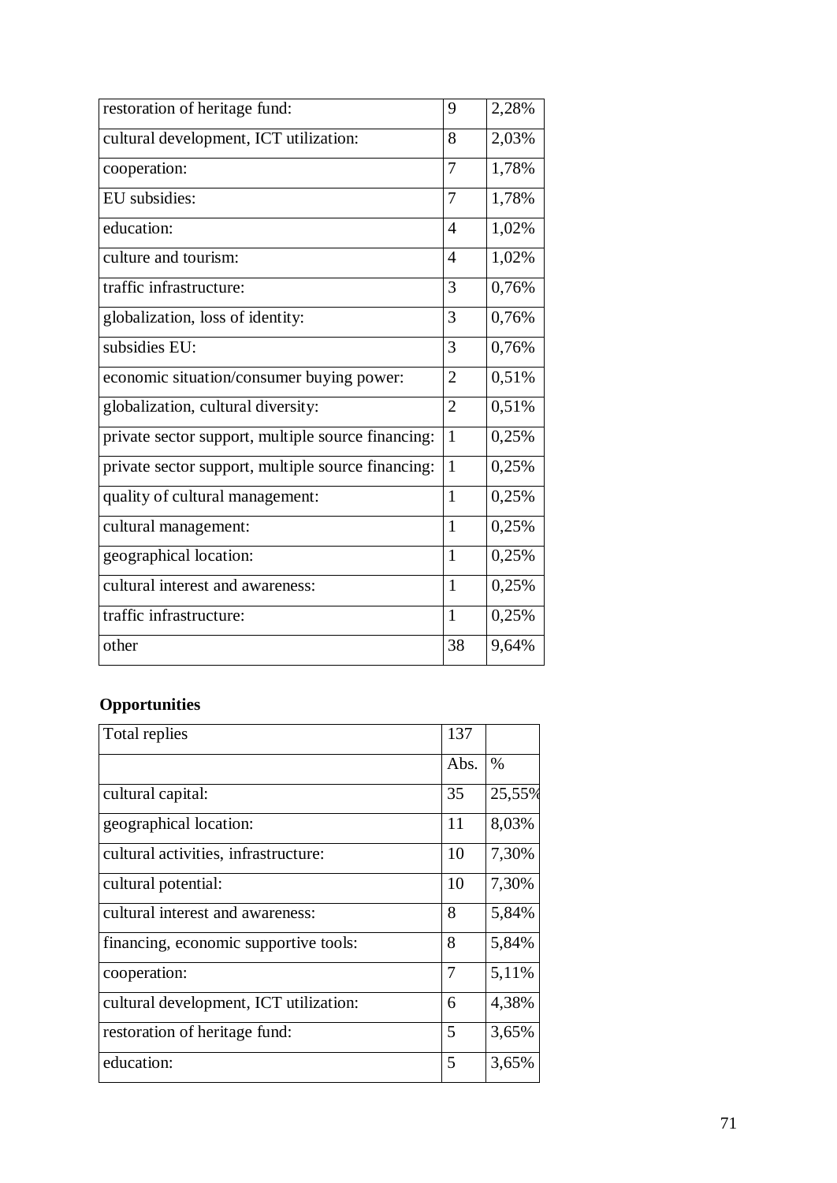| restoration of heritage fund: | 9 | 2,28% |
|---|---|---|
| cultural development, ICT utilization: | 8 | 2,03% |
| cooperation: | 7 | 1,78% |
| EU subsidies: | 7 | 1,78% |
| education: | 4 | 1,02% |
| culture and tourism: | 4 | 1,02% |
| traffic infrastructure: | 3 | 0,76% |
| globalization, loss of identity: | 3 | 0,76% |
| subsidies EU: | 3 | 0,76% |
| economic situation/consumer buying power: | 2 | 0,51% |
| globalization, cultural diversity: | 2 | 0,51% |
| private sector support, multiple source financing: | 1 | 0,25% |
| private sector support, multiple source financing: | 1 | 0,25% |
| quality of cultural management: | 1 | 0,25% |
| cultural management: | 1 | 0,25% |
| geographical location: | 1 | 0,25% |
| cultural interest and awareness: | 1 | 0,25% |
| traffic infrastructure: | 1 | 0,25% |
| other | 38 | 9,64% |

**Opportunities**

| Total replies | 137 | |
|---|---|---|
| | Abs. | % |
| cultural capital: | 35 | 25,55% |
| geographical location: | 11 | 8,03% |
| cultural activities, infrastructure: | 10 | 7,30% |
| cultural potential: | 10 | 7,30% |
| cultural interest and awareness: | 8 | 5,84% |
| financing, economic supportive tools: | 8 | 5,84% |
| cooperation: | 7 | 5,11% |
| cultural development, ICT utilization: | 6 | 4,38% |
| restoration of heritage fund: | 5 | 3,65% |
| education: | 5 | 3,65% |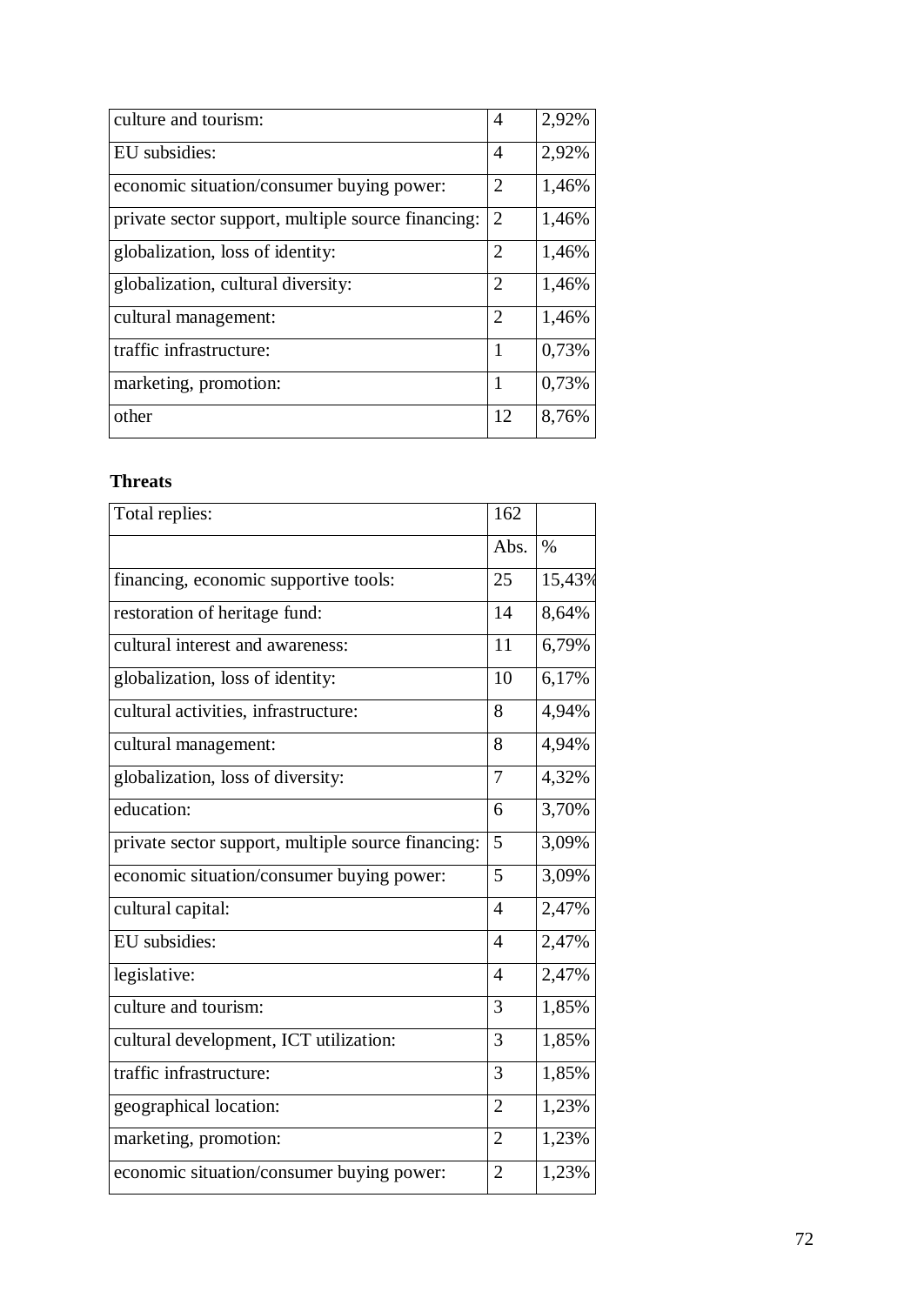| | | |
|---|---|---|
| culture and tourism: | 4 | 2,92% |
| EU subsidies: | 4 | 2,92% |
| economic situation/consumer buying power: | 2 | 1,46% |
| private sector support, multiple source financing: | 2 | 1,46% |
| globalization, loss of identity: | 2 | 1,46% |
| globalization, cultural diversity: | 2 | 1,46% |
| cultural management: | 2 | 1,46% |
| traffic infrastructure: | 1 | 0,73% |
| marketing, promotion: | 1 | 0,73% |
| other | 12 | 8,76% |

**Threats**

| Total replies: | 162 | |
|---|---|---|
| | Abs. | % |
| financing, economic supportive tools: | 25 | 15,43% |
| restoration of heritage fund: | 14 | 8,64% |
| cultural interest and awareness: | 11 | 6,79% |
| globalization, loss of identity: | 10 | 6,17% |
| cultural activities, infrastructure: | 8 | 4,94% |
| cultural management: | 8 | 4,94% |
| globalization, loss of diversity: | 7 | 4,32% |
| education: | 6 | 3,70% |
| private sector support, multiple source financing: | 5 | 3,09% |
| economic situation/consumer buying power: | 5 | 3,09% |
| cultural capital: | 4 | 2,47% |
| EU subsidies: | 4 | 2,47% |
| legislative: | 4 | 2,47% |
| culture and tourism: | 3 | 1,85% |
| cultural development, ICT utilization: | 3 | 1,85% |
| traffic infrastructure: | 3 | 1,85% |
| geographical location: | 2 | 1,23% |
| marketing, promotion: | 2 | 1,23% |
| economic situation/consumer buying power: | 2 | 1,23% |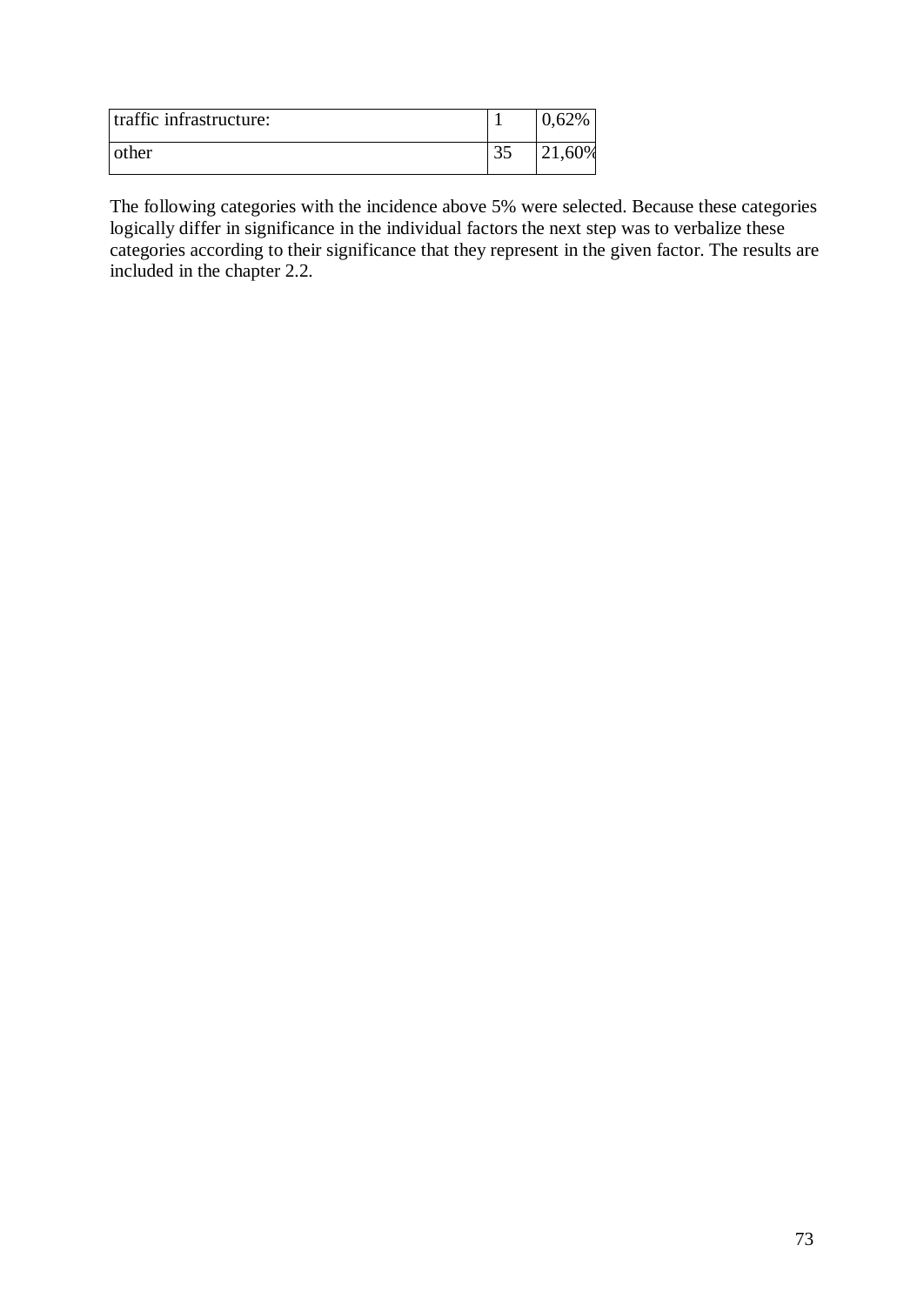| traffic infrastructure: | 1 | 0,62% |
|---|---|---|
| other | 35 | 21,60% |

The following categories with the incidence above 5% were selected. Because these categories logically differ in significance in the individual factors the next step was to verbalize these categories according to their significance that they represent in the given factor. The results are included in the chapter 2.2.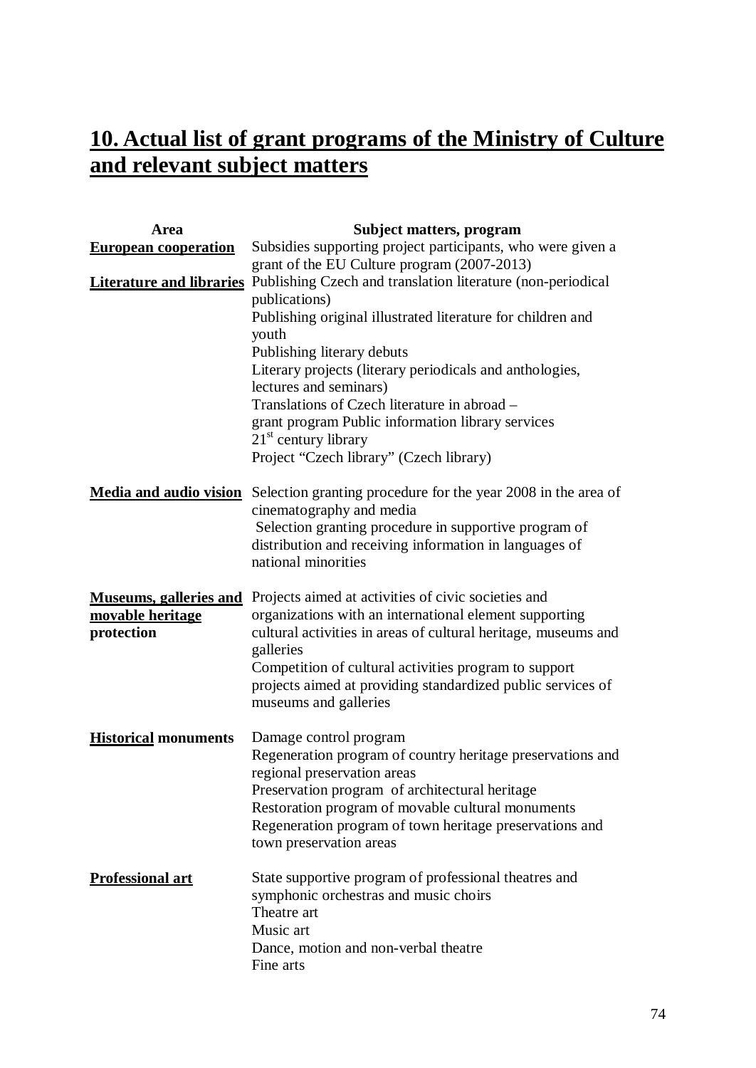# 10. Actual list of grant programs of the Ministry of Culture and relevant subject matters

| Area | Subject matters, program |
|---|---|
| **European cooperation** | Subsidies supporting project participants, who were given a grant of the EU Culture program (2007-2013) |
| **Literature and libraries** | Publishing Czech and translation literature (non-periodical publications)<br>Publishing original illustrated literature for children and youth<br>Publishing literary debuts<br>Literary projects (literary periodicals and anthologies, lectures and seminars)<br>Translations of Czech literature in abroad –<br>grant program Public information library services<br>21st century library<br>Project "Czech library" (Czech library) |
| **Media and audio vision** | Selection granting procedure for the year 2008 in the area of cinematography and media<br>Selection granting procedure in supportive program of distribution and receiving information in languages of national minorities |
| **Museums, galleries and movable heritage protection** | Projects aimed at activities of civic societies and organizations with an international element supporting cultural activities in areas of cultural heritage, museums and galleries<br>Competition of cultural activities program to support projects aimed at providing standardized public services of museums and galleries |
| **Historical monuments** | Damage control program<br>Regeneration program of country heritage preservations and regional preservation areas<br>Preservation program of architectural heritage<br>Restoration program of movable cultural monuments<br>Regeneration program of town heritage preservations and town preservation areas |
| **Professional art** | State supportive program of professional theatres and symphonic orchestras and music choirs<br>Theatre art<br>Music art<br>Dance, motion and non-verbal theatre<br>Fine arts |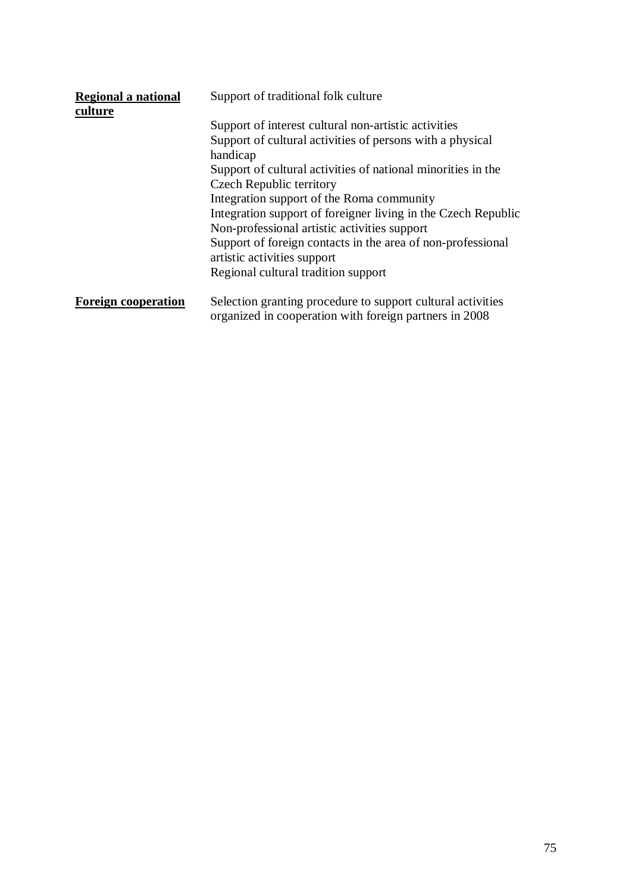| | |
|---|---|
| **Regional a national culture** | Support of traditional folk culture |
| | Support of interest cultural non-artistic activities |
| | Support of cultural activities of persons with a physical handicap |
| | Support of cultural activities of national minorities in the Czech Republic territory |
| | Integration support of the Roma community |
| | Integration support of foreigner living in the Czech Republic |
| | Non-professional artistic activities support |
| | Support of foreign contacts in the area of non-professional artistic activities support |
| | Regional cultural tradition support |
| **Foreign cooperation** | Selection granting procedure to support cultural activities organized in cooperation with foreign partners in 2008 |